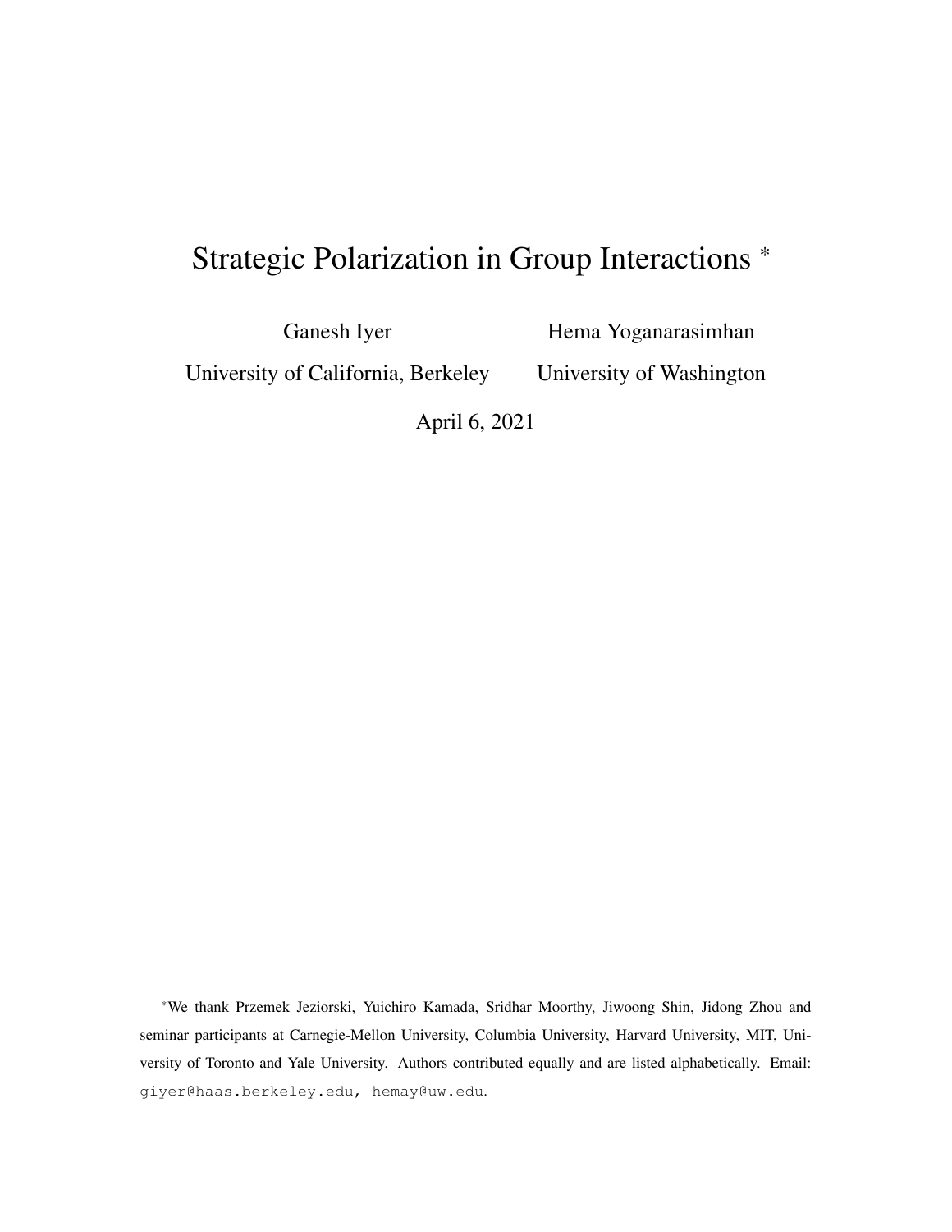# Strategic Polarization in Group Interactions *

Ganesh Iyer
University of California, Berkeley

Hema Yoganarasimhan
University of Washington

April 6, 2021

---

*We thank Przemek Jeziorski, Yuichiro Kamada, Sridhar Moorthy, Jiwoong Shin, Jidong Zhou and seminar participants at Carnegie-Mellon University, Columbia University, Harvard University, MIT, University of Toronto and Yale University. Authors contributed equally and are listed alphabetically. Email: giyer@haas.berkeley.edu, hemay@uw.edu.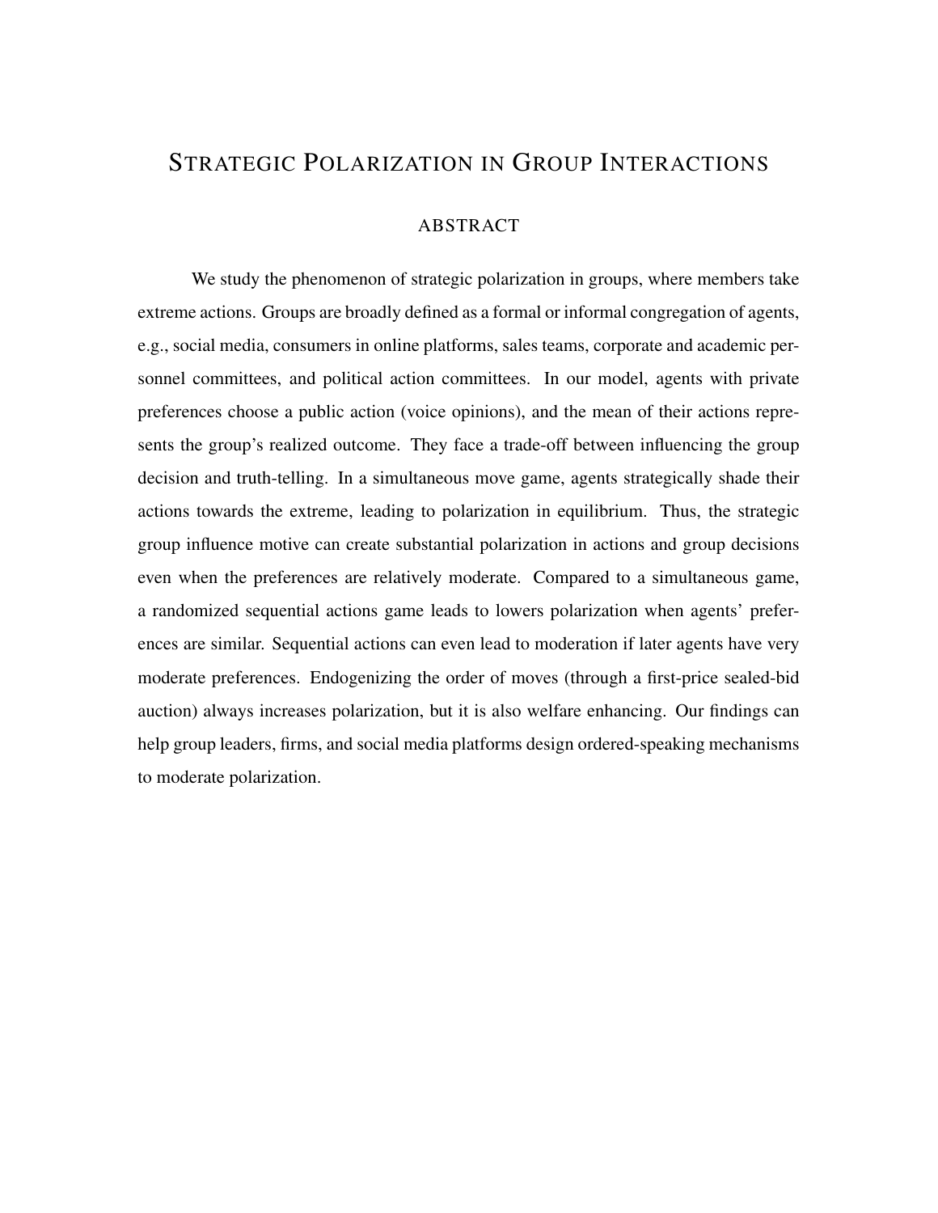# STRATEGIC POLARIZATION IN GROUP INTERACTIONS

## ABSTRACT

We study the phenomenon of strategic polarization in groups, where members take extreme actions. Groups are broadly defined as a formal or informal congregation of agents, e.g., social media, consumers in online platforms, sales teams, corporate and academic personnel committees, and political action committees. In our model, agents with private preferences choose a public action (voice opinions), and the mean of their actions represents the group's realized outcome. They face a trade-off between influencing the group decision and truth-telling. In a simultaneous move game, agents strategically shade their actions towards the extreme, leading to polarization in equilibrium. Thus, the strategic group influence motive can create substantial polarization in actions and group decisions even when the preferences are relatively moderate. Compared to a simultaneous game, a randomized sequential actions game leads to lowers polarization when agents' preferences are similar. Sequential actions can even lead to moderation if later agents have very moderate preferences. Endogenizing the order of moves (through a first-price sealed-bid auction) always increases polarization, but it is also welfare enhancing. Our findings can help group leaders, firms, and social media platforms design ordered-speaking mechanisms to moderate polarization.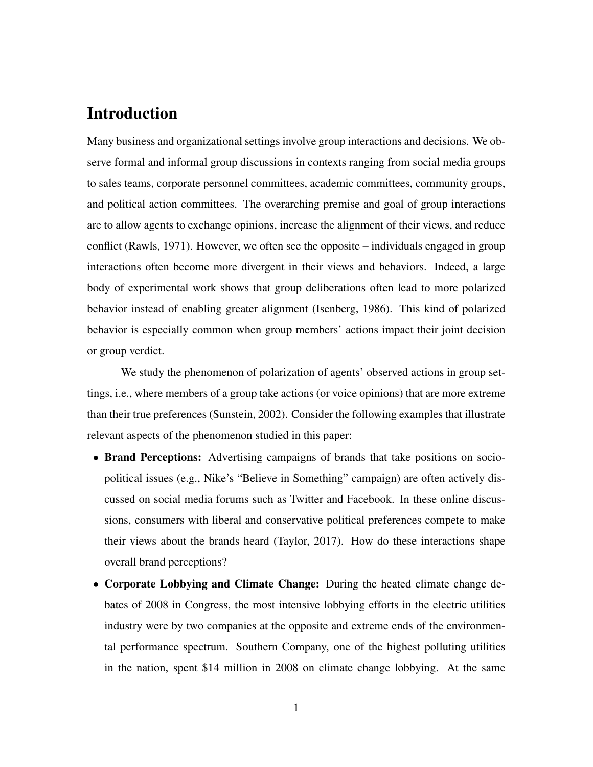# Introduction

Many business and organizational settings involve group interactions and decisions. We observe formal and informal group discussions in contexts ranging from social media groups to sales teams, corporate personnel committees, academic committees, community groups, and political action committees. The overarching premise and goal of group interactions are to allow agents to exchange opinions, increase the alignment of their views, and reduce conflict (Rawls, 1971). However, we often see the opposite – individuals engaged in group interactions often become more divergent in their views and behaviors. Indeed, a large body of experimental work shows that group deliberations often lead to more polarized behavior instead of enabling greater alignment (Isenberg, 1986). This kind of polarized behavior is especially common when group members' actions impact their joint decision or group verdict.

We study the phenomenon of polarization of agents' observed actions in group settings, i.e., where members of a group take actions (or voice opinions) that are more extreme than their true preferences (Sunstein, 2002). Consider the following examples that illustrate relevant aspects of the phenomenon studied in this paper:

- **Brand Perceptions:** Advertising campaigns of brands that take positions on socio-political issues (e.g., Nike's "Believe in Something" campaign) are often actively discussed on social media forums such as Twitter and Facebook. In these online discussions, consumers with liberal and conservative political preferences compete to make their views about the brands heard (Taylor, 2017). How do these interactions shape overall brand perceptions?
- **Corporate Lobbying and Climate Change:** During the heated climate change debates of 2008 in Congress, the most intensive lobbying efforts in the electric utilities industry were by two companies at the opposite and extreme ends of the environmental performance spectrum. Southern Company, one of the highest polluting utilities in the nation, spent \$14 million in 2008 on climate change lobbying. At the same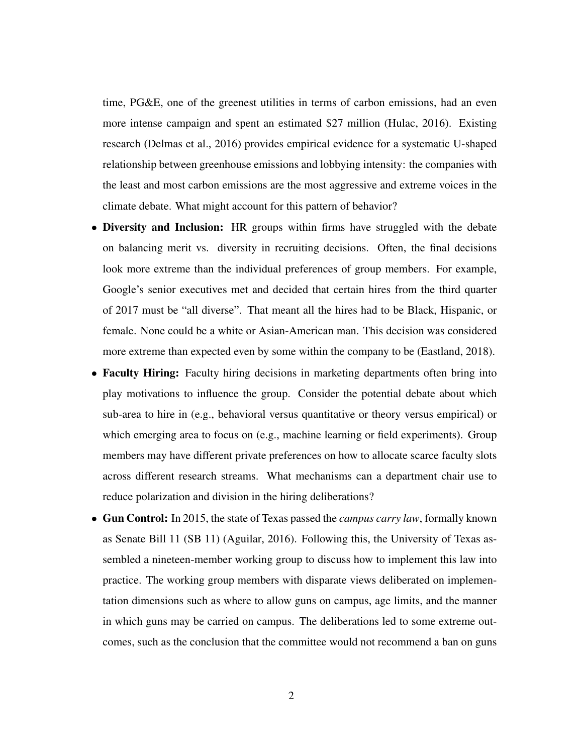time, PG&E, one of the greenest utilities in terms of carbon emissions, had an even more intense campaign and spent an estimated $27 million (Hulac, 2016). Existing research (Delmas et al., 2016) provides empirical evidence for a systematic U-shaped relationship between greenhouse emissions and lobbying intensity: the companies with the least and most carbon emissions are the most aggressive and extreme voices in the climate debate. What might account for this pattern of behavior?

- **Diversity and Inclusion:** HR groups within firms have struggled with the debate on balancing merit vs. diversity in recruiting decisions. Often, the final decisions look more extreme than the individual preferences of group members. For example, Google's senior executives met and decided that certain hires from the third quarter of 2017 must be "all diverse". That meant all the hires had to be Black, Hispanic, or female. None could be a white or Asian-American man. This decision was considered more extreme than expected even by some within the company to be (Eastland, 2018).
- **Faculty Hiring:** Faculty hiring decisions in marketing departments often bring into play motivations to influence the group. Consider the potential debate about which sub-area to hire in (e.g., behavioral versus quantitative or theory versus empirical) or which emerging area to focus on (e.g., machine learning or field experiments). Group members may have different private preferences on how to allocate scarce faculty slots across different research streams. What mechanisms can a department chair use to reduce polarization and division in the hiring deliberations?
- **Gun Control:** In 2015, the state of Texas passed the *campus carry law*, formally known as Senate Bill 11 (SB 11) (Aguilar, 2016). Following this, the University of Texas assembled a nineteen-member working group to discuss how to implement this law into practice. The working group members with disparate views deliberated on implementation dimensions such as where to allow guns on campus, age limits, and the manner in which guns may be carried on campus. The deliberations led to some extreme outcomes, such as the conclusion that the committee would not recommend a ban on guns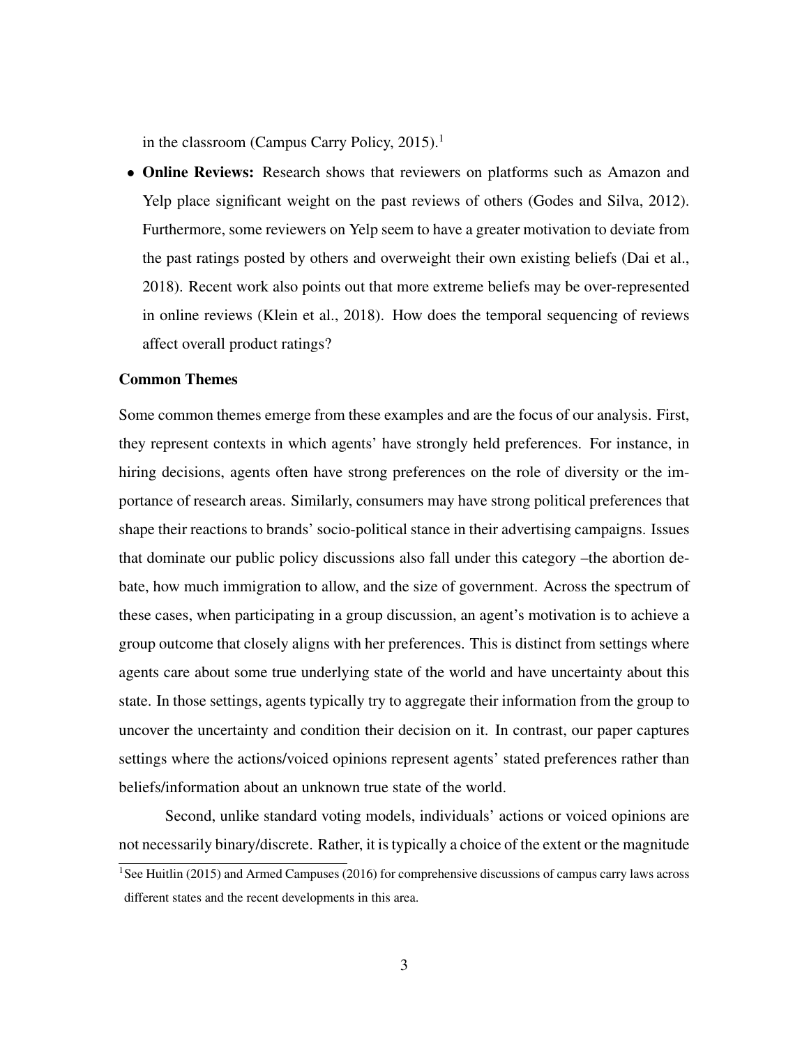in the classroom (Campus Carry Policy, 2015).[1]

- **Online Reviews:** Research shows that reviewers on platforms such as Amazon and Yelp place significant weight on the past reviews of others (Godes and Silva, 2012). Furthermore, some reviewers on Yelp seem to have a greater motivation to deviate from the past ratings posted by others and overweight their own existing beliefs (Dai et al., 2018). Recent work also points out that more extreme beliefs may be over-represented in online reviews (Klein et al., 2018). How does the temporal sequencing of reviews affect overall product ratings?

**Common Themes**

Some common themes emerge from these examples and are the focus of our analysis. First, they represent contexts in which agents' have strongly held preferences. For instance, in hiring decisions, agents often have strong preferences on the role of diversity or the importance of research areas. Similarly, consumers may have strong political preferences that shape their reactions to brands' socio-political stance in their advertising campaigns. Issues that dominate our public policy discussions also fall under this category –the abortion debate, how much immigration to allow, and the size of government. Across the spectrum of these cases, when participating in a group discussion, an agent's motivation is to achieve a group outcome that closely aligns with her preferences. This is distinct from settings where agents care about some true underlying state of the world and have uncertainty about this state. In those settings, agents typically try to aggregate their information from the group to uncover the uncertainty and condition their decision on it. In contrast, our paper captures settings where the actions/voiced opinions represent agents' stated preferences rather than beliefs/information about an unknown true state of the world.

Second, unlike standard voting models, individuals' actions or voiced opinions are not necessarily binary/discrete. Rather, it is typically a choice of the extent or the magnitude

[1] See Huitlin (2015) and Armed Campuses (2016) for comprehensive discussions of campus carry laws across different states and the recent developments in this area.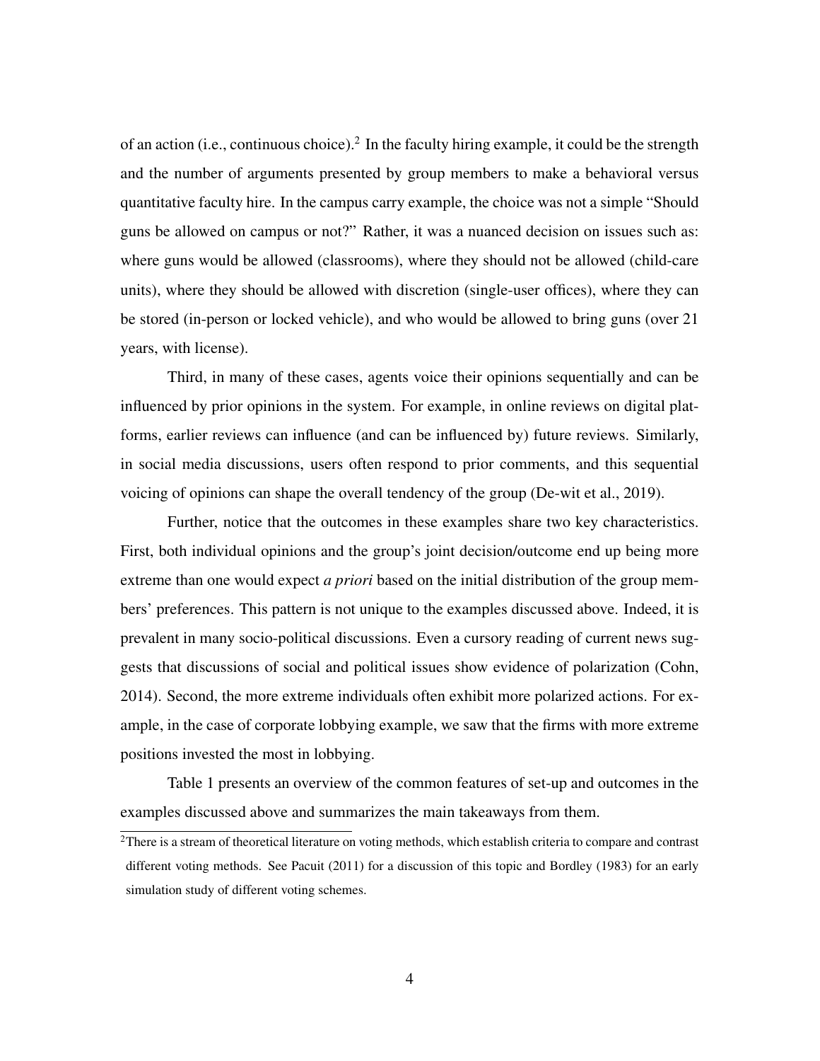of an action (i.e., continuous choice).[2] In the faculty hiring example, it could be the strength and the number of arguments presented by group members to make a behavioral versus quantitative faculty hire. In the campus carry example, the choice was not a simple "Should guns be allowed on campus or not?" Rather, it was a nuanced decision on issues such as: where guns would be allowed (classrooms), where they should not be allowed (child-care units), where they should be allowed with discretion (single-user offices), where they can be stored (in-person or locked vehicle), and who would be allowed to bring guns (over 21 years, with license).

Third, in many of these cases, agents voice their opinions sequentially and can be influenced by prior opinions in the system. For example, in online reviews on digital platforms, earlier reviews can influence (and can be influenced by) future reviews. Similarly, in social media discussions, users often respond to prior comments, and this sequential voicing of opinions can shape the overall tendency of the group (De-wit et al., 2019).

Further, notice that the outcomes in these examples share two key characteristics. First, both individual opinions and the group's joint decision/outcome end up being more extreme than one would expect *a priori* based on the initial distribution of the group members' preferences. This pattern is not unique to the examples discussed above. Indeed, it is prevalent in many socio-political discussions. Even a cursory reading of current news suggests that discussions of social and political issues show evidence of polarization (Cohn, 2014). Second, the more extreme individuals often exhibit more polarized actions. For example, in the case of corporate lobbying example, we saw that the firms with more extreme positions invested the most in lobbying.

Table 1 presents an overview of the common features of set-up and outcomes in the examples discussed above and summarizes the main takeaways from them.

[2] There is a stream of theoretical literature on voting methods, which establish criteria to compare and contrast different voting methods. See Pacuit (2011) for a discussion of this topic and Bordley (1983) for an early simulation study of different voting schemes.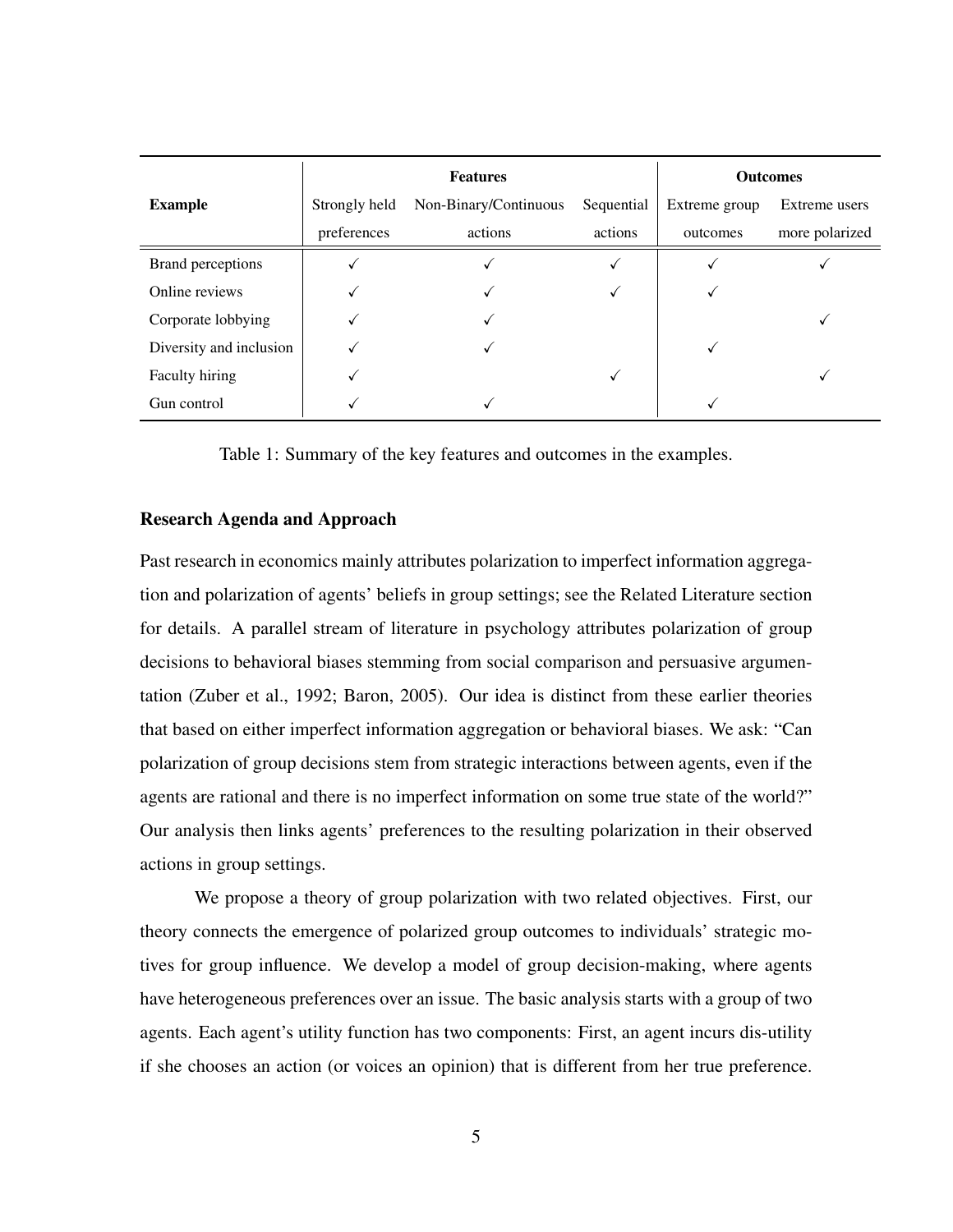| Example | Features | | | Outcomes | |
|---|---|---|---|---|---|
| | Strongly held preferences | Non-Binary/Continuous actions | Sequential actions | Extreme group outcomes | Extreme users more polarized |
| Brand perceptions | ✓ | ✓ | ✓ | ✓ | ✓ |
| Online reviews | ✓ | ✓ | ✓ | ✓ | |
| Corporate lobbying | ✓ | ✓ | | | ✓ |
| Diversity and inclusion | ✓ | ✓ | | ✓ | |
| Faculty hiring | ✓ | | ✓ | | ✓ |
| Gun control | ✓ | ✓ | | ✓ | |

Table 1: Summary of the key features and outcomes in the examples.

**Research Agenda and Approach**

Past research in economics mainly attributes polarization to imperfect information aggregation and polarization of agents' beliefs in group settings; see the Related Literature section for details. A parallel stream of literature in psychology attributes polarization of group decisions to behavioral biases stemming from social comparison and persuasive argumentation (Zuber et al., 1992; Baron, 2005). Our idea is distinct from these earlier theories that based on either imperfect information aggregation or behavioral biases. We ask: "Can polarization of group decisions stem from strategic interactions between agents, even if the agents are rational and there is no imperfect information on some true state of the world?" Our analysis then links agents' preferences to the resulting polarization in their observed actions in group settings.

We propose a theory of group polarization with two related objectives. First, our theory connects the emergence of polarized group outcomes to individuals' strategic motives for group influence. We develop a model of group decision-making, where agents have heterogeneous preferences over an issue. The basic analysis starts with a group of two agents. Each agent's utility function has two components: First, an agent incurs dis-utility if she chooses an action (or voices an opinion) that is different from her true preference.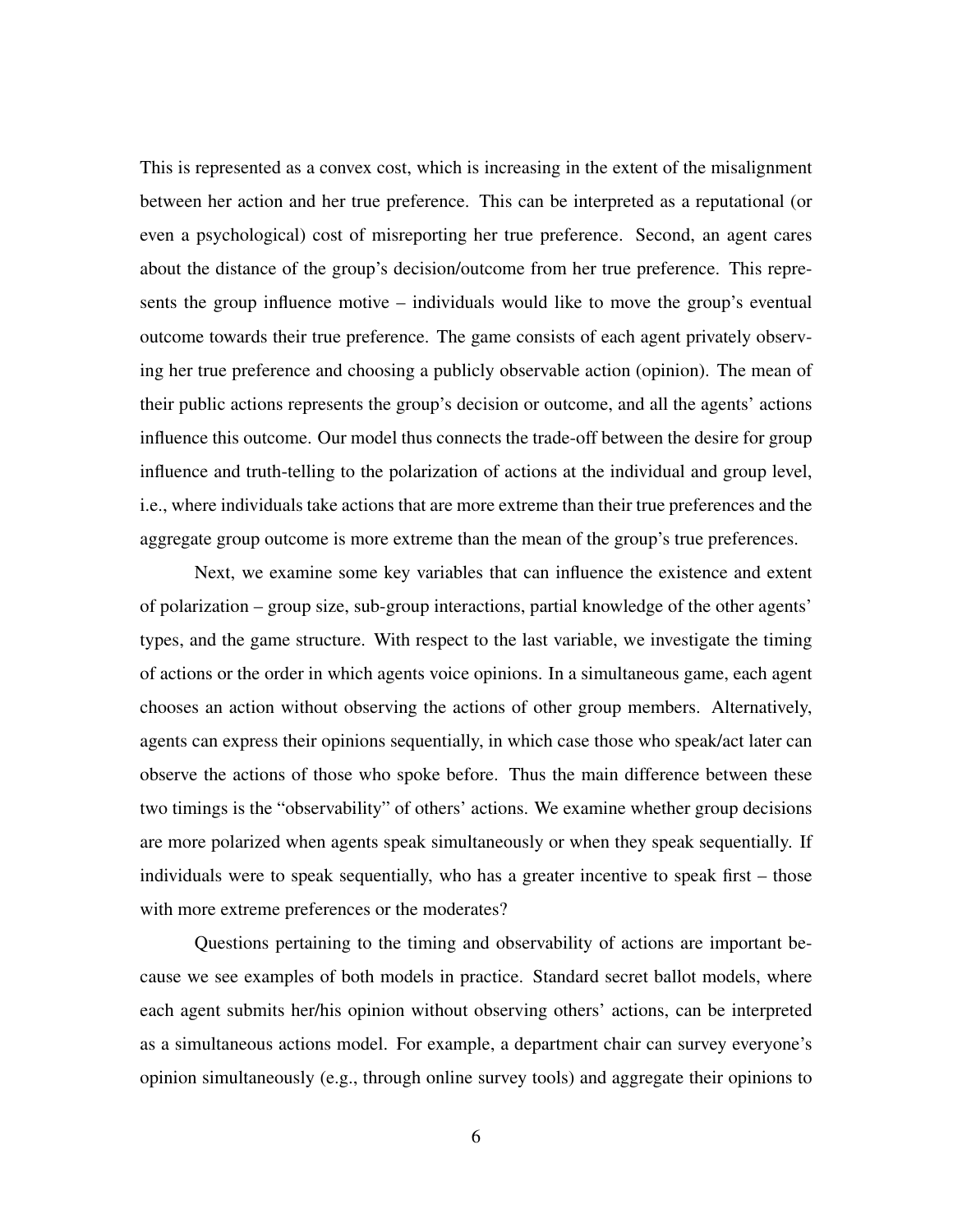This is represented as a convex cost, which is increasing in the extent of the misalignment between her action and her true preference. This can be interpreted as a reputational (or even a psychological) cost of misreporting her true preference. Second, an agent cares about the distance of the group's decision/outcome from her true preference. This represents the group influence motive – individuals would like to move the group's eventual outcome towards their true preference. The game consists of each agent privately observing her true preference and choosing a publicly observable action (opinion). The mean of their public actions represents the group's decision or outcome, and all the agents' actions influence this outcome. Our model thus connects the trade-off between the desire for group influence and truth-telling to the polarization of actions at the individual and group level, i.e., where individuals take actions that are more extreme than their true preferences and the aggregate group outcome is more extreme than the mean of the group's true preferences.

Next, we examine some key variables that can influence the existence and extent of polarization – group size, sub-group interactions, partial knowledge of the other agents' types, and the game structure. With respect to the last variable, we investigate the timing of actions or the order in which agents voice opinions. In a simultaneous game, each agent chooses an action without observing the actions of other group members. Alternatively, agents can express their opinions sequentially, in which case those who speak/act later can observe the actions of those who spoke before. Thus the main difference between these two timings is the "observability" of others' actions. We examine whether group decisions are more polarized when agents speak simultaneously or when they speak sequentially. If individuals were to speak sequentially, who has a greater incentive to speak first – those with more extreme preferences or the moderates?

Questions pertaining to the timing and observability of actions are important because we see examples of both models in practice. Standard secret ballot models, where each agent submits her/his opinion without observing others' actions, can be interpreted as a simultaneous actions model. For example, a department chair can survey everyone's opinion simultaneously (e.g., through online survey tools) and aggregate their opinions to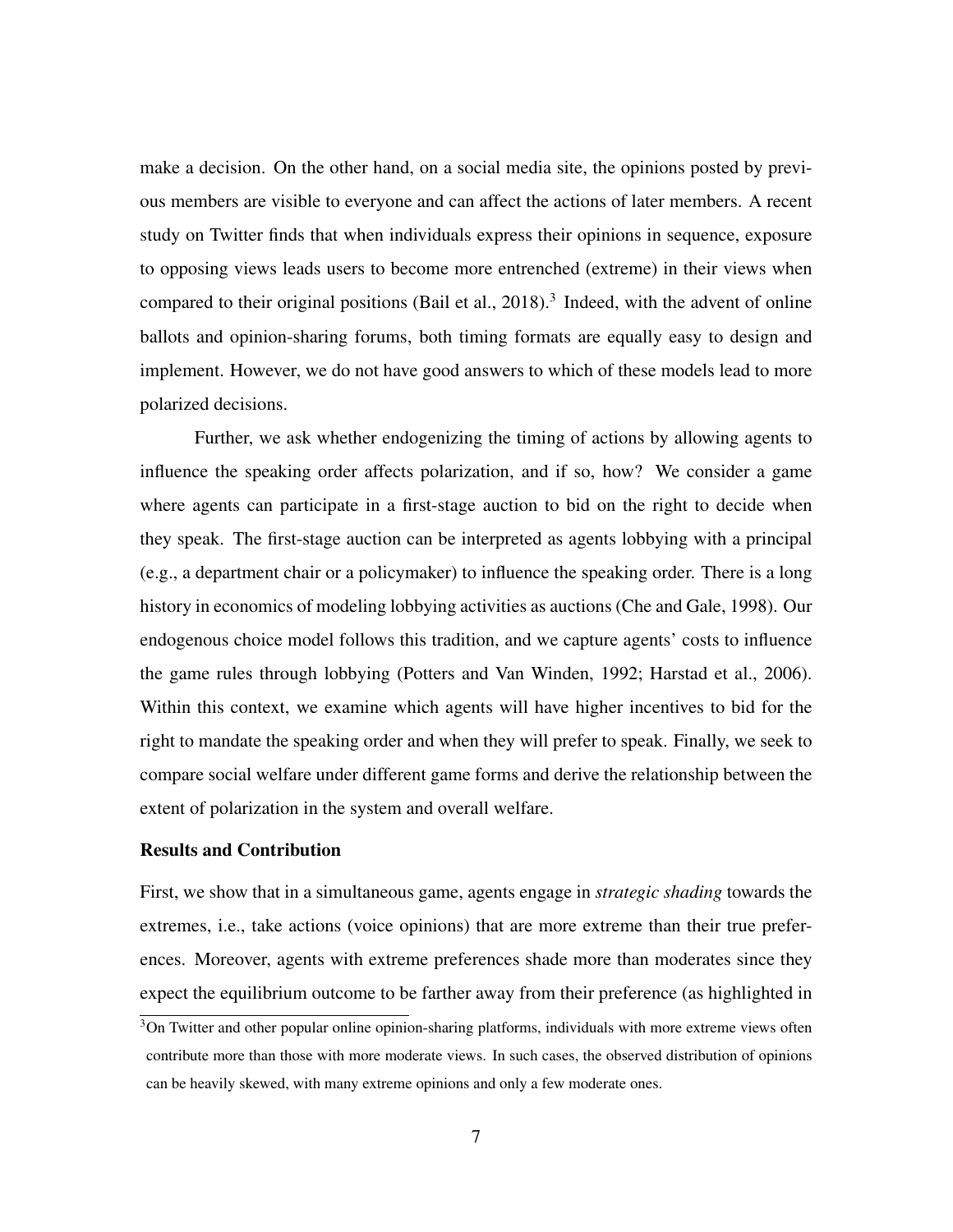make a decision. On the other hand, on a social media site, the opinions posted by previous members are visible to everyone and can affect the actions of later members. A recent study on Twitter finds that when individuals express their opinions in sequence, exposure to opposing views leads users to become more entrenched (extreme) in their views when compared to their original positions (Bail et al., 2018).[3] Indeed, with the advent of online ballots and opinion-sharing forums, both timing formats are equally easy to design and implement. However, we do not have good answers to which of these models lead to more polarized decisions.

Further, we ask whether endogenizing the timing of actions by allowing agents to influence the speaking order affects polarization, and if so, how? We consider a game where agents can participate in a first-stage auction to bid on the right to decide when they speak. The first-stage auction can be interpreted as agents lobbying with a principal (e.g., a department chair or a policymaker) to influence the speaking order. There is a long history in economics of modeling lobbying activities as auctions (Che and Gale, 1998). Our endogenous choice model follows this tradition, and we capture agents' costs to influence the game rules through lobbying (Potters and Van Winden, 1992; Harstad et al., 2006). Within this context, we examine which agents will have higher incentives to bid for the right to mandate the speaking order and when they will prefer to speak. Finally, we seek to compare social welfare under different game forms and derive the relationship between the extent of polarization in the system and overall welfare.

**Results and Contribution**

First, we show that in a simultaneous game, agents engage in *strategic shading* towards the extremes, i.e., take actions (voice opinions) that are more extreme than their true preferences. Moreover, agents with extreme preferences shade more than moderates since they expect the equilibrium outcome to be farther away from their preference (as highlighted in

[3] On Twitter and other popular online opinion-sharing platforms, individuals with more extreme views often contribute more than those with more moderate views. In such cases, the observed distribution of opinions can be heavily skewed, with many extreme opinions and only a few moderate ones.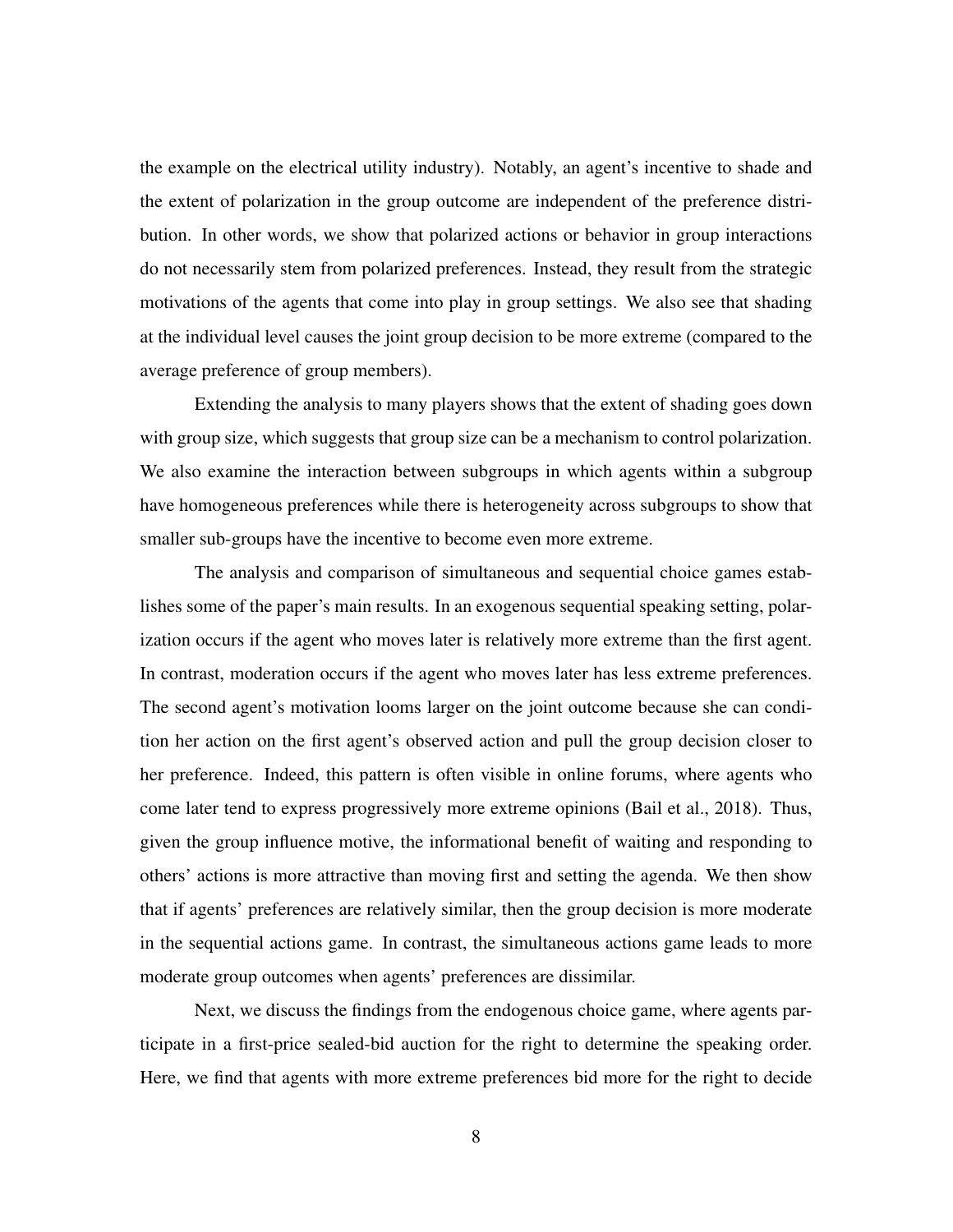the example on the electrical utility industry). Notably, an agent's incentive to shade and the extent of polarization in the group outcome are independent of the preference distribution. In other words, we show that polarized actions or behavior in group interactions do not necessarily stem from polarized preferences. Instead, they result from the strategic motivations of the agents that come into play in group settings. We also see that shading at the individual level causes the joint group decision to be more extreme (compared to the average preference of group members).

Extending the analysis to many players shows that the extent of shading goes down with group size, which suggests that group size can be a mechanism to control polarization. We also examine the interaction between subgroups in which agents within a subgroup have homogeneous preferences while there is heterogeneity across subgroups to show that smaller sub-groups have the incentive to become even more extreme.

The analysis and comparison of simultaneous and sequential choice games establishes some of the paper's main results. In an exogenous sequential speaking setting, polarization occurs if the agent who moves later is relatively more extreme than the first agent. In contrast, moderation occurs if the agent who moves later has less extreme preferences. The second agent's motivation looms larger on the joint outcome because she can condition her action on the first agent's observed action and pull the group decision closer to her preference. Indeed, this pattern is often visible in online forums, where agents who come later tend to express progressively more extreme opinions (Bail et al., 2018). Thus, given the group influence motive, the informational benefit of waiting and responding to others' actions is more attractive than moving first and setting the agenda. We then show that if agents' preferences are relatively similar, then the group decision is more moderate in the sequential actions game. In contrast, the simultaneous actions game leads to more moderate group outcomes when agents' preferences are dissimilar.

Next, we discuss the findings from the endogenous choice game, where agents participate in a first-price sealed-bid auction for the right to determine the speaking order. Here, we find that agents with more extreme preferences bid more for the right to decide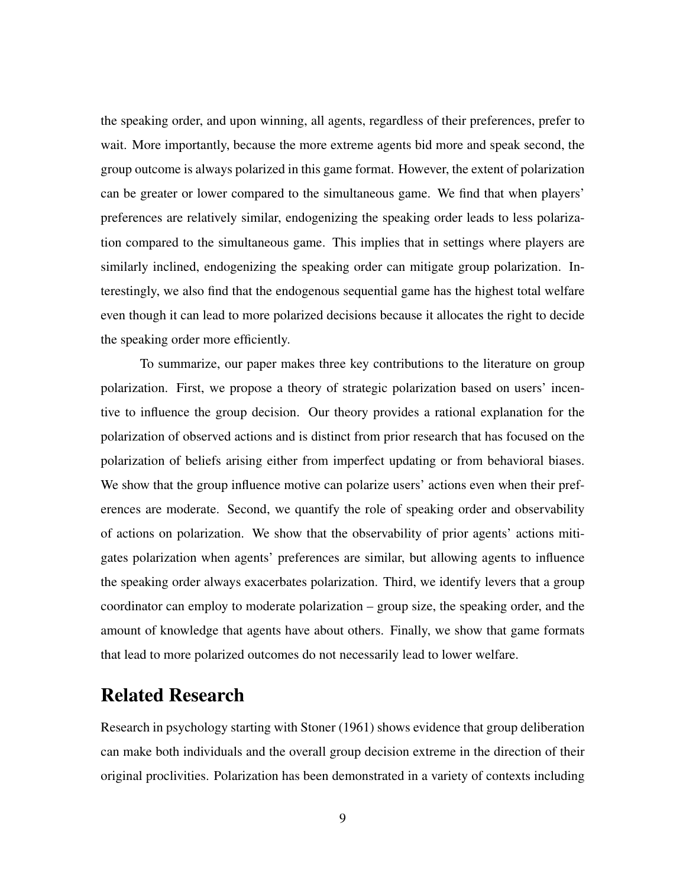the speaking order, and upon winning, all agents, regardless of their preferences, prefer to wait. More importantly, because the more extreme agents bid more and speak second, the group outcome is always polarized in this game format. However, the extent of polarization can be greater or lower compared to the simultaneous game. We find that when players' preferences are relatively similar, endogenizing the speaking order leads to less polarization compared to the simultaneous game. This implies that in settings where players are similarly inclined, endogenizing the speaking order can mitigate group polarization. Interestingly, we also find that the endogenous sequential game has the highest total welfare even though it can lead to more polarized decisions because it allocates the right to decide the speaking order more efficiently.

To summarize, our paper makes three key contributions to the literature on group polarization. First, we propose a theory of strategic polarization based on users' incentive to influence the group decision. Our theory provides a rational explanation for the polarization of observed actions and is distinct from prior research that has focused on the polarization of beliefs arising either from imperfect updating or from behavioral biases. We show that the group influence motive can polarize users' actions even when their preferences are moderate. Second, we quantify the role of speaking order and observability of actions on polarization. We show that the observability of prior agents' actions mitigates polarization when agents' preferences are similar, but allowing agents to influence the speaking order always exacerbates polarization. Third, we identify levers that a group coordinator can employ to moderate polarization – group size, the speaking order, and the amount of knowledge that agents have about others. Finally, we show that game formats that lead to more polarized outcomes do not necessarily lead to lower welfare.

## Related Research

Research in psychology starting with Stoner (1961) shows evidence that group deliberation can make both individuals and the overall group decision extreme in the direction of their original proclivities. Polarization has been demonstrated in a variety of contexts including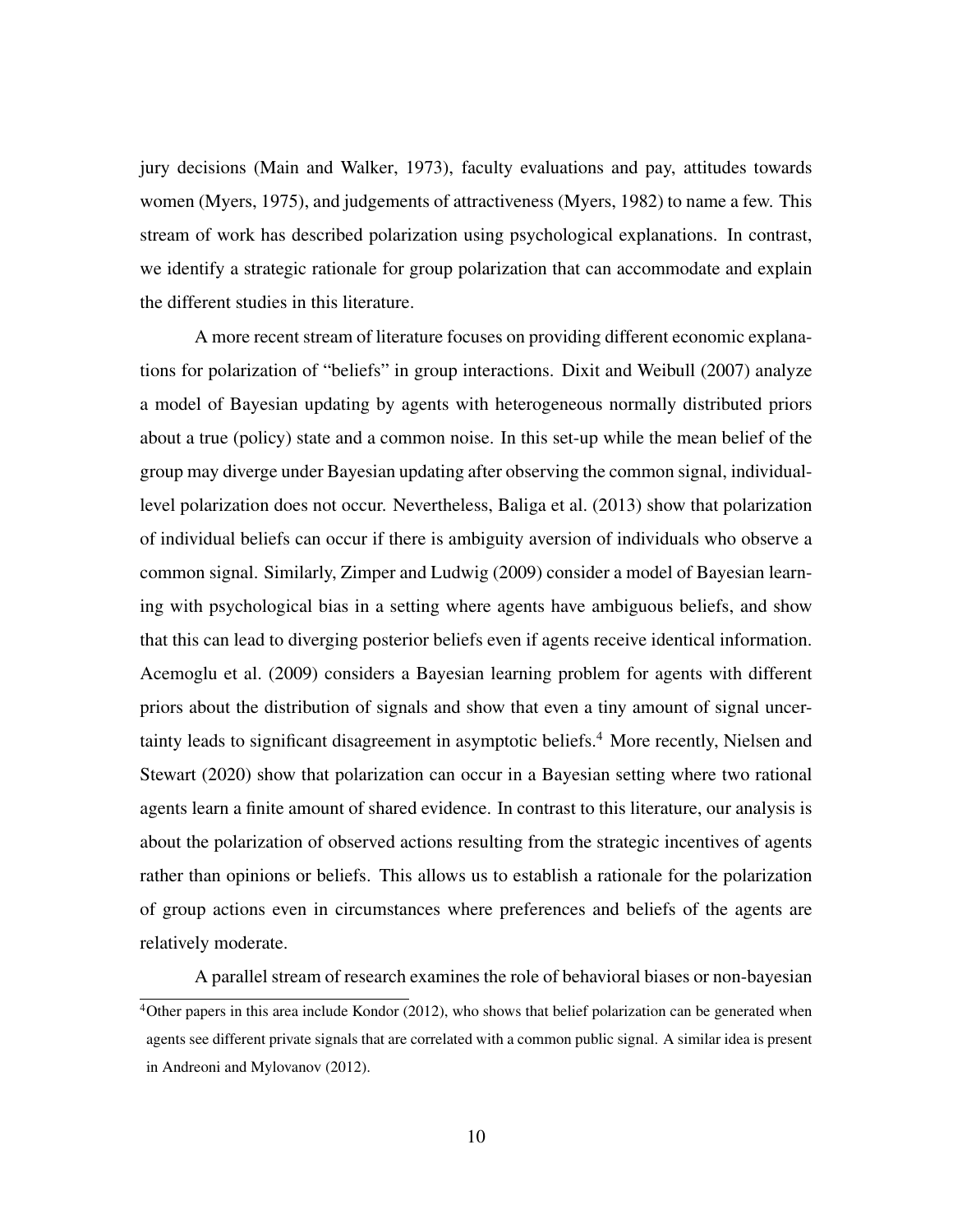jury decisions (Main and Walker, 1973), faculty evaluations and pay, attitudes towards women (Myers, 1975), and judgements of attractiveness (Myers, 1982) to name a few. This stream of work has described polarization using psychological explanations. In contrast, we identify a strategic rationale for group polarization that can accommodate and explain the different studies in this literature.

A more recent stream of literature focuses on providing different economic explanations for polarization of "beliefs" in group interactions. Dixit and Weibull (2007) analyze a model of Bayesian updating by agents with heterogeneous normally distributed priors about a true (policy) state and a common noise. In this set-up while the mean belief of the group may diverge under Bayesian updating after observing the common signal, individual-level polarization does not occur. Nevertheless, Baliga et al. (2013) show that polarization of individual beliefs can occur if there is ambiguity aversion of individuals who observe a common signal. Similarly, Zimper and Ludwig (2009) consider a model of Bayesian learning with psychological bias in a setting where agents have ambiguous beliefs, and show that this can lead to diverging posterior beliefs even if agents receive identical information. Acemoglu et al. (2009) considers a Bayesian learning problem for agents with different priors about the distribution of signals and show that even a tiny amount of signal uncertainty leads to significant disagreement in asymptotic beliefs.[4] More recently, Nielsen and Stewart (2020) show that polarization can occur in a Bayesian setting where two rational agents learn a finite amount of shared evidence. In contrast to this literature, our analysis is about the polarization of observed actions resulting from the strategic incentives of agents rather than opinions or beliefs. This allows us to establish a rationale for the polarization of group actions even in circumstances where preferences and beliefs of the agents are relatively moderate.

A parallel stream of research examines the role of behavioral biases or non-bayesian

[4] Other papers in this area include Kondor (2012), who shows that belief polarization can be generated when agents see different private signals that are correlated with a common public signal. A similar idea is present in Andreoni and Mylovanov (2012).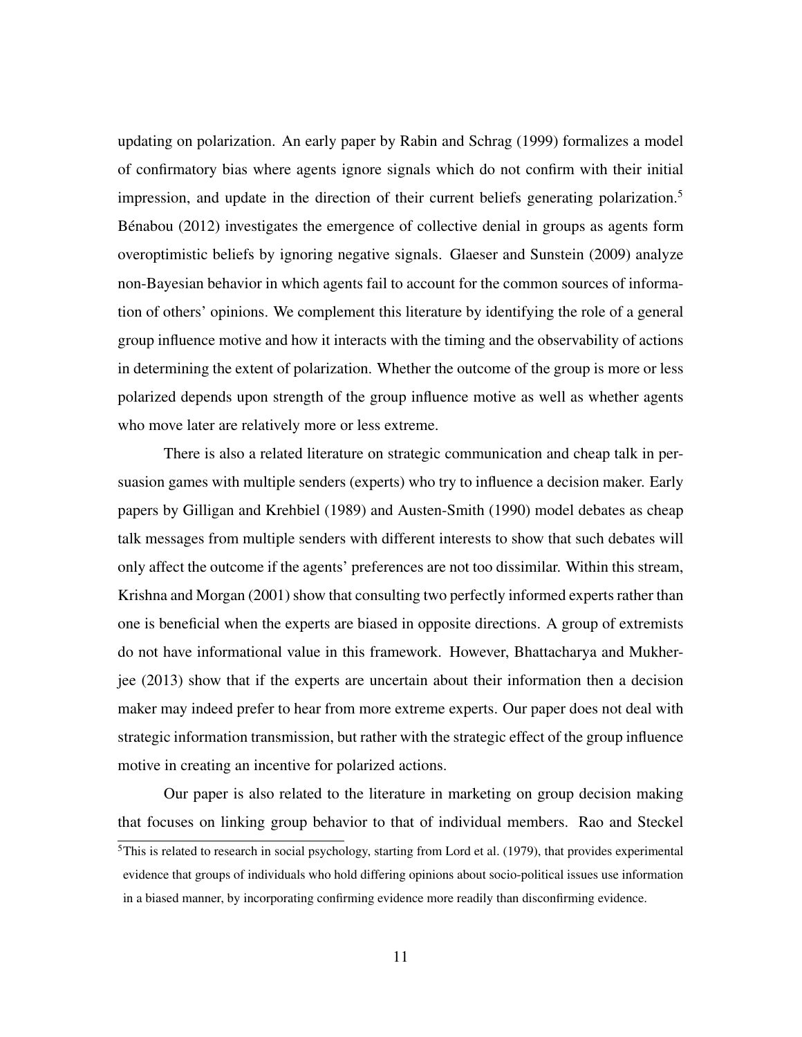updating on polarization. An early paper by Rabin and Schrag (1999) formalizes a model of confirmatory bias where agents ignore signals which do not confirm with their initial impression, and update in the direction of their current beliefs generating polarization.[5] Bénabou (2012) investigates the emergence of collective denial in groups as agents form overoptimistic beliefs by ignoring negative signals. Glaeser and Sunstein (2009) analyze non-Bayesian behavior in which agents fail to account for the common sources of information of others' opinions. We complement this literature by identifying the role of a general group influence motive and how it interacts with the timing and the observability of actions in determining the extent of polarization. Whether the outcome of the group is more or less polarized depends upon strength of the group influence motive as well as whether agents who move later are relatively more or less extreme.

There is also a related literature on strategic communication and cheap talk in persuasion games with multiple senders (experts) who try to influence a decision maker. Early papers by Gilligan and Krehbiel (1989) and Austen-Smith (1990) model debates as cheap talk messages from multiple senders with different interests to show that such debates will only affect the outcome if the agents' preferences are not too dissimilar. Within this stream, Krishna and Morgan (2001) show that consulting two perfectly informed experts rather than one is beneficial when the experts are biased in opposite directions. A group of extremists do not have informational value in this framework. However, Bhattacharya and Mukherjee (2013) show that if the experts are uncertain about their information then a decision maker may indeed prefer to hear from more extreme experts. Our paper does not deal with strategic information transmission, but rather with the strategic effect of the group influence motive in creating an incentive for polarized actions.

Our paper is also related to the literature in marketing on group decision making that focuses on linking group behavior to that of individual members. Rao and Steckel

[5] This is related to research in social psychology, starting from Lord et al. (1979), that provides experimental evidence that groups of individuals who hold differing opinions about socio-political issues use information in a biased manner, by incorporating confirming evidence more readily than disconfirming evidence.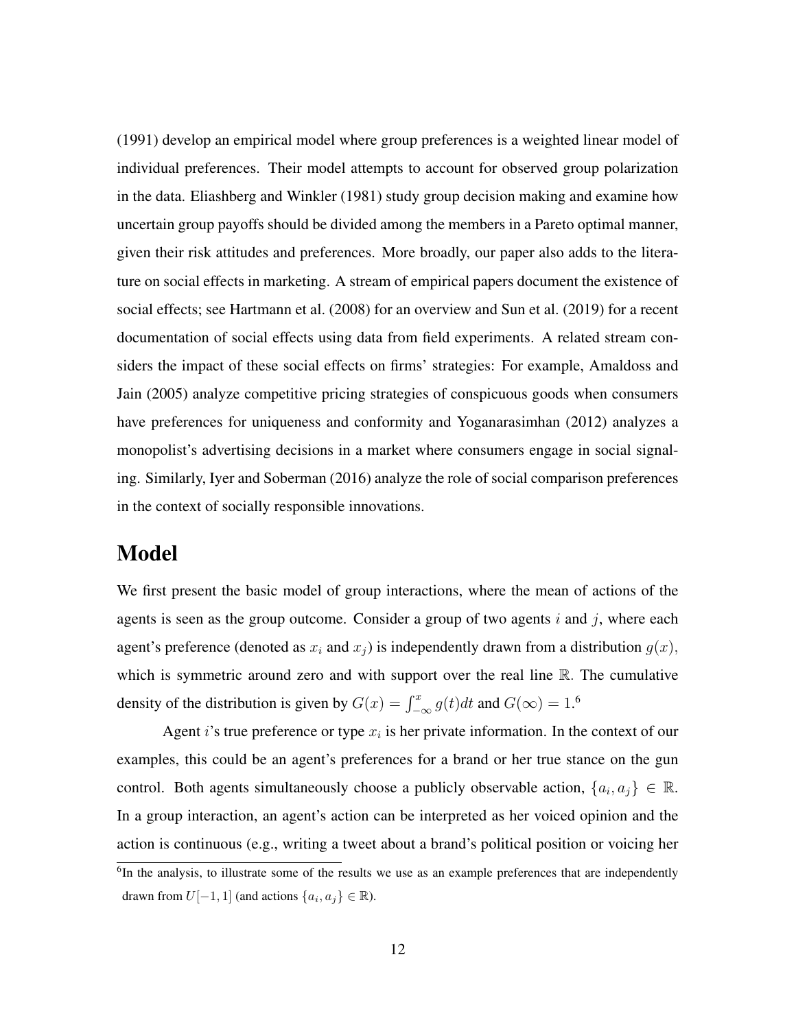(1991) develop an empirical model where group preferences is a weighted linear model of individual preferences. Their model attempts to account for observed group polarization in the data. Eliashberg and Winkler (1981) study group decision making and examine how uncertain group payoffs should be divided among the members in a Pareto optimal manner, given their risk attitudes and preferences. More broadly, our paper also adds to the literature on social effects in marketing. A stream of empirical papers document the existence of social effects; see Hartmann et al. (2008) for an overview and Sun et al. (2019) for a recent documentation of social effects using data from field experiments. A related stream considers the impact of these social effects on firms' strategies: For example, Amaldoss and Jain (2005) analyze competitive pricing strategies of conspicuous goods when consumers have preferences for uniqueness and conformity and Yoganarasimhan (2012) analyzes a monopolist's advertising decisions in a market where consumers engage in social signaling. Similarly, Iyer and Soberman (2016) analyze the role of social comparison preferences in the context of socially responsible innovations.

# Model

We first present the basic model of group interactions, where the mean of actions of the agents is seen as the group outcome. Consider a group of two agents $i$ and $j$, where each agent's preference (denoted as $x_i$ and $x_j$) is independently drawn from a distribution $g(x)$, which is symmetric around zero and with support over the real line $\mathbb{R}$. The cumulative density of the distribution is given by $G(x) = \int_{-\infty}^{x} g(t)dt$ and $G(\infty) = 1$.[6]

Agent $i$'s true preference or type $x_i$ is her private information. In the context of our examples, this could be an agent's preferences for a brand or her true stance on the gun control. Both agents simultaneously choose a publicly observable action, $\{a_i, a_j\} \in \mathbb{R}$. In a group interaction, an agent's action can be interpreted as her voiced opinion and the action is continuous (e.g., writing a tweet about a brand's political position or voicing her

[6] In the analysis, to illustrate some of the results we use as an example preferences that are independently drawn from $U[-1, 1]$ (and actions $\{a_i, a_j\} \in \mathbb{R}$).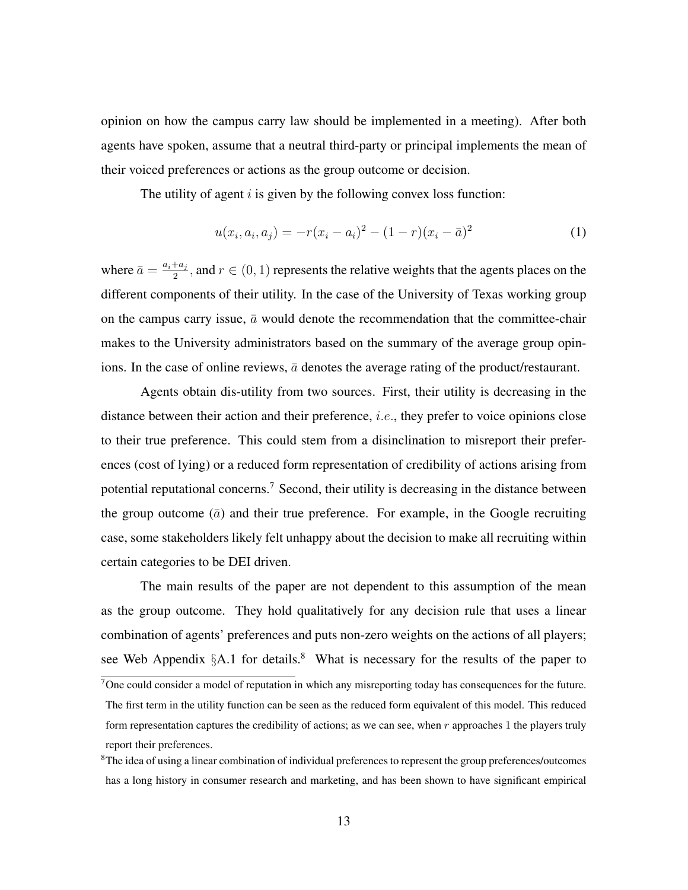opinion on how the campus carry law should be implemented in a meeting). After both agents have spoken, assume that a neutral third-party or principal implements the mean of their voiced preferences or actions as the group outcome or decision.

The utility of agent $i$ is given by the following convex loss function:

$$u(x_i, a_i, a_j) = -r(x_i - a_i)^2 - (1 - r)(x_i - \bar{a})^2 \tag{1}$$

where $\bar{a} = \frac{a_i + a_j}{2}$, and $r \in (0, 1)$ represents the relative weights that the agents places on the different components of their utility. In the case of the University of Texas working group on the campus carry issue, $\bar{a}$ would denote the recommendation that the committee-chair makes to the University administrators based on the summary of the average group opinions. In the case of online reviews, $\bar{a}$ denotes the average rating of the product/restaurant.

Agents obtain dis-utility from two sources. First, their utility is decreasing in the distance between their action and their preference, *i.e.*, they prefer to voice opinions close to their true preference. This could stem from a disinclination to misreport their preferences (cost of lying) or a reduced form representation of credibility of actions arising from potential reputational concerns.[7] Second, their utility is decreasing in the distance between the group outcome ($\bar{a}$) and their true preference. For example, in the Google recruiting case, some stakeholders likely felt unhappy about the decision to make all recruiting within certain categories to be DEI driven.

The main results of the paper are not dependent to this assumption of the mean as the group outcome. They hold qualitatively for any decision rule that uses a linear combination of agents' preferences and puts non-zero weights on the actions of all players; see Web Appendix §A.1 for details.[8] What is necessary for the results of the paper to

[7] One could consider a model of reputation in which any misreporting today has consequences for the future. The first term in the utility function can be seen as the reduced form equivalent of this model. This reduced form representation captures the credibility of actions; as we can see, when $r$ approaches 1 the players truly report their preferences.

[8] The idea of using a linear combination of individual preferences to represent the group preferences/outcomes has a long history in consumer research and marketing, and has been shown to have significant empirical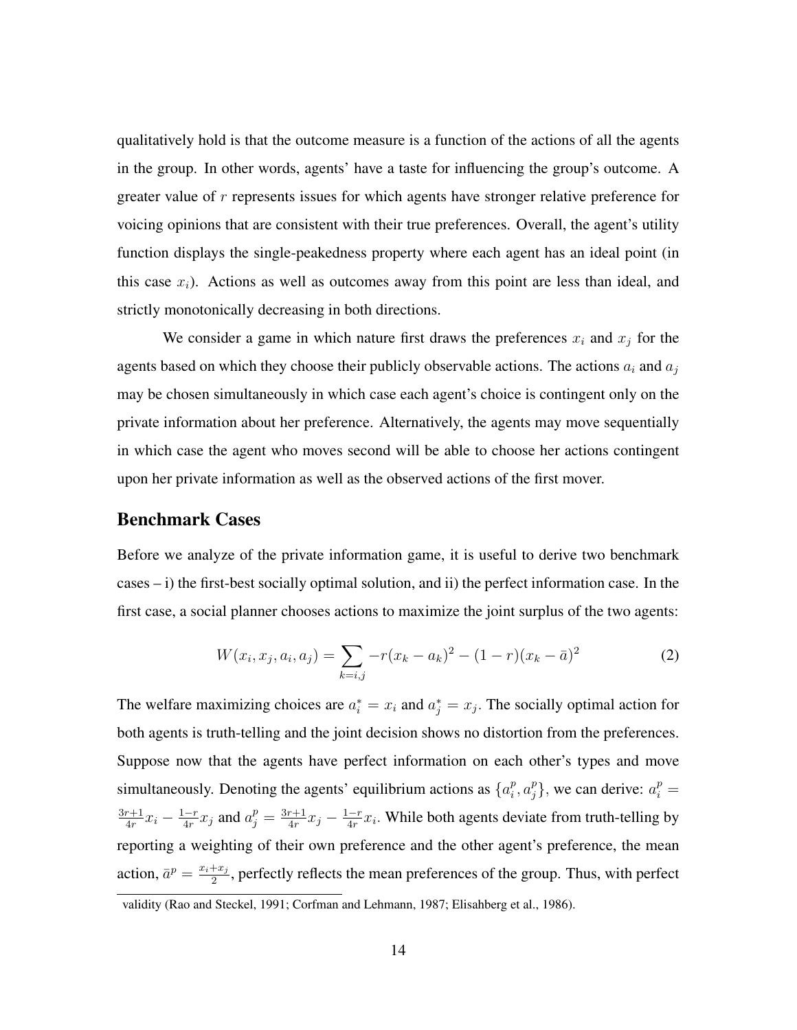qualitatively hold is that the outcome measure is a function of the actions of all the agents in the group. In other words, agents' have a taste for influencing the group's outcome. A greater value of $r$ represents issues for which agents have stronger relative preference for voicing opinions that are consistent with their true preferences. Overall, the agent's utility function displays the single-peakedness property where each agent has an ideal point (in this case $x_i$). Actions as well as outcomes away from this point are less than ideal, and strictly monotonically decreasing in both directions.

We consider a game in which nature first draws the preferences $x_i$ and $x_j$ for the agents based on which they choose their publicly observable actions. The actions $a_i$ and $a_j$ may be chosen simultaneously in which case each agent's choice is contingent only on the private information about her preference. Alternatively, the agents may move sequentially in which case the agent who moves second will be able to choose her actions contingent upon her private information as well as the observed actions of the first mover.

## Benchmark Cases

Before we analyze of the private information game, it is useful to derive two benchmark cases – i) the first-best socially optimal solution, and ii) the perfect information case. In the first case, a social planner chooses actions to maximize the joint surplus of the two agents:

$$W(x_i, x_j, a_i, a_j) = \sum_{k=i,j} -r(x_k - a_k)^2 - (1-r)(x_k - \bar{a})^2 \tag{2}$$

The welfare maximizing choices are $a_i^* = x_i$ and $a_j^* = x_j$. The socially optimal action for both agents is truth-telling and the joint decision shows no distortion from the preferences. Suppose now that the agents have perfect information on each other's types and move simultaneously. Denoting the agents' equilibrium actions as $\{a_i^p, a_j^p\}$, we can derive: $a_i^p = \frac{3r+1}{4r}x_i - \frac{1-r}{4r}x_j$ and $a_j^p = \frac{3r+1}{4r}x_j - \frac{1-r}{4r}x_i$. While both agents deviate from truth-telling by reporting a weighting of their own preference and the other agent's preference, the mean action, $\bar{a}^p = \frac{x_i + x_j}{2}$, perfectly reflects the mean preferences of the group. Thus, with perfect

validity (Rao and Steckel, 1991; Corfman and Lehmann, 1987; Elisahberg et al., 1986).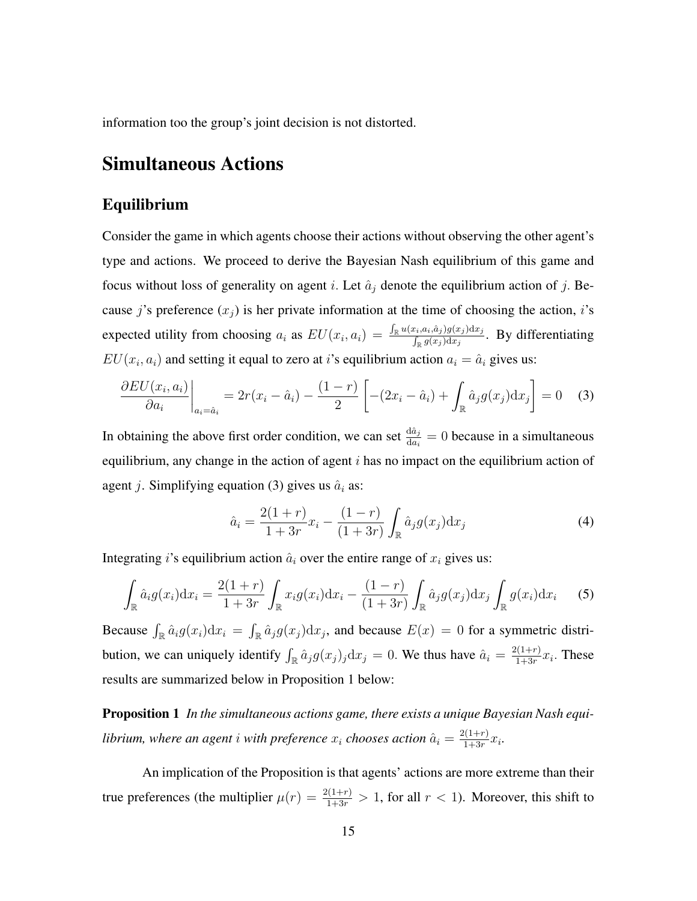information too the group's joint decision is not distorted.

# Simultaneous Actions

## Equilibrium

Consider the game in which agents choose their actions without observing the other agent's type and actions. We proceed to derive the Bayesian Nash equilibrium of this game and focus without loss of generality on agent $i$. Let $\hat{a}_j$ denote the equilibrium action of $j$. Because $j$'s preference ($x_j$) is her private information at the time of choosing the action, $i$'s expected utility from choosing $a_i$ as $EU(x_i, a_i) = \frac{\int_{\mathbb{R}} u(x_i, a_i, \hat{a}_j) g(x_j) \mathrm{d}x_j}{\int_{\mathbb{R}} g(x_j) \mathrm{d}x_j}$. By differentiating $EU(x_i, a_i)$ and setting it equal to zero at $i$'s equilibrium action $a_i = \hat{a}_i$ gives us:

$$\left. \frac{\partial EU(x_i, a_i)}{\partial a_i} \right|_{a_i = \hat{a}_i} = 2r(x_i - \hat{a}_i) - \frac{(1-r)}{2} \left[ -(2x_i - \hat{a}_i) + \int_{\mathbb{R}} \hat{a}_j g(x_j) \mathrm{d}x_j \right] = 0 \quad (3)$$

In obtaining the above first order condition, we can set $\frac{\mathrm{d}\hat{a}_j}{\mathrm{d}a_i} = 0$ because in a simultaneous equilibrium, any change in the action of agent $i$ has no impact on the equilibrium action of agent $j$. Simplifying equation (3) gives us $\hat{a}_i$ as:

$$\hat{a}_i = \frac{2(1+r)}{1+3r} x_i - \frac{(1-r)}{(1+3r)} \int_{\mathbb{R}} \hat{a}_j g(x_j) \mathrm{d}x_j \quad (4)$$

Integrating $i$'s equilibrium action $\hat{a}_i$ over the entire range of $x_i$ gives us:

$$\int_{\mathbb{R}} \hat{a}_i g(x_i) \mathrm{d}x_i = \frac{2(1+r)}{1+3r} \int_{\mathbb{R}} x_i g(x_i) \mathrm{d}x_i - \frac{(1-r)}{(1+3r)} \int_{\mathbb{R}} \hat{a}_j g(x_j) \mathrm{d}x_j \int_{\mathbb{R}} g(x_i) \mathrm{d}x_i \quad (5)$$

Because $\int_{\mathbb{R}} \hat{a}_i g(x_i) \mathrm{d}x_i = \int_{\mathbb{R}} \hat{a}_j g(x_j) \mathrm{d}x_j$, and because $E(x) = 0$ for a symmetric distribution, we can uniquely identify $\int_{\mathbb{R}} \hat{a}_j g(x_j)_j \mathrm{d}x_j = 0$. We thus have $\hat{a}_i = \frac{2(1+r)}{1+3r} x_i$. These results are summarized below in Proposition 1 below:

**Proposition 1** *In the simultaneous actions game, there exists a unique Bayesian Nash equilibrium, where an agent $i$ with preference $x_i$ chooses action $\hat{a}_i = \frac{2(1+r)}{1+3r} x_i$.*

An implication of the Proposition is that agents' actions are more extreme than their true preferences (the multiplier $\mu(r) = \frac{2(1+r)}{1+3r} > 1$, for all $r < 1$). Moreover, this shift to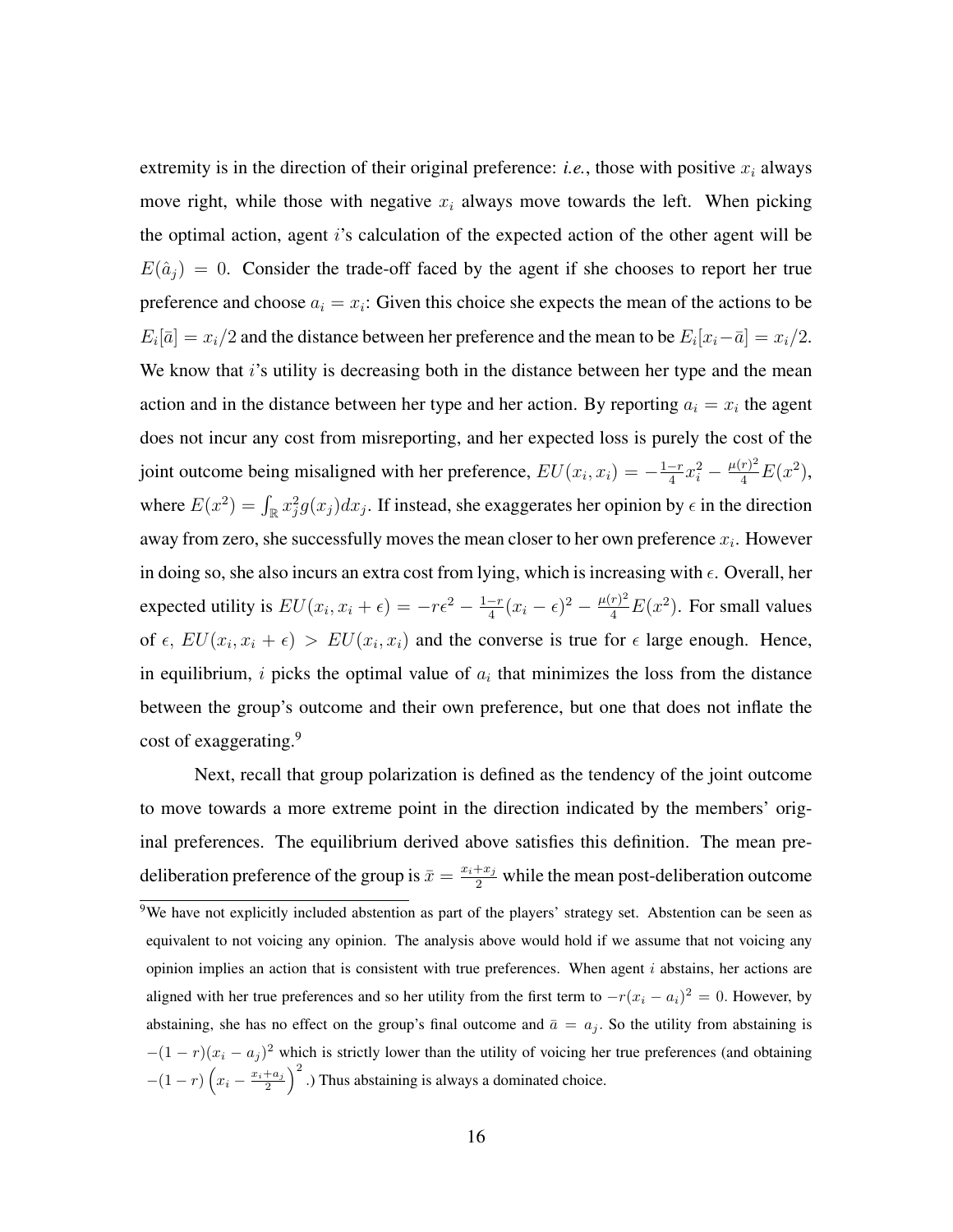extremity is in the direction of their original preference: *i.e.*, those with positive $x_i$ always move right, while those with negative $x_i$ always move towards the left. When picking the optimal action, agent $i$'s calculation of the expected action of the other agent will be $E(\hat{a}_j) = 0$. Consider the trade-off faced by the agent if she chooses to report her true preference and choose $a_i = x_i$: Given this choice she expects the mean of the actions to be $E_i[\bar{a}] = x_i/2$ and the distance between her preference and the mean to be $E_i[x_i - \bar{a}] = x_i/2$. We know that $i$'s utility is decreasing both in the distance between her type and the mean action and in the distance between her type and her action. By reporting $a_i = x_i$ the agent does not incur any cost from misreporting, and her expected loss is purely the cost of the joint outcome being misaligned with her preference, $EU(x_i, x_i) = -\frac{1-r}{4}x_i^2 - \frac{\mu(r)^2}{4}E(x^2)$, where $E(x^2) = \int_{\mathbb{R}} x_j^2 g(x_j)dx_j$. If instead, she exaggerates her opinion by $\epsilon$ in the direction away from zero, she successfully moves the mean closer to her own preference $x_i$. However in doing so, she also incurs an extra cost from lying, which is increasing with $\epsilon$. Overall, her expected utility is $EU(x_i, x_i + \epsilon) = -r\epsilon^2 - \frac{1-r}{4}(x_i - \epsilon)^2 - \frac{\mu(r)^2}{4}E(x^2)$. For small values of $\epsilon$, $EU(x_i, x_i + \epsilon) > EU(x_i, x_i)$ and the converse is true for $\epsilon$ large enough. Hence, in equilibrium, $i$ picks the optimal value of $a_i$ that minimizes the loss from the distance between the group's outcome and their own preference, but one that does not inflate the cost of exaggerating.[9]

Next, recall that group polarization is defined as the tendency of the joint outcome to move towards a more extreme point in the direction indicated by the members' original preferences. The equilibrium derived above satisfies this definition. The mean pre-deliberation preference of the group is $\bar{x} = \frac{x_i + x_j}{2}$ while the mean post-deliberation outcome

[9] We have not explicitly included abstention as part of the players' strategy set. Abstention can be seen as equivalent to not voicing any opinion. The analysis above would hold if we assume that not voicing any opinion implies an action that is consistent with true preferences. When agent $i$ abstains, her actions are aligned with her true preferences and so her utility from the first term to $-r(x_i - a_i)^2 = 0$. However, by abstaining, she has no effect on the group's final outcome and $\bar{a} = a_j$. So the utility from abstaining is $-(1-r)(x_i - a_j)^2$ which is strictly lower than the utility of voicing her true preferences (and obtaining $-(1-r)\left(x_i - \frac{x_i + a_j}{2}\right)^2$.) Thus abstaining is always a dominated choice.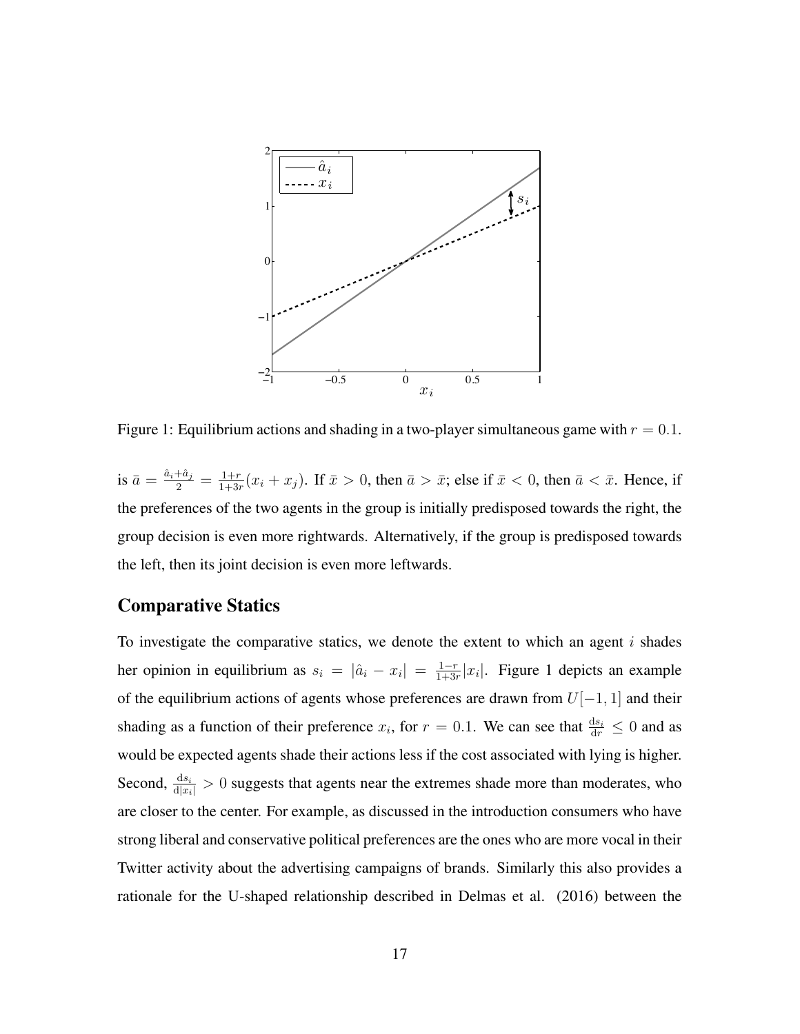Figure 1: Equilibrium actions and shading in a two-player simultaneous game with $r = 0.1$.

is $\bar{a} = \frac{\hat{a}_i + \hat{a}_j}{2} = \frac{1+r}{1+3r}(x_i + x_j)$. If $\bar{x} > 0$, then $\bar{a} > \bar{x}$; else if $\bar{x} < 0$, then $\bar{a} < \bar{x}$. Hence, if the preferences of the two agents in the group is initially predisposed towards the right, the group decision is even more rightwards. Alternatively, if the group is predisposed towards the left, then its joint decision is even more leftwards.

## Comparative Statics

To investigate the comparative statics, we denote the extent to which an agent $i$ shades her opinion in equilibrium as $s_i = |\hat{a}_i - x_i| = \frac{1-r}{1+3r}|x_i|$. Figure 1 depicts an example of the equilibrium actions of agents whose preferences are drawn from $U[-1, 1]$ and their shading as a function of their preference $x_i$, for $r = 0.1$. We can see that $\frac{\mathrm{d}s_i}{\mathrm{d}r} \leq 0$ and as would be expected agents shade their actions less if the cost associated with lying is higher. Second, $\frac{\mathrm{d}s_i}{\mathrm{d}|x_i|} > 0$ suggests that agents near the extremes shade more than moderates, who are closer to the center. For example, as discussed in the introduction consumers who have strong liberal and conservative political preferences are the ones who are more vocal in their Twitter activity about the advertising campaigns of brands. Similarly this also provides a rationale for the U-shaped relationship described in Delmas et al. (2016) between the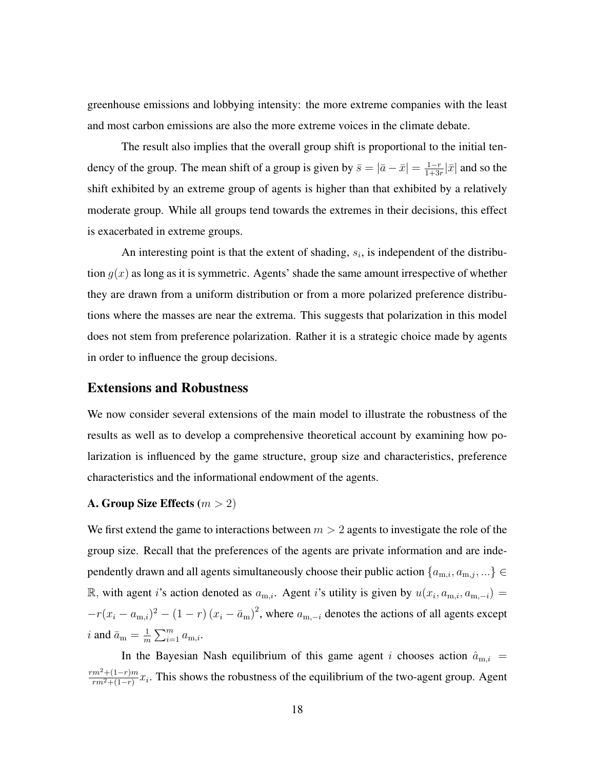greenhouse emissions and lobbying intensity: the more extreme companies with the least and most carbon emissions are also the more extreme voices in the climate debate.

The result also implies that the overall group shift is proportional to the initial tendency of the group. The mean shift of a group is given by $\bar{s} = |\bar{a} - \bar{x}| = \frac{1-r}{1+3r}|\bar{x}|$ and so the shift exhibited by an extreme group of agents is higher than that exhibited by a relatively moderate group. While all groups tend towards the extremes in their decisions, this effect is exacerbated in extreme groups.

An interesting point is that the extent of shading, $s_i$, is independent of the distribution $g(x)$ as long as it is symmetric. Agents' shade the same amount irrespective of whether they are drawn from a uniform distribution or from a more polarized preference distributions where the masses are near the extrema. This suggests that polarization in this model does not stem from preference polarization. Rather it is a strategic choice made by agents in order to influence the group decisions.

## Extensions and Robustness

We now consider several extensions of the main model to illustrate the robustness of the results as well as to develop a comprehensive theoretical account by examining how polarization is influenced by the game structure, group size and characteristics, preference characteristics and the informational endowment of the agents.

### A. Group Size Effects ($m > 2$)

We first extend the game to interactions between $m > 2$ agents to investigate the role of the group size. Recall that the preferences of the agents are private information and are independently drawn and all agents simultaneously choose their public action $\{a_{\mathrm{m},i}, a_{\mathrm{m},j}, ...\} \in \mathbb{R}$, with agent $i$'s action denoted as $a_{\mathrm{m},i}$. Agent $i$'s utility is given by $u(x_i, a_{\mathrm{m},i}, a_{\mathrm{m},-i}) = -r(x_i - a_{\mathrm{m},i})^2 - (1-r)\left(x_i - \bar{a}_{\mathrm{m}}\right)^2$, where $a_{\mathrm{m},-i}$ denotes the actions of all agents except $i$ and $\bar{a}_{\mathrm{m}} = \frac{1}{m}\sum_{i=1}^{m} a_{\mathrm{m},i}$.

In the Bayesian Nash equilibrium of this game agent $i$ chooses action $\hat{a}_{\mathrm{m},i} = \frac{rm^2+(1-r)m}{rm^2+(1-r)}x_i$. This shows the robustness of the equilibrium of the two-agent group. Agent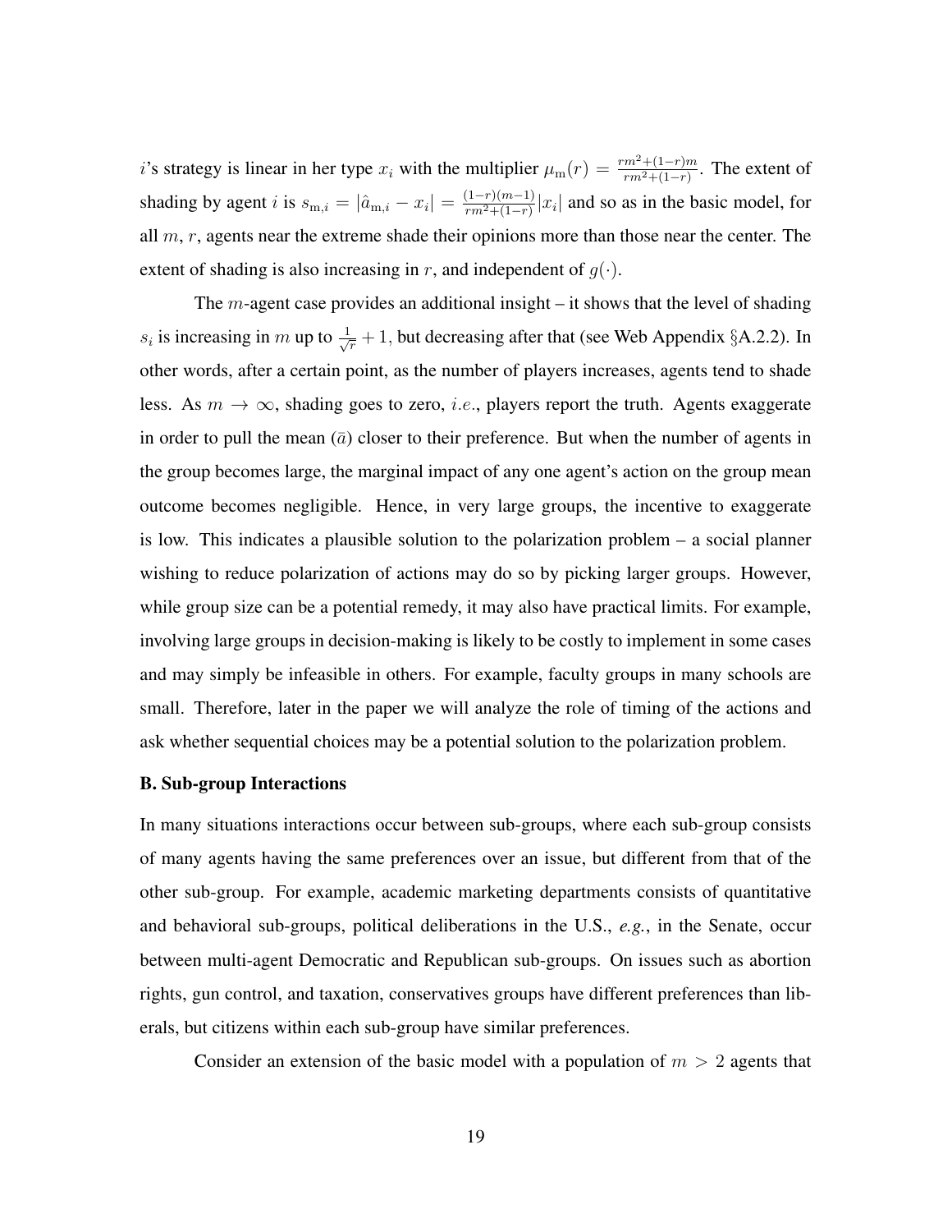$i$'s strategy is linear in her type $x_i$ with the multiplier $\mu_{\mathrm{m}}(r) = \frac{rm^2+(1-r)m}{rm^2+(1-r)}$. The extent of shading by agent $i$ is $s_{\mathrm{m},i} = |\hat{a}_{\mathrm{m},i} - x_i| = \frac{(1-r)(m-1)}{rm^2+(1-r)}|x_i|$ and so as in the basic model, for all $m$, $r$, agents near the extreme shade their opinions more than those near the center. The extent of shading is also increasing in $r$, and independent of $g(\cdot)$.

The $m$-agent case provides an additional insight – it shows that the level of shading $s_i$ is increasing in $m$ up to $\frac{1}{\sqrt{r}} + 1$, but decreasing after that (see Web Appendix §A.2.2). In other words, after a certain point, as the number of players increases, agents tend to shade less. As $m \to \infty$, shading goes to zero, *i.e.*, players report the truth. Agents exaggerate in order to pull the mean ($\bar{a}$) closer to their preference. But when the number of agents in the group becomes large, the marginal impact of any one agent's action on the group mean outcome becomes negligible. Hence, in very large groups, the incentive to exaggerate is low. This indicates a plausible solution to the polarization problem – a social planner wishing to reduce polarization of actions may do so by picking larger groups. However, while group size can be a potential remedy, it may also have practical limits. For example, involving large groups in decision-making is likely to be costly to implement in some cases and may simply be infeasible in others. For example, faculty groups in many schools are small. Therefore, later in the paper we will analyze the role of timing of the actions and ask whether sequential choices may be a potential solution to the polarization problem.

**B. Sub-group Interactions**

In many situations interactions occur between sub-groups, where each sub-group consists of many agents having the same preferences over an issue, but different from that of the other sub-group. For example, academic marketing departments consists of quantitative and behavioral sub-groups, political deliberations in the U.S., *e.g.*, in the Senate, occur between multi-agent Democratic and Republican sub-groups. On issues such as abortion rights, gun control, and taxation, conservatives groups have different preferences than liberals, but citizens within each sub-group have similar preferences.

Consider an extension of the basic model with a population of $m > 2$ agents that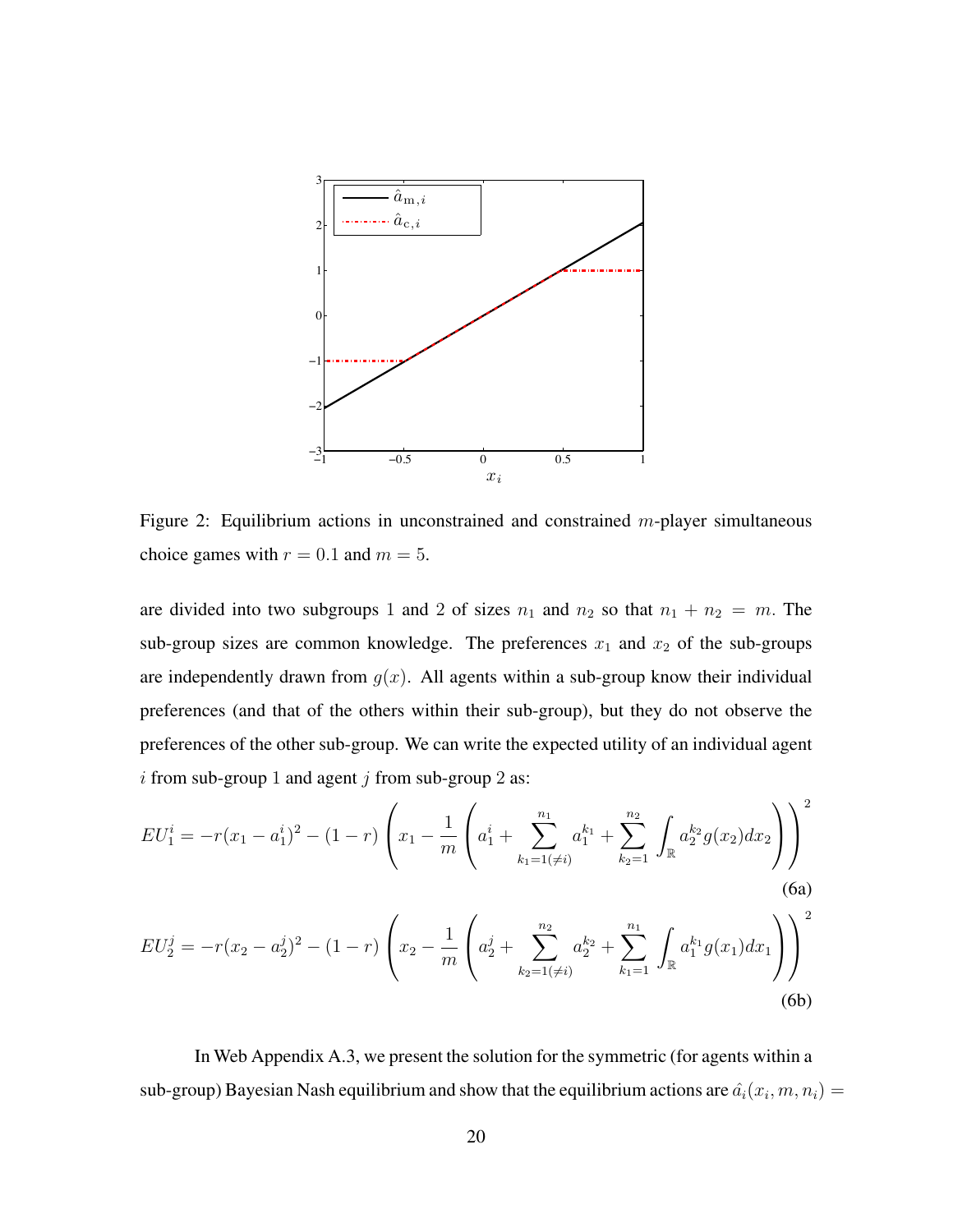Figure 2: Equilibrium actions in unconstrained and constrained $m$-player simultaneous choice games with $r = 0.1$ and $m = 5$.

are divided into two subgroups 1 and 2 of sizes $n_1$ and $n_2$ so that $n_1 + n_2 = m$. The sub-group sizes are common knowledge. The preferences $x_1$ and $x_2$ of the sub-groups are independently drawn from $g(x)$. All agents within a sub-group know their individual preferences (and that of the others within their sub-group), but they do not observe the preferences of the other sub-group. We can write the expected utility of an individual agent $i$ from sub-group 1 and agent $j$ from sub-group 2 as:

$$EU_1^i = -r(x_1 - a_1^i)^2 - (1-r)\left(x_1 - \frac{1}{m}\left(a_1^i + \sum_{k_1=1(\neq i)}^{n_1} a_1^{k_1} + \sum_{k_2=1}^{n_2} \int_{\mathbb{R}} a_2^{k_2} g(x_2) dx_2\right)\right)^2 \tag{6a}$$

$$EU_2^j = -r(x_2 - a_2^j)^2 - (1-r)\left(x_2 - \frac{1}{m}\left(a_2^j + \sum_{k_2=1(\neq j)}^{n_2} a_2^{k_2} + \sum_{k_1=1}^{n_1} \int_{\mathbb{R}} a_1^{k_1} g(x_1) dx_1\right)\right)^2 \tag{6b}$$

In Web Appendix A.3, we present the solution for the symmetric (for agents within a sub-group) Bayesian Nash equilibrium and show that the equilibrium actions are $\hat{a}_i(x_i, m, n_i) =$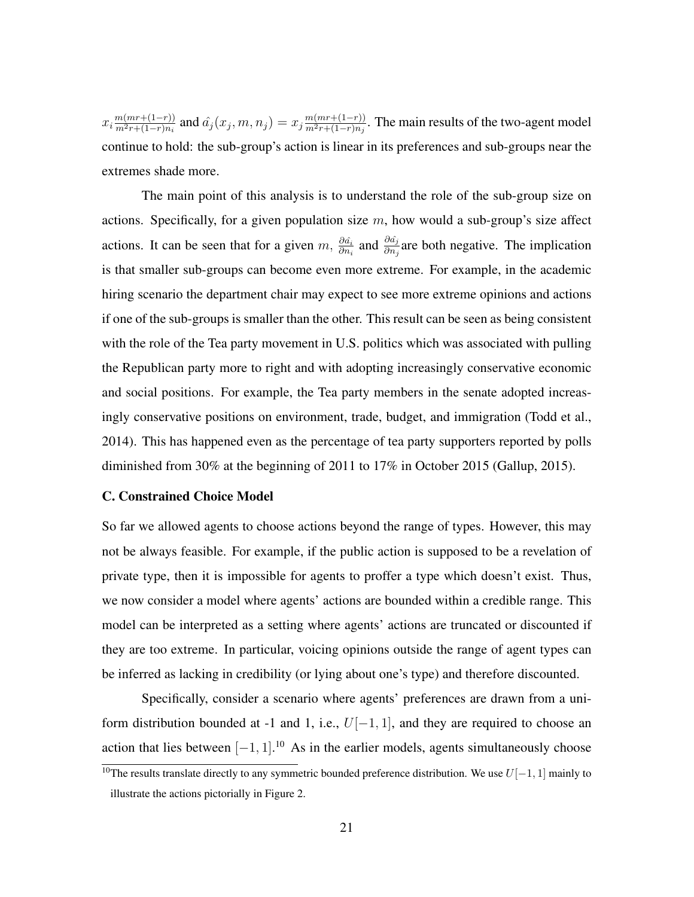$x_i \frac{m(mr+(1-r))}{m^2r+(1-r)n_i}$ and $\hat{a}_j(x_j, m, n_j) = x_j \frac{m(mr+(1-r))}{m^2r+(1-r)n_j}$. The main results of the two-agent model continue to hold: the sub-group's action is linear in its preferences and sub-groups near the extremes shade more.

The main point of this analysis is to understand the role of the sub-group size on actions. Specifically, for a given population size $m$, how would a sub-group's size affect actions. It can be seen that for a given $m$, $\frac{\partial \hat{a}_i}{\partial n_i}$ and $\frac{\partial \hat{a}_j}{\partial n_j}$ are both negative. The implication is that smaller sub-groups can become even more extreme. For example, in the academic hiring scenario the department chair may expect to see more extreme opinions and actions if one of the sub-groups is smaller than the other. This result can be seen as being consistent with the role of the Tea party movement in U.S. politics which was associated with pulling the Republican party more to right and with adopting increasingly conservative economic and social positions. For example, the Tea party members in the senate adopted increasingly conservative positions on environment, trade, budget, and immigration (Todd et al., 2014). This has happened even as the percentage of tea party supporters reported by polls diminished from 30% at the beginning of 2011 to 17% in October 2015 (Gallup, 2015).

### C. Constrained Choice Model

So far we allowed agents to choose actions beyond the range of types. However, this may not be always feasible. For example, if the public action is supposed to be a revelation of private type, then it is impossible for agents to proffer a type which doesn't exist. Thus, we now consider a model where agents' actions are bounded within a credible range. This model can be interpreted as a setting where agents' actions are truncated or discounted if they are too extreme. In particular, voicing opinions outside the range of agent types can be inferred as lacking in credibility (or lying about one's type) and therefore discounted.

Specifically, consider a scenario where agents' preferences are drawn from a uniform distribution bounded at -1 and 1, i.e., $U[-1, 1]$, and they are required to choose an action that lies between $[-1, 1]$.[10] As in the earlier models, agents simultaneously choose

[10] The results translate directly to any symmetric bounded preference distribution. We use $U[-1, 1]$ mainly to illustrate the actions pictorially in Figure 2.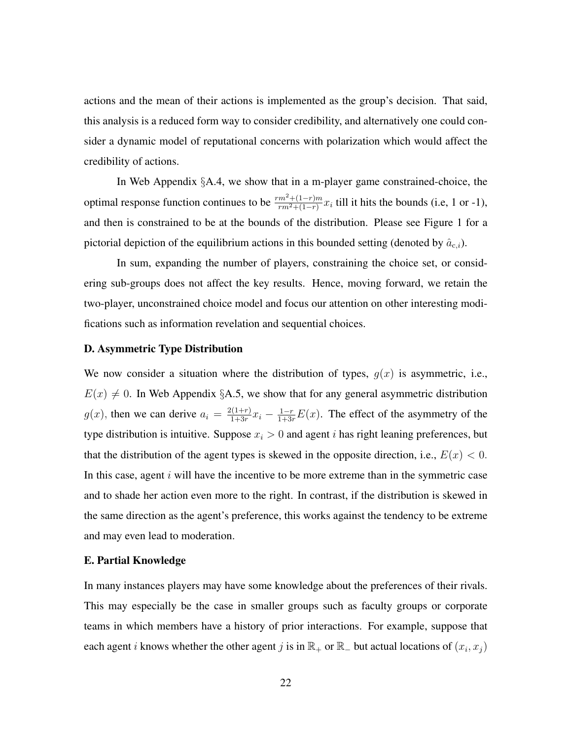actions and the mean of their actions is implemented as the group's decision. That said, this analysis is a reduced form way to consider credibility, and alternatively one could consider a dynamic model of reputational concerns with polarization which would affect the credibility of actions.

In Web Appendix §A.4, we show that in a m-player game constrained-choice, the optimal response function continues to be $\frac{rm^2+(1-r)m}{rm^2+(1-r)}x_i$ till it hits the bounds (i.e, 1 or -1), and then is constrained to be at the bounds of the distribution. Please see Figure 1 for a pictorial depiction of the equilibrium actions in this bounded setting (denoted by $\hat{a}_{c,i}$).

In sum, expanding the number of players, constraining the choice set, or considering sub-groups does not affect the key results. Hence, moving forward, we retain the two-player, unconstrained choice model and focus our attention on other interesting modifications such as information revelation and sequential choices.

### D. Asymmetric Type Distribution

We now consider a situation where the distribution of types, $g(x)$ is asymmetric, i.e., $E(x) \neq 0$. In Web Appendix §A.5, we show that for any general asymmetric distribution $g(x)$, then we can derive $a_i = \frac{2(1+r)}{1+3r}x_i - \frac{1-r}{1+3r}E(x)$. The effect of the asymmetry of the type distribution is intuitive. Suppose $x_i > 0$ and agent $i$ has right leaning preferences, but that the distribution of the agent types is skewed in the opposite direction, i.e., $E(x) < 0$. In this case, agent $i$ will have the incentive to be more extreme than in the symmetric case and to shade her action even more to the right. In contrast, if the distribution is skewed in the same direction as the agent's preference, this works against the tendency to be extreme and may even lead to moderation.

### E. Partial Knowledge

In many instances players may have some knowledge about the preferences of their rivals. This may especially be the case in smaller groups such as faculty groups or corporate teams in which members have a history of prior interactions. For example, suppose that each agent $i$ knows whether the other agent $j$ is in $\mathbb{R}_+$ or $\mathbb{R}_-$ but actual locations of $(x_i, x_j)$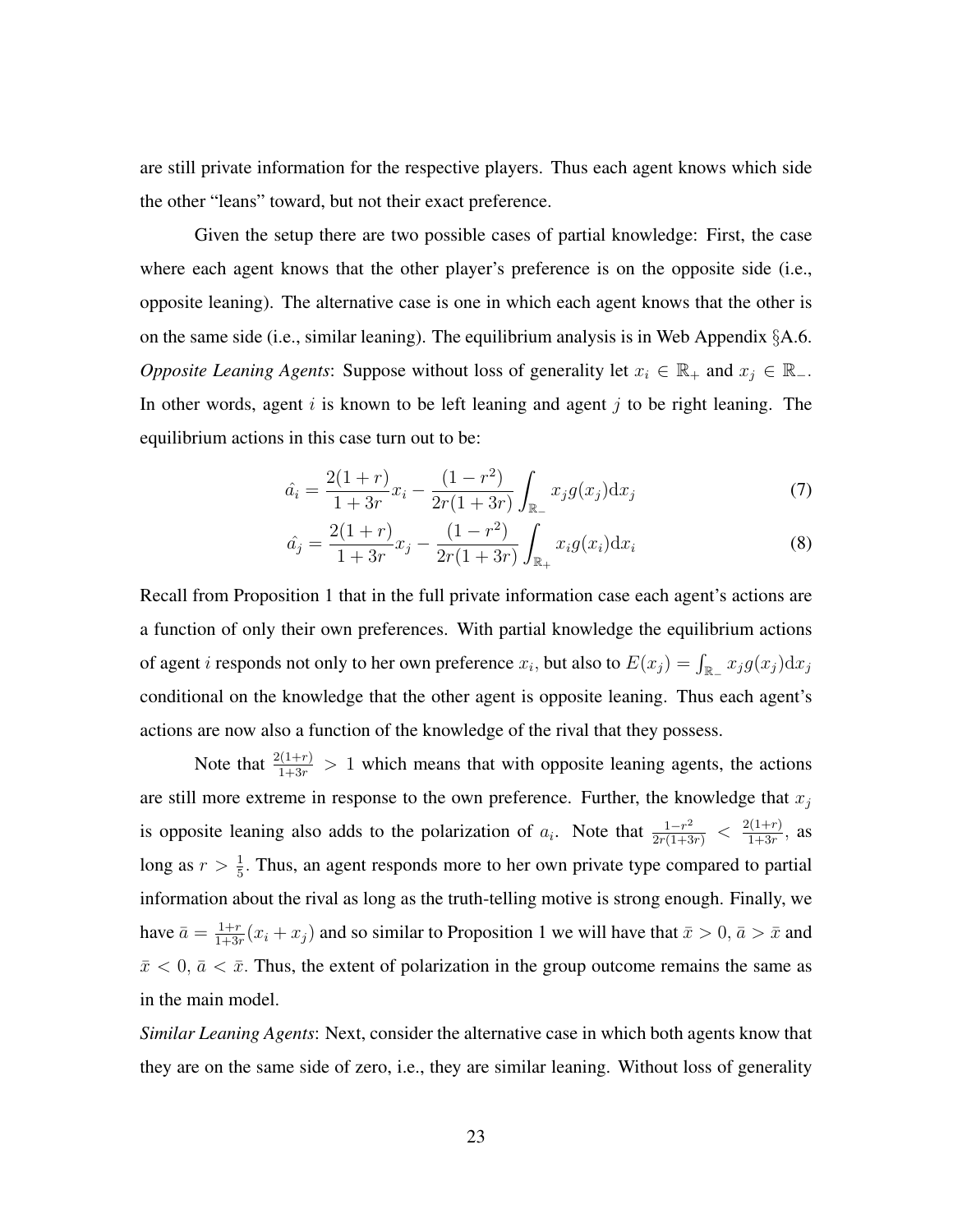are still private information for the respective players. Thus each agent knows which side the other "leans" toward, but not their exact preference.

Given the setup there are two possible cases of partial knowledge: First, the case where each agent knows that the other player's preference is on the opposite side (i.e., opposite leaning). The alternative case is one in which each agent knows that the other is on the same side (i.e., similar leaning). The equilibrium analysis is in Web Appendix §A.6.

*Opposite Leaning Agents*: Suppose without loss of generality let $x_i \in \mathbb{R}_+$ and $x_j \in \mathbb{R}_-$. In other words, agent $i$ is known to be left leaning and agent $j$ to be right leaning. The equilibrium actions in this case turn out to be:

$$\hat{a}_i = \frac{2(1+r)}{1+3r}x_i - \frac{(1-r^2)}{2r(1+3r)}\int_{\mathbb{R}_-} x_j g(x_j)\mathrm{d}x_j \tag{7}$$

$$\hat{a}_j = \frac{2(1+r)}{1+3r}x_j - \frac{(1-r^2)}{2r(1+3r)}\int_{\mathbb{R}_+} x_i g(x_i)\mathrm{d}x_i \tag{8}$$

Recall from Proposition 1 that in the full private information case each agent's actions are a function of only their own preferences. With partial knowledge the equilibrium actions of agent $i$ responds not only to her own preference $x_i$, but also to $E(x_j) = \int_{\mathbb{R}_-} x_j g(x_j)\mathrm{d}x_j$ conditional on the knowledge that the other agent is opposite leaning. Thus each agent's actions are now also a function of the knowledge of the rival that they possess.

Note that $\frac{2(1+r)}{1+3r} > 1$ which means that with opposite leaning agents, the actions are still more extreme in response to the own preference. Further, the knowledge that $x_j$ is opposite leaning also adds to the polarization of $a_i$. Note that $\frac{1-r^2}{2r(1+3r)} < \frac{2(1+r)}{1+3r}$, as long as $r > \frac{1}{5}$. Thus, an agent responds more to her own private type compared to partial information about the rival as long as the truth-telling motive is strong enough. Finally, we have $\bar{a} = \frac{1+r}{1+3r}(x_i + x_j)$ and so similar to Proposition 1 we will have that $\bar{x} > 0$, $\bar{a} > \bar{x}$ and $\bar{x} < 0$, $\bar{a} < \bar{x}$. Thus, the extent of polarization in the group outcome remains the same as in the main model.

*Similar Leaning Agents*: Next, consider the alternative case in which both agents know that they are on the same side of zero, i.e., they are similar leaning. Without loss of generality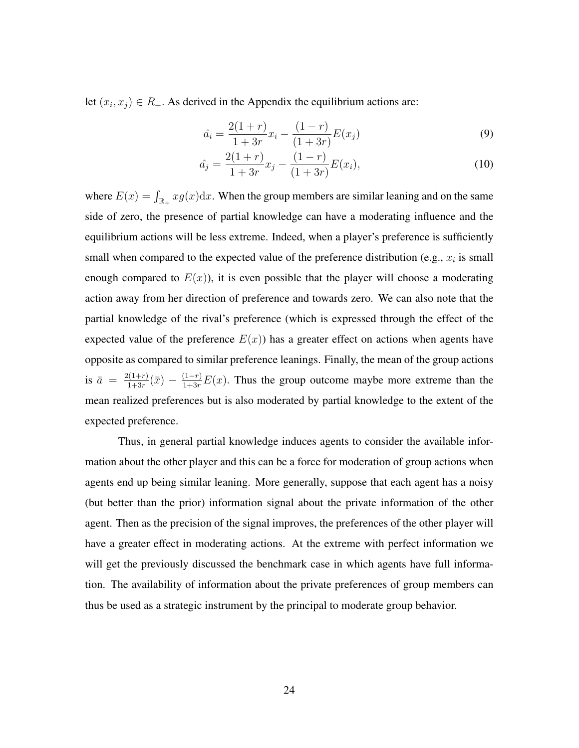let $(x_i, x_j) \in R_+$. As derived in the Appendix the equilibrium actions are:

$$\hat{a_i} = \frac{2(1+r)}{1+3r} x_i - \frac{(1-r)}{(1+3r)} E(x_j) \tag{9}$$

$$\hat{a_j} = \frac{2(1+r)}{1+3r} x_j - \frac{(1-r)}{(1+3r)} E(x_i), \tag{10}$$

where $E(x) = \int_{\mathbb{R}_+} x g(x) \mathrm{d}x$. When the group members are similar leaning and on the same side of zero, the presence of partial knowledge can have a moderating influence and the equilibrium actions will be less extreme. Indeed, when a player's preference is sufficiently small when compared to the expected value of the preference distribution (e.g., $x_i$ is small enough compared to $E(x)$), it is even possible that the player will choose a moderating action away from her direction of preference and towards zero. We can also note that the partial knowledge of the rival's preference (which is expressed through the effect of the expected value of the preference $E(x)$) has a greater effect on actions when agents have opposite as compared to similar preference leanings. Finally, the mean of the group actions is $\bar{a} = \frac{2(1+r)}{1+3r}(\bar{x}) - \frac{(1-r)}{1+3r} E(x)$. Thus the group outcome maybe more extreme than the mean realized preferences but is also moderated by partial knowledge to the extent of the expected preference.

Thus, in general partial knowledge induces agents to consider the available information about the other player and this can be a force for moderation of group actions when agents end up being similar leaning. More generally, suppose that each agent has a noisy (but better than the prior) information signal about the private information of the other agent. Then as the precision of the signal improves, the preferences of the other player will have a greater effect in moderating actions. At the extreme with perfect information we will get the previously discussed the benchmark case in which agents have full information. The availability of information about the private preferences of group members can thus be used as a strategic instrument by the principal to moderate group behavior.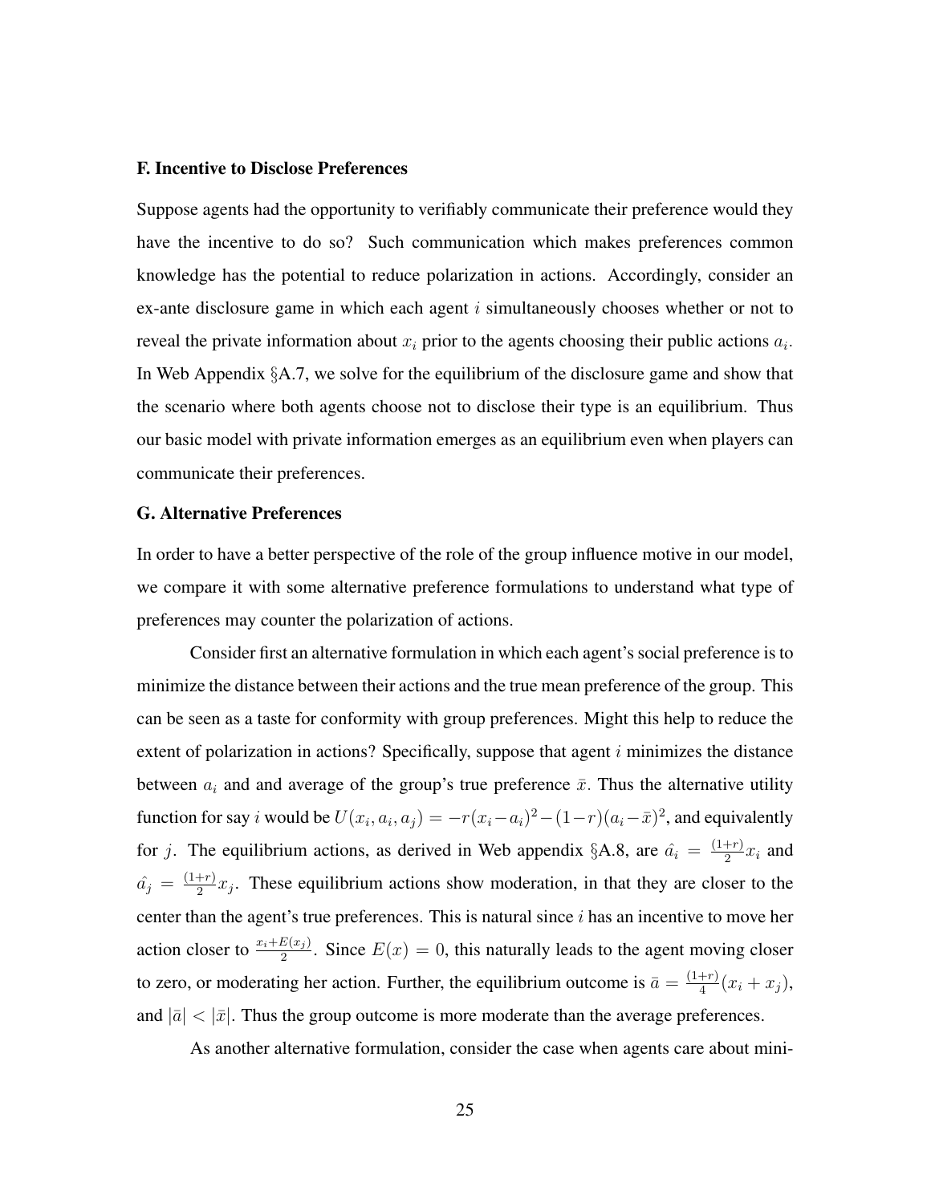### F. Incentive to Disclose Preferences

Suppose agents had the opportunity to verifiably communicate their preference would they have the incentive to do so? Such communication which makes preferences common knowledge has the potential to reduce polarization in actions. Accordingly, consider an ex-ante disclosure game in which each agent $i$ simultaneously chooses whether or not to reveal the private information about $x_i$ prior to the agents choosing their public actions $a_i$. In Web Appendix §A.7, we solve for the equilibrium of the disclosure game and show that the scenario where both agents choose not to disclose their type is an equilibrium. Thus our basic model with private information emerges as an equilibrium even when players can communicate their preferences.

### G. Alternative Preferences

In order to have a better perspective of the role of the group influence motive in our model, we compare it with some alternative preference formulations to understand what type of preferences may counter the polarization of actions.

Consider first an alternative formulation in which each agent's social preference is to minimize the distance between their actions and the true mean preference of the group. This can be seen as a taste for conformity with group preferences. Might this help to reduce the extent of polarization in actions? Specifically, suppose that agent $i$ minimizes the distance between $a_i$ and and average of the group's true preference $\bar{x}$. Thus the alternative utility function for say $i$ would be $U(x_i, a_i, a_j) = -r(x_i - a_i)^2 - (1-r)(a_i - \bar{x})^2$, and equivalently for $j$. The equilibrium actions, as derived in Web appendix §A.8, are $\hat{a}_i = \frac{(1+r)}{2}x_i$ and $\hat{a}_j = \frac{(1+r)}{2}x_j$. These equilibrium actions show moderation, in that they are closer to the center than the agent's true preferences. This is natural since $i$ has an incentive to move her action closer to $\frac{x_i + E(x_j)}{2}$. Since $E(x) = 0$, this naturally leads to the agent moving closer to zero, or moderating her action. Further, the equilibrium outcome is $\bar{a} = \frac{(1+r)}{4}(x_i + x_j)$, and $|\bar{a}| < |\bar{x}|$. Thus the group outcome is more moderate than the average preferences.

As another alternative formulation, consider the case when agents care about mini-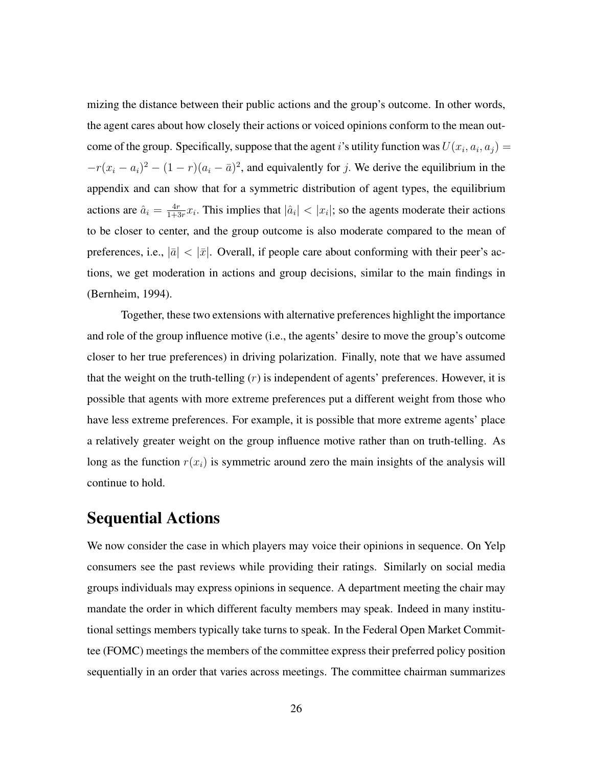mizing the distance between their public actions and the group's outcome. In other words, the agent cares about how closely their actions or voiced opinions conform to the mean outcome of the group. Specifically, suppose that the agent $i$'s utility function was $U(x_i, a_i, a_j) = -r(x_i - a_i)^2 - (1-r)(a_i - \bar{a})^2$, and equivalently for $j$. We derive the equilibrium in the appendix and can show that for a symmetric distribution of agent types, the equilibrium actions are $\hat{a}_i = \frac{4r}{1+3r} x_i$. This implies that $|\hat{a}_i| < |x_i|$; so the agents moderate their actions to be closer to center, and the group outcome is also moderate compared to the mean of preferences, i.e., $|\bar{a}| < |\bar{x}|$. Overall, if people care about conforming with their peer's actions, we get moderation in actions and group decisions, similar to the main findings in (Bernheim, 1994).

Together, these two extensions with alternative preferences highlight the importance and role of the group influence motive (i.e., the agents' desire to move the group's outcome closer to her true preferences) in driving polarization. Finally, note that we have assumed that the weight on the truth-telling ($r$) is independent of agents' preferences. However, it is possible that agents with more extreme preferences put a different weight from those who have less extreme preferences. For example, it is possible that more extreme agents' place a relatively greater weight on the group influence motive rather than on truth-telling. As long as the function $r(x_i)$ is symmetric around zero the main insights of the analysis will continue to hold.

# Sequential Actions

We now consider the case in which players may voice their opinions in sequence. On Yelp consumers see the past reviews while providing their ratings. Similarly on social media groups individuals may express opinions in sequence. A department meeting the chair may mandate the order in which different faculty members may speak. Indeed in many institutional settings members typically take turns to speak. In the Federal Open Market Committee (FOMC) meetings the members of the committee express their preferred policy position sequentially in an order that varies across meetings. The committee chairman summarizes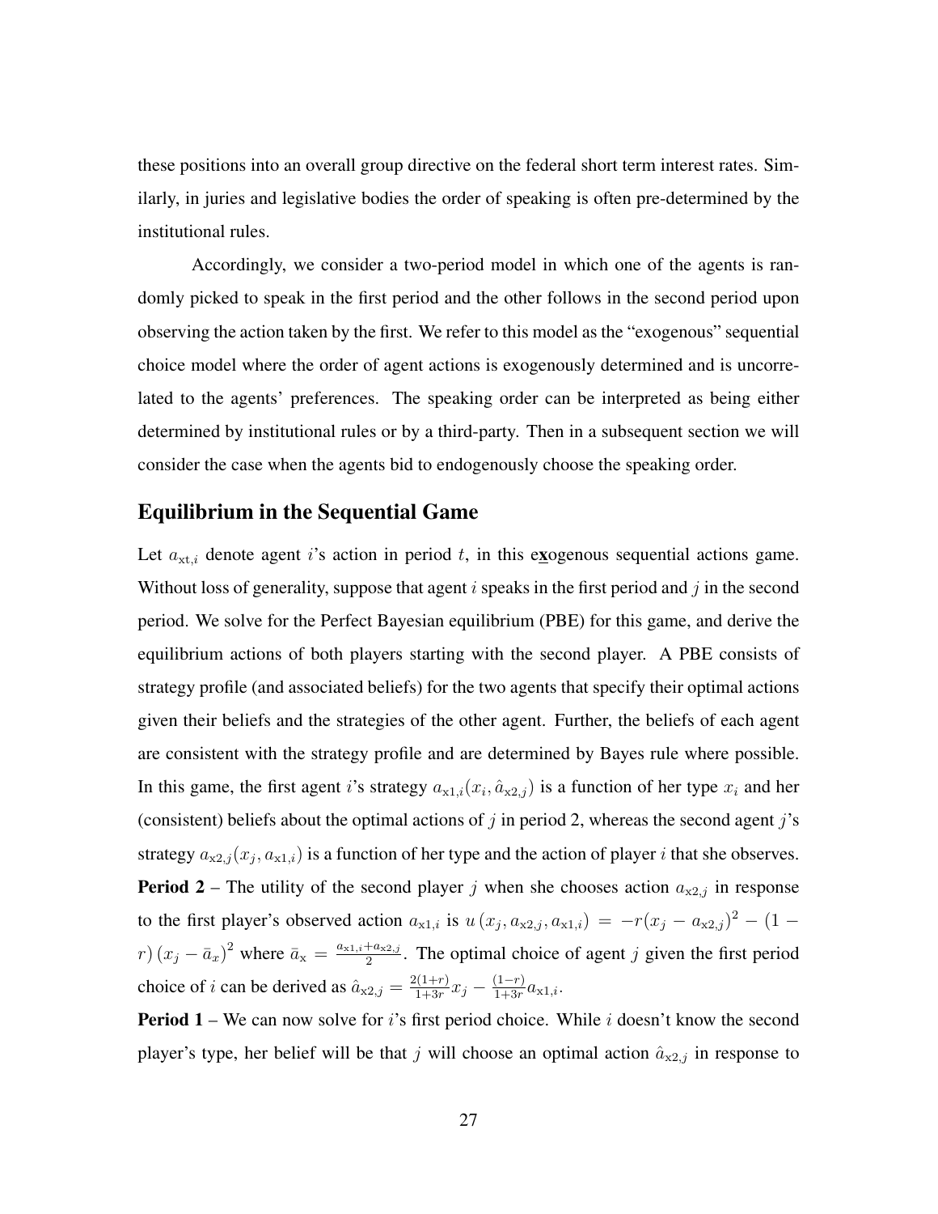these positions into an overall group directive on the federal short term interest rates. Similarly, in juries and legislative bodies the order of speaking is often pre-determined by the institutional rules.

Accordingly, we consider a two-period model in which one of the agents is randomly picked to speak in the first period and the other follows in the second period upon observing the action taken by the first. We refer to this model as the "exogenous" sequential choice model where the order of agent actions is exogenously determined and is uncorrelated to the agents' preferences. The speaking order can be interpreted as being either determined by institutional rules or by a third-party. Then in a subsequent section we will consider the case when the agents bid to endogenously choose the speaking order.

## Equilibrium in the Sequential Game

Let $a_{\text{x}t,i}$ denote agent $i$'s action in period $t$, in this e**x**ogenous sequential actions game. Without loss of generality, suppose that agent $i$ speaks in the first period and $j$ in the second period. We solve for the Perfect Bayesian equilibrium (PBE) for this game, and derive the equilibrium actions of both players starting with the second player. A PBE consists of strategy profile (and associated beliefs) for the two agents that specify their optimal actions given their beliefs and the strategies of the other agent. Further, the beliefs of each agent are consistent with the strategy profile and are determined by Bayes rule where possible. In this game, the first agent $i$'s strategy $a_{\text{x}1,i}(x_i, \hat{a}_{\text{x}2,j})$ is a function of her type $x_i$ and her (consistent) beliefs about the optimal actions of $j$ in period 2, whereas the second agent $j$'s strategy $a_{\text{x}2,j}(x_j, a_{\text{x}1,i})$ is a function of her type and the action of player $i$ that she observes.

**Period 2** – The utility of the second player $j$ when she chooses action $a_{\text{x}2,j}$ in response to the first player's observed action $a_{\text{x}1,i}$ is $u\left(x_j, a_{\text{x}2,j}, a_{\text{x}1,i}\right) = -r(x_j - a_{\text{x}2,j})^2 - (1 - r)\left(x_j - \bar{a}_x\right)^2$ where $\bar{a}_{\text{x}} = \frac{a_{\text{x}1,i}+a_{\text{x}2,j}}{2}$. The optimal choice of agent $j$ given the first period choice of $i$ can be derived as $\hat{a}_{\text{x}2,j} = \frac{2(1+r)}{1+3r}x_j - \frac{(1-r)}{1+3r}a_{\text{x}1,i}$.

**Period 1** – We can now solve for $i$'s first period choice. While $i$ doesn't know the second player's type, her belief will be that $j$ will choose an optimal action $\hat{a}_{\text{x}2,j}$ in response to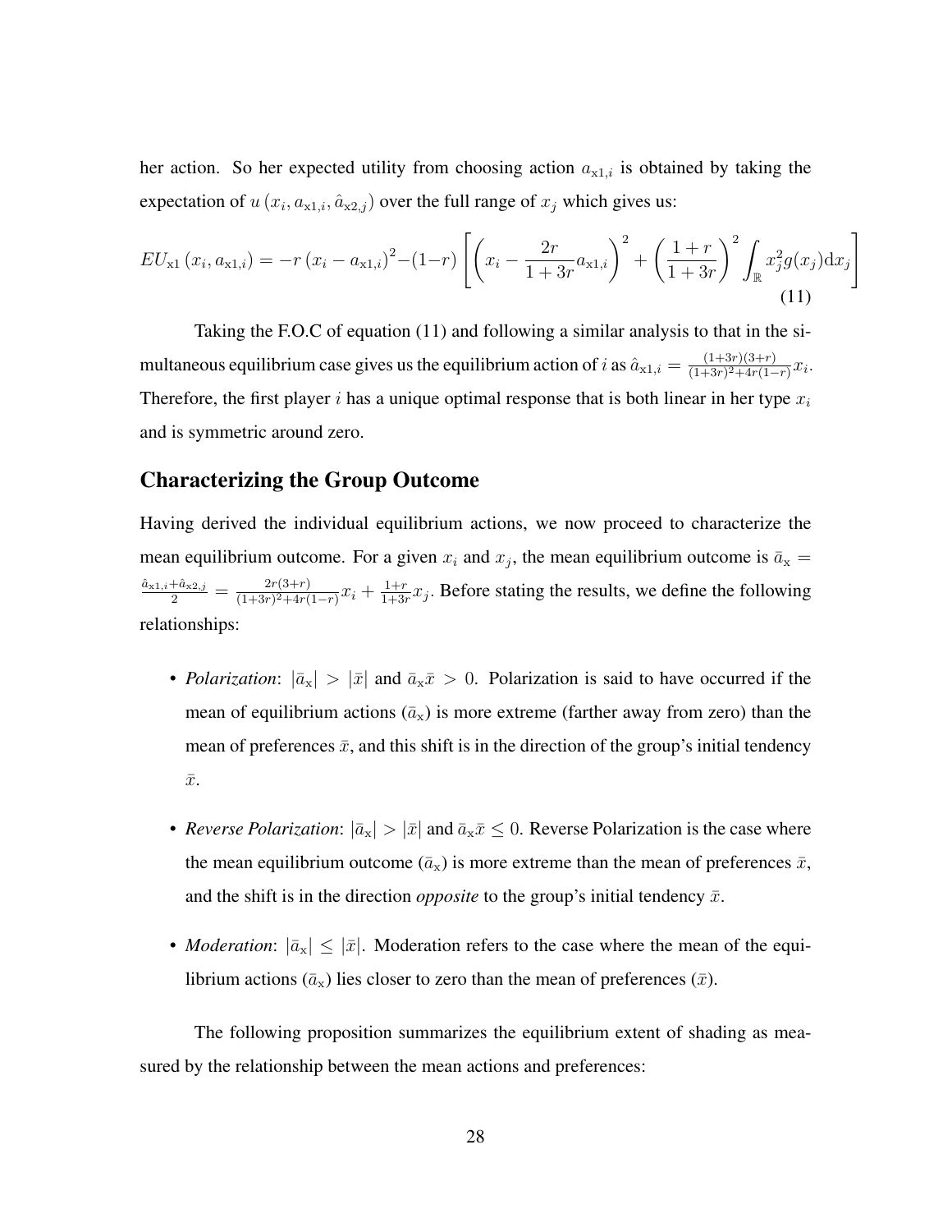her action. So her expected utility from choosing action $a_{\mathrm{x}1,i}$ is obtained by taking the expectation of $u\left(x_i, a_{\mathrm{x}1,i}, \hat{a}_{\mathrm{x}2,j}\right)$ over the full range of $x_j$ which gives us:

$$EU_{\mathrm{x}1}\left(x_i, a_{\mathrm{x}1,i}\right) = -r\left(x_i - a_{\mathrm{x}1,i}\right)^2 - (1-r)\left[\left(x_i - \frac{2r}{1+3r}a_{\mathrm{x}1,i}\right)^2 + \left(\frac{1+r}{1+3r}\right)^2 \int_{\mathbb{R}} x_j^2 g(x_j)\mathrm{d}x_j\right] \tag{11}$$

Taking the F.O.C of equation (11) and following a similar analysis to that in the simultaneous equilibrium case gives us the equilibrium action of $i$ as $\hat{a}_{\mathrm{x}1,i} = \frac{(1+3r)(3+r)}{(1+3r)^2+4r(1-r)}x_i$. Therefore, the first player $i$ has a unique optimal response that is both linear in her type $x_i$ and is symmetric around zero.

## Characterizing the Group Outcome

Having derived the individual equilibrium actions, we now proceed to characterize the mean equilibrium outcome. For a given $x_i$ and $x_j$, the mean equilibrium outcome is $\bar{a}_{\mathrm{x}} = \frac{\hat{a}_{\mathrm{x}1,i}+\hat{a}_{\mathrm{x}2,j}}{2} = \frac{2r(3+r)}{(1+3r)^2+4r(1-r)}x_i + \frac{1+r}{1+3r}x_j$. Before stating the results, we define the following relationships:

- *Polarization*: $|\bar{a}_{\mathrm{x}}| > |\bar{x}|$ and $\bar{a}_{\mathrm{x}}\bar{x} > 0$. Polarization is said to have occurred if the mean of equilibrium actions ($\bar{a}_{\mathrm{x}}$) is more extreme (farther away from zero) than the mean of preferences $\bar{x}$, and this shift is in the direction of the group's initial tendency $\bar{x}$.

- *Reverse Polarization*: $|\bar{a}_{\mathrm{x}}| > |\bar{x}|$ and $\bar{a}_{\mathrm{x}}\bar{x} \leq 0$. Reverse Polarization is the case where the mean equilibrium outcome ($\bar{a}_{\mathrm{x}}$) is more extreme than the mean of preferences $\bar{x}$, and the shift is in the direction *opposite* to the group's initial tendency $\bar{x}$.

- *Moderation*: $|\bar{a}_{\mathrm{x}}| \leq |\bar{x}|$. Moderation refers to the case where the mean of the equilibrium actions ($\bar{a}_{\mathrm{x}}$) lies closer to zero than the mean of preferences ($\bar{x}$).

The following proposition summarizes the equilibrium extent of shading as measured by the relationship between the mean actions and preferences: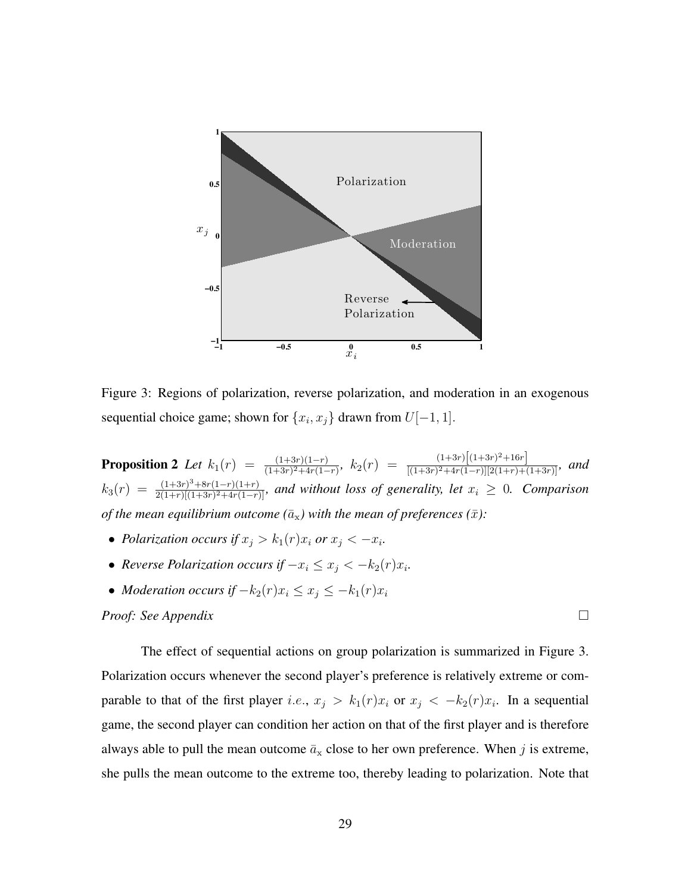Figure 3: Regions of polarization, reverse polarization, and moderation in an exogenous sequential choice game; shown for $\{x_i, x_j\}$ drawn from $U[-1, 1]$.

**Proposition 2** *Let* $k_1(r) = \frac{(1+3r)(1-r)}{(1+3r)^2+4r(1-r)}$, $k_2(r) = \frac{(1+3r)\left[(1+3r)^2+16r\right]}{[(1+3r)^2+4r(1-r)][2(1+r)+(1+3r)]}$, *and* $k_3(r) = \frac{(1+3r)^3+8r(1-r)(1+r)}{2(1+r)[(1+3r)^2+4r(1-r)]}$, *and without loss of generality, let* $x_i \geq 0$. *Comparison of the mean equilibrium outcome* ($\bar{a}_{\mathrm{x}}$) *with the mean of preferences* ($\bar{x}$):

- *Polarization occurs if* $x_j > k_1(r)x_i$ *or* $x_j < -x_i$.
- *Reverse Polarization occurs if* $-x_i \leq x_j < -k_2(r)x_i$.
- *Moderation occurs if* $-k_2(r)x_i \leq x_j \leq -k_1(r)x_i$

*Proof: See Appendix* □

The effect of sequential actions on group polarization is summarized in Figure 3. Polarization occurs whenever the second player's preference is relatively extreme or comparable to that of the first player *i.e.*, $x_j > k_1(r)x_i$ or $x_j < -k_2(r)x_i$. In a sequential game, the second player can condition her action on that of the first player and is therefore always able to pull the mean outcome $\bar{a}_{\mathrm{x}}$ close to her own preference. When $j$ is extreme, she pulls the mean outcome to the extreme too, thereby leading to polarization. Note that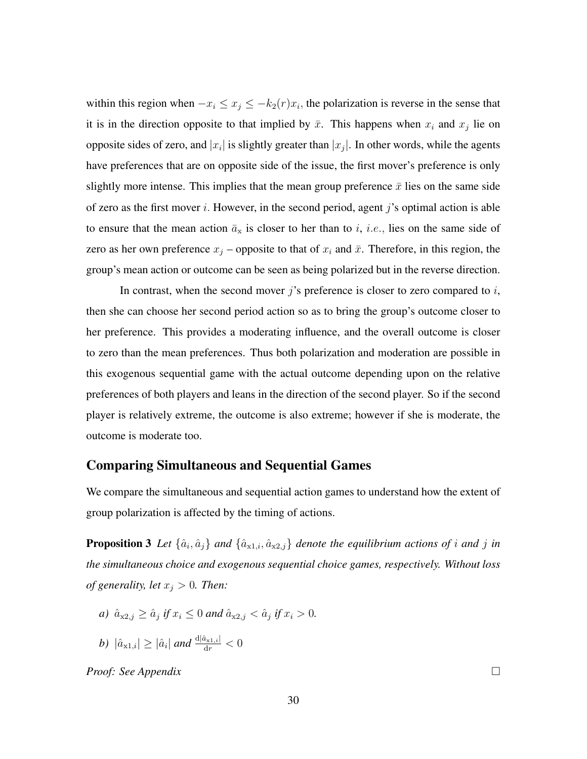within this region when $-x_i \leq x_j \leq -k_2(r)x_i$, the polarization is reverse in the sense that it is in the direction opposite to that implied by $\bar{x}$. This happens when $x_i$ and $x_j$ lie on opposite sides of zero, and $|x_i|$ is slightly greater than $|x_j|$. In other words, while the agents have preferences that are on opposite side of the issue, the first mover's preference is only slightly more intense. This implies that the mean group preference $\bar{x}$ lies on the same side of zero as the first mover $i$. However, in the second period, agent $j$'s optimal action is able to ensure that the mean action $\bar{a}_{\mathrm{x}}$ is closer to her than to $i$, *i.e.*, lies on the same side of zero as her own preference $x_j$ – opposite to that of $x_i$ and $\bar{x}$. Therefore, in this region, the group's mean action or outcome can be seen as being polarized but in the reverse direction.

In contrast, when the second mover $j$'s preference is closer to zero compared to $i$, then she can choose her second period action so as to bring the group's outcome closer to her preference. This provides a moderating influence, and the overall outcome is closer to zero than the mean preferences. Thus both polarization and moderation are possible in this exogenous sequential game with the actual outcome depending upon on the relative preferences of both players and leans in the direction of the second player. So if the second player is relatively extreme, the outcome is also extreme; however if she is moderate, the outcome is moderate too.

## Comparing Simultaneous and Sequential Games

We compare the simultaneous and sequential action games to understand how the extent of group polarization is affected by the timing of actions.

**Proposition 3** *Let $\{\hat{a}_i, \hat{a}_j\}$ and $\{\hat{a}_{\mathrm{x}1,i}, \hat{a}_{\mathrm{x}2,j}\}$ denote the equilibrium actions of $i$ and $j$ in the simultaneous choice and exogenous sequential choice games, respectively. Without loss of generality, let $x_j > 0$. Then:*

*a) $\hat{a}_{\mathrm{x}2,j} \geq \hat{a}_j$ if $x_i \leq 0$ and $\hat{a}_{\mathrm{x}2,j} < \hat{a}_j$ if $x_i > 0$.*

*b) $|\hat{a}_{\mathrm{x}1,i}| \geq |\hat{a}_i|$ and $\frac{\mathrm{d}|\hat{a}_{\mathrm{x}1,i}|}{\mathrm{d}r} < 0$*

*Proof: See Appendix* □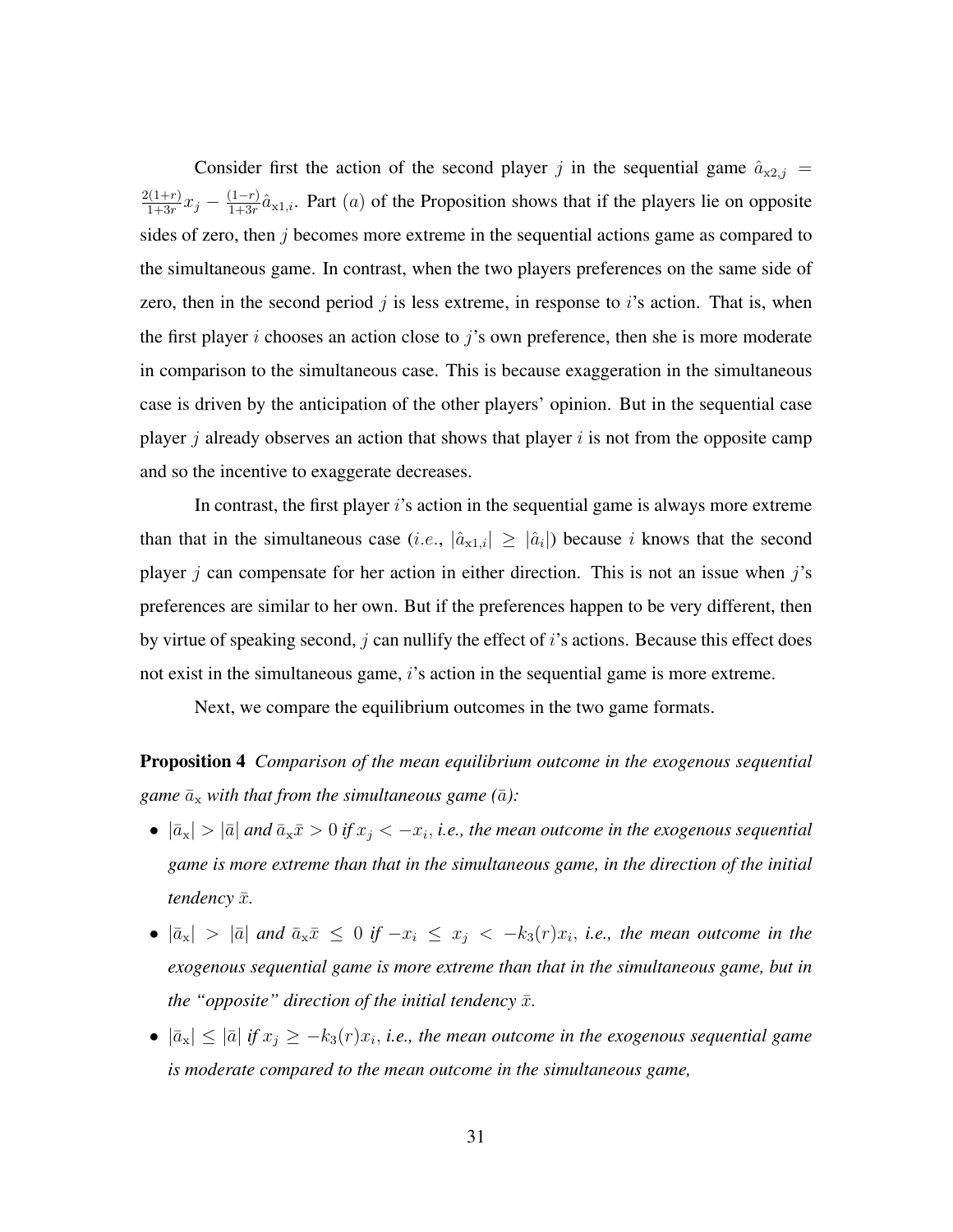Consider first the action of the second player $j$ in the sequential game $\hat{a}_{\mathrm{x}2,j} = \frac{2(1+r)}{1+3r} x_j - \frac{(1-r)}{1+3r} \hat{a}_{\mathrm{x}1,i}$. Part $(a)$ of the Proposition shows that if the players lie on opposite sides of zero, then $j$ becomes more extreme in the sequential actions game as compared to the simultaneous game. In contrast, when the two players preferences on the same side of zero, then in the second period $j$ is less extreme, in response to $i$'s action. That is, when the first player $i$ chooses an action close to $j$'s own preference, then she is more moderate in comparison to the simultaneous case. This is because exaggeration in the simultaneous case is driven by the anticipation of the other players' opinion. But in the sequential case player $j$ already observes an action that shows that player $i$ is not from the opposite camp and so the incentive to exaggerate decreases.

In contrast, the first player $i$'s action in the sequential game is always more extreme than that in the simultaneous case ($i.e.$, $|\hat{a}_{\mathrm{x}1,i}| \geq |\hat{a}_i|$) because $i$ knows that the second player $j$ can compensate for her action in either direction. This is not an issue when $j$'s preferences are similar to her own. But if the preferences happen to be very different, then by virtue of speaking second, $j$ can nullify the effect of $i$'s actions. Because this effect does not exist in the simultaneous game, $i$'s action in the sequential game is more extreme.

Next, we compare the equilibrium outcomes in the two game formats.

**Proposition 4** *Comparison of the mean equilibrium outcome in the exogenous sequential game $\bar{a}_{\mathrm{x}}$ with that from the simultaneous game ($\bar{a}$):*

- $|\bar{a}_{\mathrm{x}}| > |\bar{a}|$ *and* $\bar{a}_{\mathrm{x}}\bar{x} > 0$ *if* $x_j < -x_i$, *i.e., the mean outcome in the exogenous sequential game is more extreme than that in the simultaneous game, in the direction of the initial tendency* $\bar{x}$.
- $|\bar{a}_{\mathrm{x}}| > |\bar{a}|$ *and* $\bar{a}_{\mathrm{x}}\bar{x} \leq 0$ *if* $-x_i \leq x_j < -k_3(r)x_i$, *i.e., the mean outcome in the exogenous sequential game is more extreme than that in the simultaneous game, but in the "opposite" direction of the initial tendency* $\bar{x}$.
- $|\bar{a}_{\mathrm{x}}| \leq |\bar{a}|$ *if* $x_j \geq -k_3(r)x_i$, *i.e., the mean outcome in the exogenous sequential game is moderate compared to the mean outcome in the simultaneous game,*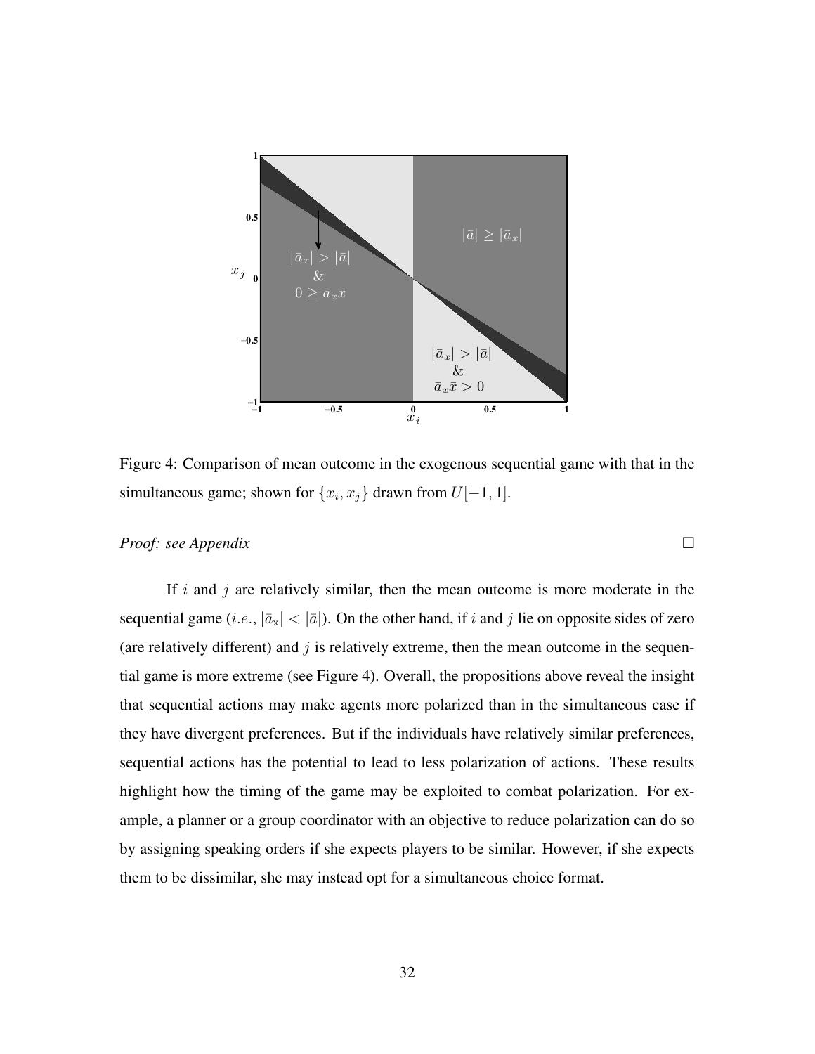Figure 4: Comparison of mean outcome in the exogenous sequential game with that in the simultaneous game; shown for $\{x_i, x_j\}$ drawn from $U[-1, 1]$.

*Proof: see Appendix* □

If $i$ and $j$ are relatively similar, then the mean outcome is more moderate in the sequential game ($i.e.$, $|\bar{a}_x| < |\bar{a}|$). On the other hand, if $i$ and $j$ lie on opposite sides of zero (are relatively different) and $j$ is relatively extreme, then the mean outcome in the sequential game is more extreme (see Figure 4). Overall, the propositions above reveal the insight that sequential actions may make agents more polarized than in the simultaneous case if they have divergent preferences. But if the individuals have relatively similar preferences, sequential actions has the potential to lead to less polarization of actions. These results highlight how the timing of the game may be exploited to combat polarization. For example, a planner or a group coordinator with an objective to reduce polarization can do so by assigning speaking orders if she expects players to be similar. However, if she expects them to be dissimilar, she may instead opt for a simultaneous choice format.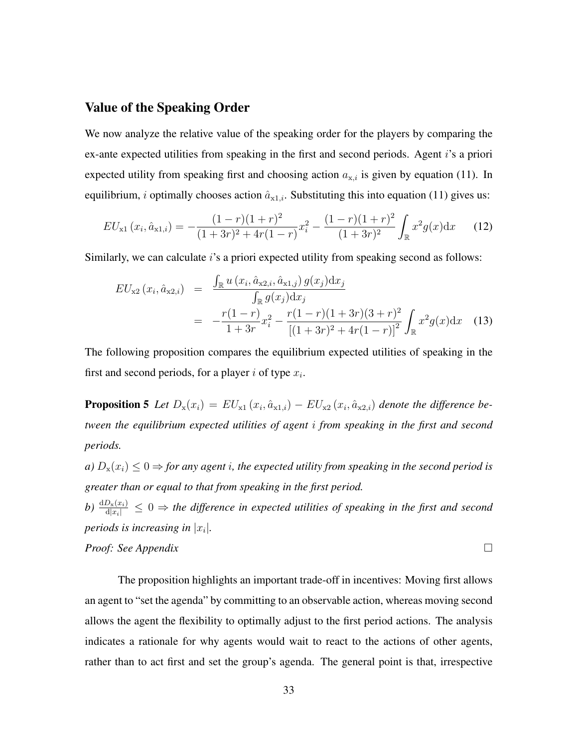## Value of the Speaking Order

We now analyze the relative value of the speaking order for the players by comparing the ex-ante expected utilities from speaking in the first and second periods. Agent $i$'s a priori expected utility from speaking first and choosing action $a_{\mathrm{x},i}$ is given by equation (11). In equilibrium, $i$ optimally chooses action $\hat{a}_{\mathrm{x}1,i}$. Substituting this into equation (11) gives us:

$$EU_{\mathrm{x}1}\left(x_i, \hat{a}_{\mathrm{x}1,i}\right) = -\frac{(1-r)(1+r)^2}{(1+3r)^2 + 4r(1-r)} x_i^2 - \frac{(1-r)(1+r)^2}{(1+3r)^2} \int_{\mathbb{R}} x^2 g(x) \mathrm{d}x \tag{12}$$

Similarly, we can calculate $i$'s a priori expected utility from speaking second as follows:

$$\begin{aligned} EU_{\mathrm{x}2}\left(x_i, \hat{a}_{\mathrm{x}2,i}\right) &= \frac{\int_{\mathbb{R}} u\left(x_i, \hat{a}_{\mathrm{x}2,i}, \hat{a}_{\mathrm{x}1,j}\right) g(x_j) \mathrm{d}x_j}{\int_{\mathbb{R}} g(x_j) \mathrm{d}x_j} \\ &= -\frac{r(1-r)}{1+3r} x_i^2 - \frac{r(1-r)(1+3r)(3+r)^2}{\left[(1+3r)^2 + 4r(1-r)\right]^2} \int_{\mathbb{R}} x^2 g(x) \mathrm{d}x \end{aligned} \tag{13}$$

The following proposition compares the equilibrium expected utilities of speaking in the first and second periods, for a player $i$ of type $x_i$.

**Proposition 5** *Let $D_{\mathrm{x}}(x_i) = EU_{\mathrm{x}1}\left(x_i, \hat{a}_{\mathrm{x}1,i}\right) - EU_{\mathrm{x}2}\left(x_i, \hat{a}_{\mathrm{x}2,i}\right)$ denote the difference between the equilibrium expected utilities of agent $i$ from speaking in the first and second periods.*

*a) $D_{\mathrm{x}}(x_i) \leq 0 \Rightarrow$ for any agent $i$, the expected utility from speaking in the second period is greater than or equal to that from speaking in the first period.*

*b) $\frac{\mathrm{d}D_{\mathrm{x}}(x_i)}{\mathrm{d}|x_i|} \leq 0 \Rightarrow$ the difference in expected utilities of speaking in the first and second periods is increasing in $|x_i|$.*

*Proof: See Appendix* □

The proposition highlights an important trade-off in incentives: Moving first allows an agent to "set the agenda" by committing to an observable action, whereas moving second allows the agent the flexibility to optimally adjust to the first period actions. The analysis indicates a rationale for why agents would wait to react to the actions of other agents, rather than to act first and set the group's agenda. The general point is that, irrespective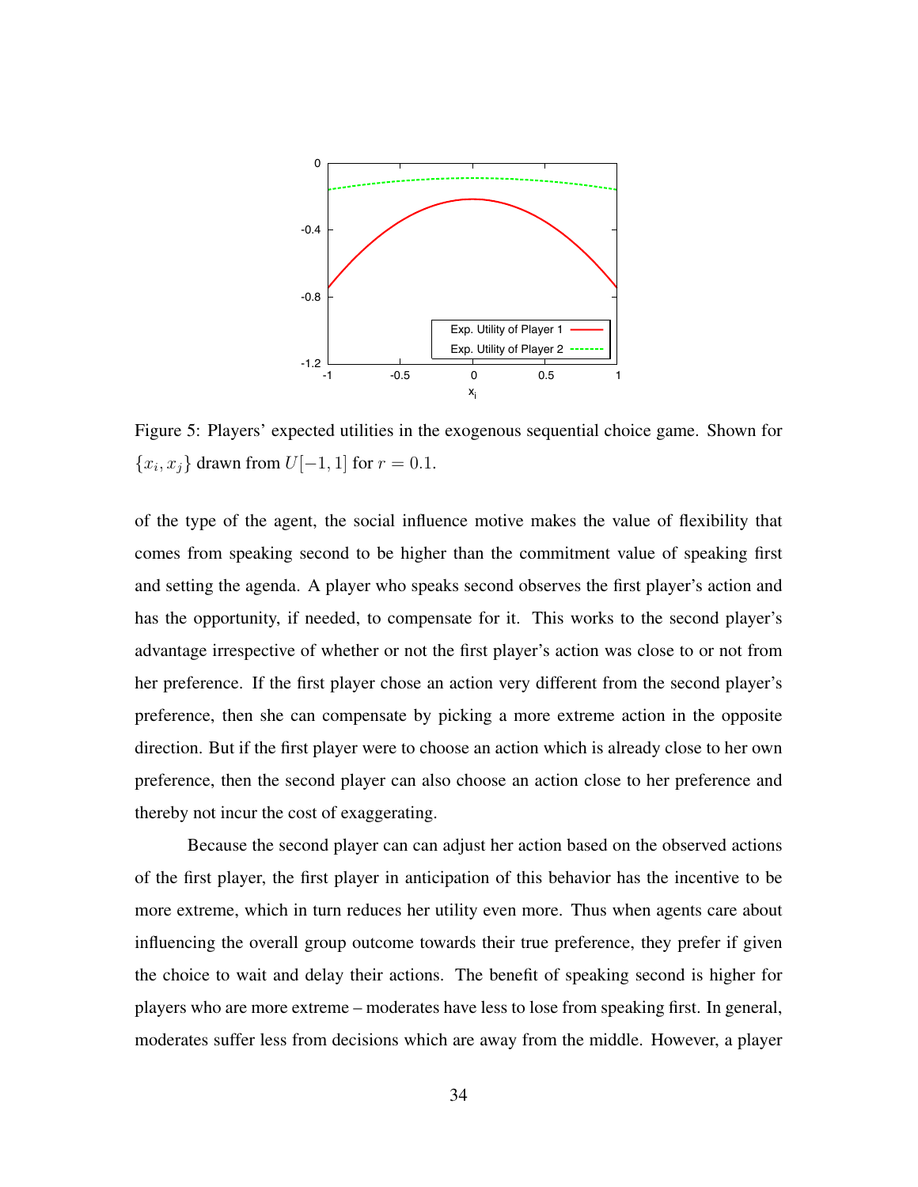Figure 5: Players' expected utilities in the exogenous sequential choice game. Shown for $\{x_i, x_j\}$ drawn from $U[-1, 1]$ for $r = 0.1$.

of the type of the agent, the social influence motive makes the value of flexibility that comes from speaking second to be higher than the commitment value of speaking first and setting the agenda. A player who speaks second observes the first player's action and has the opportunity, if needed, to compensate for it. This works to the second player's advantage irrespective of whether or not the first player's action was close to or not from her preference. If the first player chose an action very different from the second player's preference, then she can compensate by picking a more extreme action in the opposite direction. But if the first player were to choose an action which is already close to her own preference, then the second player can also choose an action close to her preference and thereby not incur the cost of exaggerating.

Because the second player can can adjust her action based on the observed actions of the first player, the first player in anticipation of this behavior has the incentive to be more extreme, which in turn reduces her utility even more. Thus when agents care about influencing the overall group outcome towards their true preference, they prefer if given the choice to wait and delay their actions. The benefit of speaking second is higher for players who are more extreme – moderates have less to lose from speaking first. In general, moderates suffer less from decisions which are away from the middle. However, a player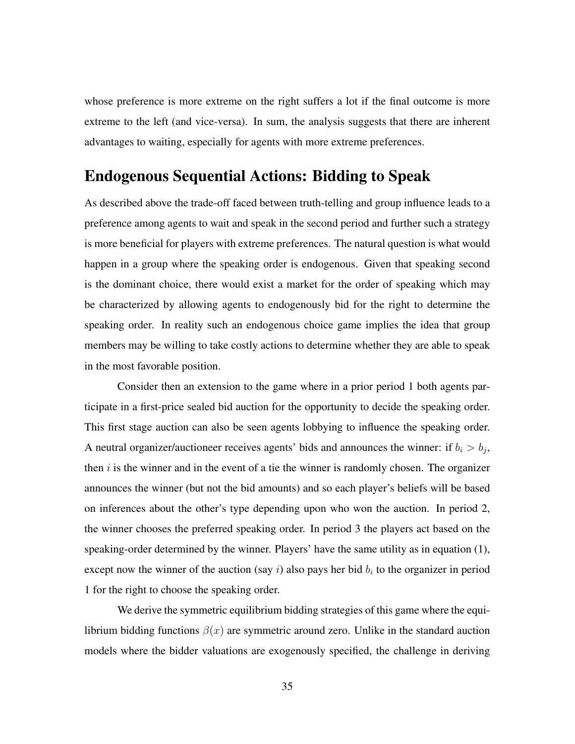whose preference is more extreme on the right suffers a lot if the final outcome is more extreme to the left (and vice-versa). In sum, the analysis suggests that there are inherent advantages to waiting, especially for agents with more extreme preferences.

## Endogenous Sequential Actions: Bidding to Speak

As described above the trade-off faced between truth-telling and group influence leads to a preference among agents to wait and speak in the second period and further such a strategy is more beneficial for players with extreme preferences. The natural question is what would happen in a group where the speaking order is endogenous. Given that speaking second is the dominant choice, there would exist a market for the order of speaking which may be characterized by allowing agents to endogenously bid for the right to determine the speaking order. In reality such an endogenous choice game implies the idea that group members may be willing to take costly actions to determine whether they are able to speak in the most favorable position.

Consider then an extension to the game where in a prior period 1 both agents participate in a first-price sealed bid auction for the opportunity to decide the speaking order. This first stage auction can also be seen agents lobbying to influence the speaking order. A neutral organizer/auctioneer receives agents' bids and announces the winner: if $b_i > b_j$, then $i$ is the winner and in the event of a tie the winner is randomly chosen. The organizer announces the winner (but not the bid amounts) and so each player's beliefs will be based on inferences about the other's type depending upon who won the auction. In period 2, the winner chooses the preferred speaking order. In period 3 the players act based on the speaking-order determined by the winner. Players' have the same utility as in equation (1), except now the winner of the auction (say $i$) also pays her bid $b_i$ to the organizer in period 1 for the right to choose the speaking order.

We derive the symmetric equilibrium bidding strategies of this game where the equilibrium bidding functions $\beta(x)$ are symmetric around zero. Unlike in the standard auction models where the bidder valuations are exogenously specified, the challenge in deriving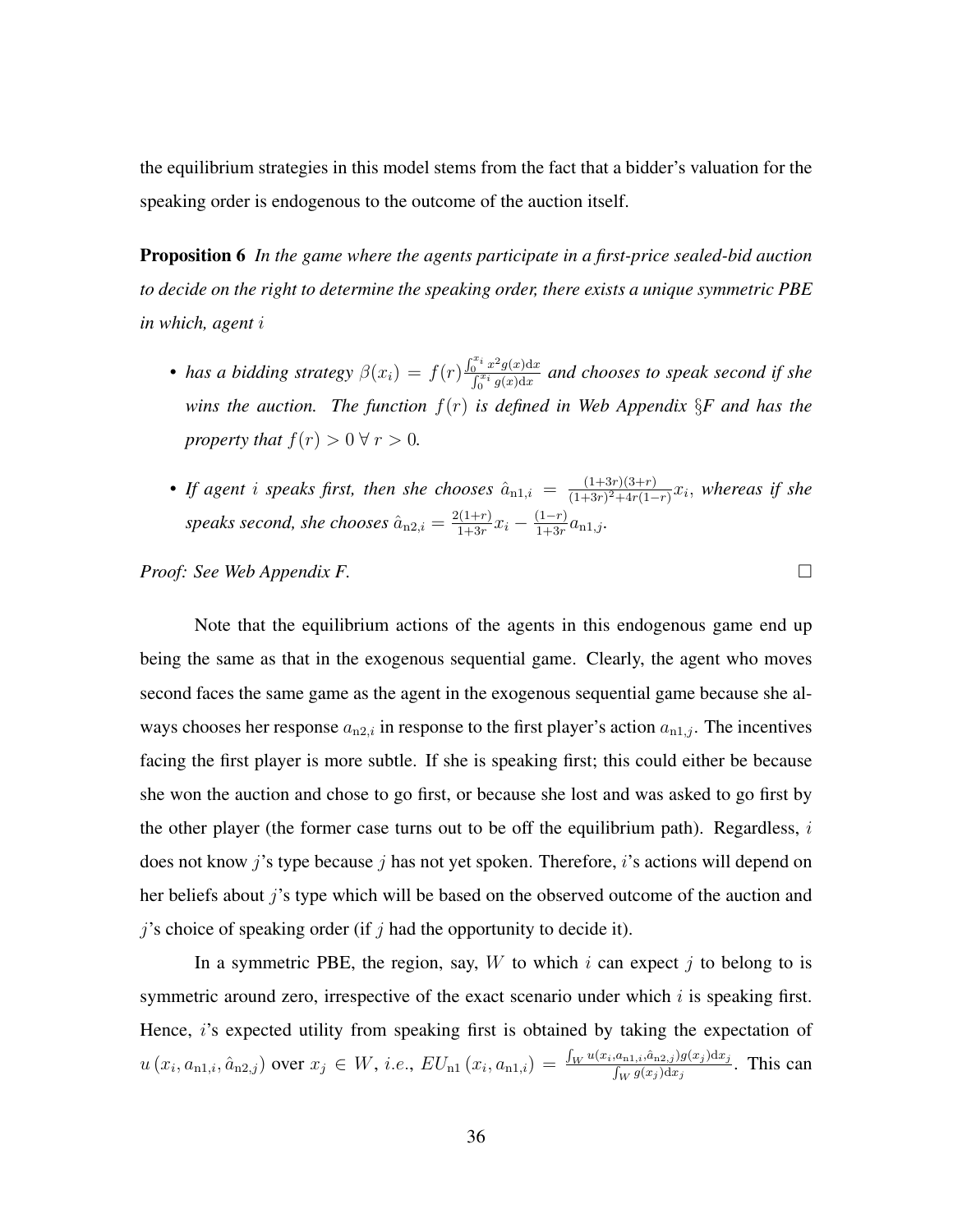the equilibrium strategies in this model stems from the fact that a bidder's valuation for the speaking order is endogenous to the outcome of the auction itself.

**Proposition 6** *In the game where the agents participate in a first-price sealed-bid auction to decide on the right to determine the speaking order, there exists a unique symmetric PBE in which, agent $i$*

- *has a bidding strategy $\beta(x_i) = f(r)\frac{\int_0^{x_i} x^2 g(x)\mathrm{d}x}{\int_0^{x_i} g(x)\mathrm{d}x}$ and chooses to speak second if she wins the auction. The function $f(r)$ is defined in Web Appendix §F and has the property that $f(r) > 0 \; \forall \; r > 0$.*
- *If agent $i$ speaks first, then she chooses $\hat{a}_{\mathrm{n1},i} = \frac{(1+3r)(3+r)}{(1+3r)^2+4r(1-r)}x_i$, whereas if she speaks second, she chooses $\hat{a}_{\mathrm{n2},i} = \frac{2(1+r)}{1+3r}x_i - \frac{(1-r)}{1+3r}a_{\mathrm{n1},j}$.*

*Proof: See Web Appendix F.* □

Note that the equilibrium actions of the agents in this endogenous game end up being the same as that in the exogenous sequential game. Clearly, the agent who moves second faces the same game as the agent in the exogenous sequential game because she always chooses her response $a_{\mathrm{n2},i}$ in response to the first player's action $a_{\mathrm{n1},j}$. The incentives facing the first player is more subtle. If she is speaking first; this could either be because she won the auction and chose to go first, or because she lost and was asked to go first by the other player (the former case turns out to be off the equilibrium path). Regardless, $i$ does not know $j$'s type because $j$ has not yet spoken. Therefore, $i$'s actions will depend on her beliefs about $j$'s type which will be based on the observed outcome of the auction and $j$'s choice of speaking order (if $j$ had the opportunity to decide it).

In a symmetric PBE, the region, say, $W$ to which $i$ can expect $j$ to belong to is symmetric around zero, irrespective of the exact scenario under which $i$ is speaking first. Hence, $i$'s expected utility from speaking first is obtained by taking the expectation of $u\left(x_i, a_{\mathrm{n1},i}, \hat{a}_{\mathrm{n2},j}\right)$ over $x_j \in W$, *i.e.*, $EU_{\mathrm{n1}}\left(x_i, a_{\mathrm{n1},i}\right) = \frac{\int_W u(x_i, a_{\mathrm{n1},i}, \hat{a}_{\mathrm{n2},j}) g(x_j)\mathrm{d}x_j}{\int_W g(x_j)\mathrm{d}x_j}$. This can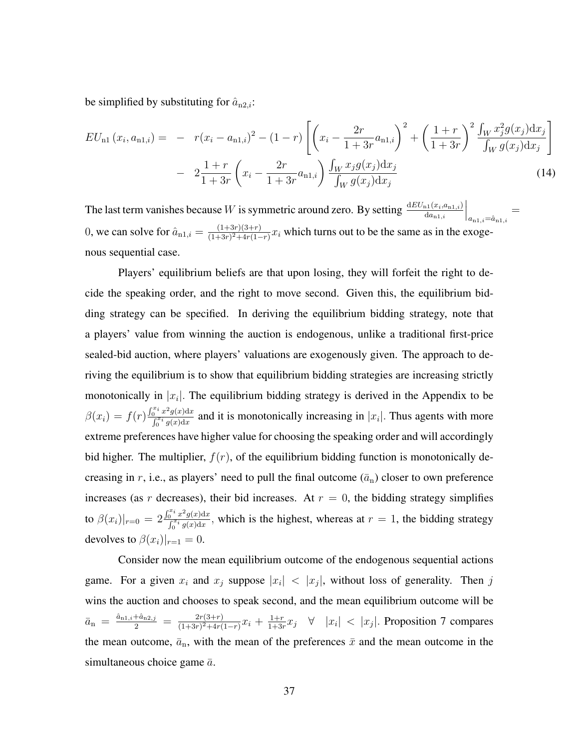be simplified by substituting for $\hat{a}_{\mathrm{n2},i}$:

$$EU_{\mathrm{n1}}(x_i, a_{\mathrm{n1},i}) = - \quad r(x_i - a_{\mathrm{n1},i})^2 - (1-r)\left[\left(x_i - \frac{2r}{1+3r}a_{\mathrm{n1},i}\right)^2 + \left(\frac{1+r}{1+3r}\right)^2 \frac{\int_W x_j^2 g(x_j)\mathrm{d}x_j}{\int_W g(x_j)\mathrm{d}x_j}\right] - \quad 2\frac{1+r}{1+3r}\left(x_i - \frac{2r}{1+3r}a_{\mathrm{n1},i}\right)\frac{\int_W x_j g(x_j)\mathrm{d}x_j}{\int_W g(x_j)\mathrm{d}x_j} \tag{14}$$

The last term vanishes because $W$ is symmetric around zero. By setting $\left.\frac{\mathrm{d}EU_{\mathrm{n1}}(x_i,a_{\mathrm{n1},i})}{\mathrm{d}a_{\mathrm{n1},i}}\right|_{a_{\mathrm{n1},i}=\hat{a}_{\mathrm{n1},i}} = 0$, we can solve for $\hat{a}_{\mathrm{n1},i} = \frac{(1+3r)(3+r)}{(1+3r)^2+4r(1-r)}x_i$ which turns out to be the same as in the exogenous sequential case.

Players' equilibrium beliefs are that upon losing, they will forfeit the right to decide the speaking order, and the right to move second. Given this, the equilibrium bidding strategy can be specified. In deriving the equilibrium bidding strategy, note that a players' value from winning the auction is endogenous, unlike a traditional first-price sealed-bid auction, where players' valuations are exogenously given. The approach to deriving the equilibrium is to show that equilibrium bidding strategies are increasing strictly monotonically in $|x_i|$. The equilibrium bidding strategy is derived in the Appendix to be $\beta(x_i) = f(r)\frac{\int_0^{x_i} x^2 g(x)\mathrm{d}x}{\int_0^{x_i} g(x)\mathrm{d}x}$ and it is monotonically increasing in $|x_i|$. Thus agents with more extreme preferences have higher value for choosing the speaking order and will accordingly bid higher. The multiplier, $f(r)$, of the equilibrium bidding function is monotonically decreasing in $r$, i.e., as players' need to pull the final outcome ($\bar{a}_{\mathrm{n}}$) closer to own preference increases (as $r$ decreases), their bid increases. At $r = 0$, the bidding strategy simplifies to $\beta(x_i)|_{r=0} = 2\frac{\int_0^{x_i} x^2 g(x)\mathrm{d}x}{\int_0^{x_i} g(x)\mathrm{d}x}$, which is the highest, whereas at $r = 1$, the bidding strategy devolves to $\beta(x_i)|_{r=1} = 0$.

Consider now the mean equilibrium outcome of the endogenous sequential actions game. For a given $x_i$ and $x_j$ suppose $|x_i| < |x_j|$, without loss of generality. Then $j$ wins the auction and chooses to speak second, and the mean equilibrium outcome will be $\bar{a}_{\mathrm{n}} = \frac{\hat{a}_{\mathrm{n1},i}+\hat{a}_{\mathrm{n2},j}}{2} = \frac{2r(3+r)}{(1+3r)^2+4r(1-r)}x_i + \frac{1+r}{1+3r}x_j \quad \forall \quad |x_i| < |x_j|$. Proposition 7 compares the mean outcome, $\bar{a}_{\mathrm{n}}$, with the mean of the preferences $\bar{x}$ and the mean outcome in the simultaneous choice game $\bar{a}$.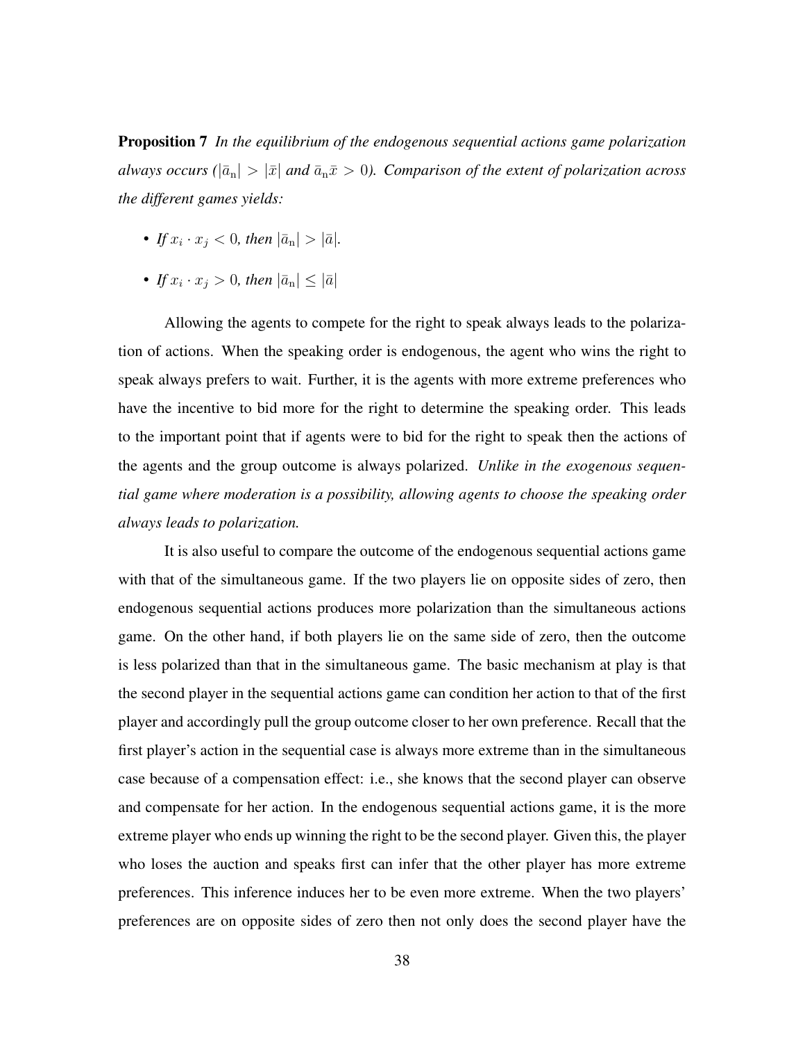**Proposition 7** *In the equilibrium of the endogenous sequential actions game polarization always occurs ($|\bar{a}_{\rm n}| > |\bar{x}|$ and $\bar{a}_{\rm n}\bar{x} > 0$). Comparison of the extent of polarization across the different games yields:*

- *If $x_i \cdot x_j < 0$, then $|\bar{a}_{\rm n}| > |\bar{a}|$.*
- *If $x_i \cdot x_j > 0$, then $|\bar{a}_{\rm n}| \leq |\bar{a}|$*

Allowing the agents to compete for the right to speak always leads to the polarization of actions. When the speaking order is endogenous, the agent who wins the right to speak always prefers to wait. Further, it is the agents with more extreme preferences who have the incentive to bid more for the right to determine the speaking order. This leads to the important point that if agents were to bid for the right to speak then the actions of the agents and the group outcome is always polarized. *Unlike in the exogenous sequential game where moderation is a possibility, allowing agents to choose the speaking order always leads to polarization.*

It is also useful to compare the outcome of the endogenous sequential actions game with that of the simultaneous game. If the two players lie on opposite sides of zero, then endogenous sequential actions produces more polarization than the simultaneous actions game. On the other hand, if both players lie on the same side of zero, then the outcome is less polarized than that in the simultaneous game. The basic mechanism at play is that the second player in the sequential actions game can condition her action to that of the first player and accordingly pull the group outcome closer to her own preference. Recall that the first player's action in the sequential case is always more extreme than in the simultaneous case because of a compensation effect: i.e., she knows that the second player can observe and compensate for her action. In the endogenous sequential actions game, it is the more extreme player who ends up winning the right to be the second player. Given this, the player who loses the auction and speaks first can infer that the other player has more extreme preferences. This inference induces her to be even more extreme. When the two players' preferences are on opposite sides of zero then not only does the second player have the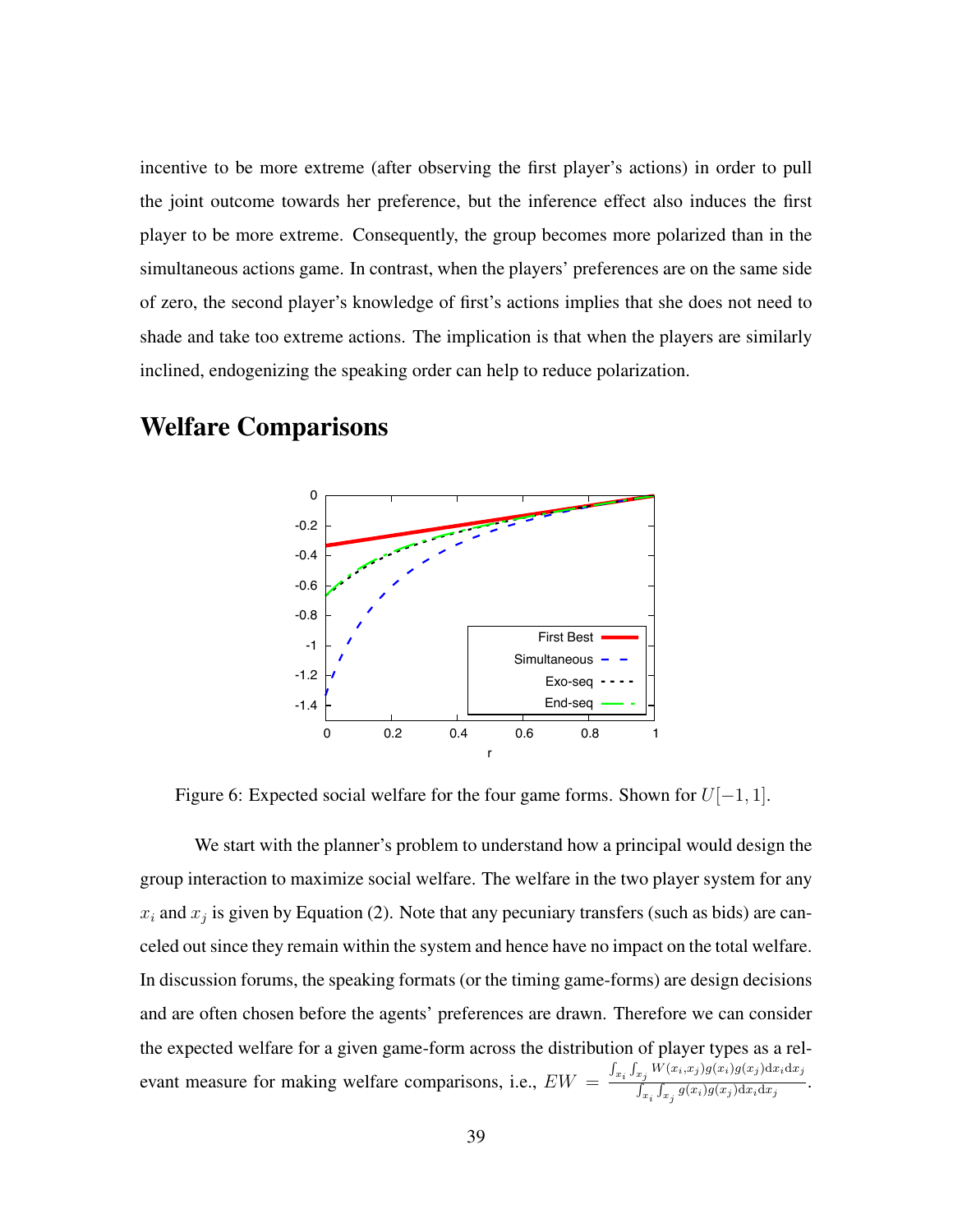incentive to be more extreme (after observing the first player's actions) in order to pull the joint outcome towards her preference, but the inference effect also induces the first player to be more extreme. Consequently, the group becomes more polarized than in the simultaneous actions game. In contrast, when the players' preferences are on the same side of zero, the second player's knowledge of first's actions implies that she does not need to shade and take too extreme actions. The implication is that when the players are similarly inclined, endogenizing the speaking order can help to reduce polarization.

## Welfare Comparisons

Figure 6: Expected social welfare for the four game forms. Shown for $U[-1, 1]$.

We start with the planner's problem to understand how a principal would design the group interaction to maximize social welfare. The welfare in the two player system for any $x_i$ and $x_j$ is given by Equation (2). Note that any pecuniary transfers (such as bids) are canceled out since they remain within the system and hence have no impact on the total welfare. In discussion forums, the speaking formats (or the timing game-forms) are design decisions and are often chosen before the agents' preferences are drawn. Therefore we can consider the expected welfare for a given game-form across the distribution of player types as a relevant measure for making welfare comparisons, i.e., $EW = \frac{\int_{x_i}\int_{x_j} W(x_i,x_j)g(x_i)g(x_j)\mathrm{d}x_i\mathrm{d}x_j}{\int_{x_i}\int_{x_j} g(x_i)g(x_j)\mathrm{d}x_i\mathrm{d}x_j}$.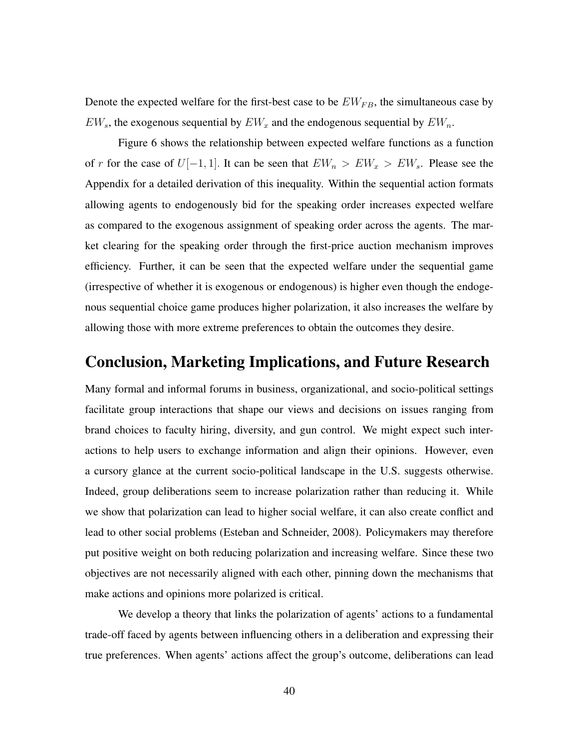Denote the expected welfare for the first-best case to be $EW_{FB}$, the simultaneous case by $EW_s$, the exogenous sequential by $EW_x$ and the endogenous sequential by $EW_n$.

Figure 6 shows the relationship between expected welfare functions as a function of $r$ for the case of $U[-1, 1]$. It can be seen that $EW_n > EW_x > EW_s$. Please see the Appendix for a detailed derivation of this inequality. Within the sequential action formats allowing agents to endogenously bid for the speaking order increases expected welfare as compared to the exogenous assignment of speaking order across the agents. The market clearing for the speaking order through the first-price auction mechanism improves efficiency. Further, it can be seen that the expected welfare under the sequential game (irrespective of whether it is exogenous or endogenous) is higher even though the endogenous sequential choice game produces higher polarization, it also increases the welfare by allowing those with more extreme preferences to obtain the outcomes they desire.

# Conclusion, Marketing Implications, and Future Research

Many formal and informal forums in business, organizational, and socio-political settings facilitate group interactions that shape our views and decisions on issues ranging from brand choices to faculty hiring, diversity, and gun control. We might expect such interactions to help users to exchange information and align their opinions. However, even a cursory glance at the current socio-political landscape in the U.S. suggests otherwise. Indeed, group deliberations seem to increase polarization rather than reducing it. While we show that polarization can lead to higher social welfare, it can also create conflict and lead to other social problems (Esteban and Schneider, 2008). Policymakers may therefore put positive weight on both reducing polarization and increasing welfare. Since these two objectives are not necessarily aligned with each other, pinning down the mechanisms that make actions and opinions more polarized is critical.

We develop a theory that links the polarization of agents' actions to a fundamental trade-off faced by agents between influencing others in a deliberation and expressing their true preferences. When agents' actions affect the group's outcome, deliberations can lead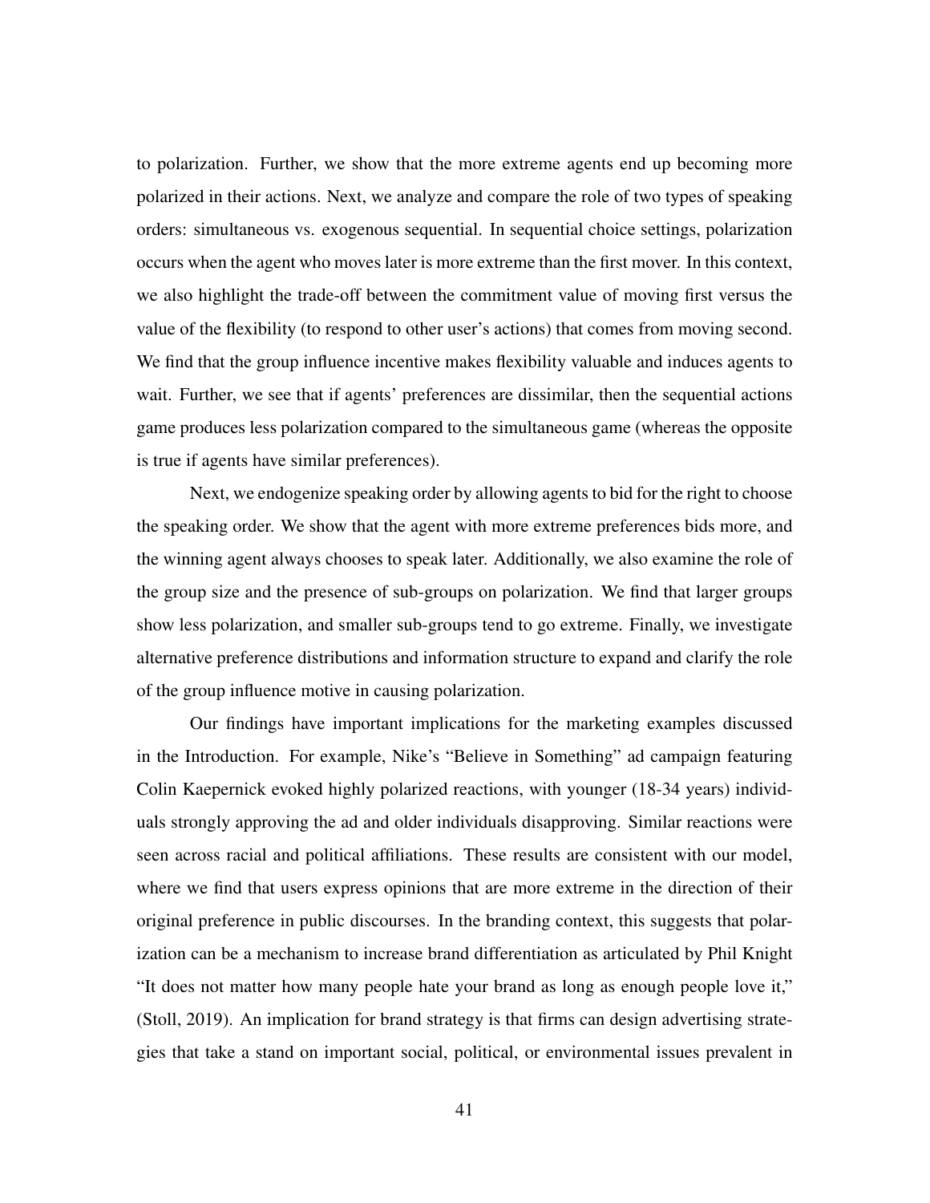to polarization. Further, we show that the more extreme agents end up becoming more polarized in their actions. Next, we analyze and compare the role of two types of speaking orders: simultaneous vs. exogenous sequential. In sequential choice settings, polarization occurs when the agent who moves later is more extreme than the first mover. In this context, we also highlight the trade-off between the commitment value of moving first versus the value of the flexibility (to respond to other user's actions) that comes from moving second. We find that the group influence incentive makes flexibility valuable and induces agents to wait. Further, we see that if agents' preferences are dissimilar, then the sequential actions game produces less polarization compared to the simultaneous game (whereas the opposite is true if agents have similar preferences).

Next, we endogenize speaking order by allowing agents to bid for the right to choose the speaking order. We show that the agent with more extreme preferences bids more, and the winning agent always chooses to speak later. Additionally, we also examine the role of the group size and the presence of sub-groups on polarization. We find that larger groups show less polarization, and smaller sub-groups tend to go extreme. Finally, we investigate alternative preference distributions and information structure to expand and clarify the role of the group influence motive in causing polarization.

Our findings have important implications for the marketing examples discussed in the Introduction. For example, Nike's "Believe in Something" ad campaign featuring Colin Kaepernick evoked highly polarized reactions, with younger (18-34 years) individuals strongly approving the ad and older individuals disapproving. Similar reactions were seen across racial and political affiliations. These results are consistent with our model, where we find that users express opinions that are more extreme in the direction of their original preference in public discourses. In the branding context, this suggests that polarization can be a mechanism to increase brand differentiation as articulated by Phil Knight "It does not matter how many people hate your brand as long as enough people love it," (Stoll, 2019). An implication for brand strategy is that firms can design advertising strategies that take a stand on important social, political, or environmental issues prevalent in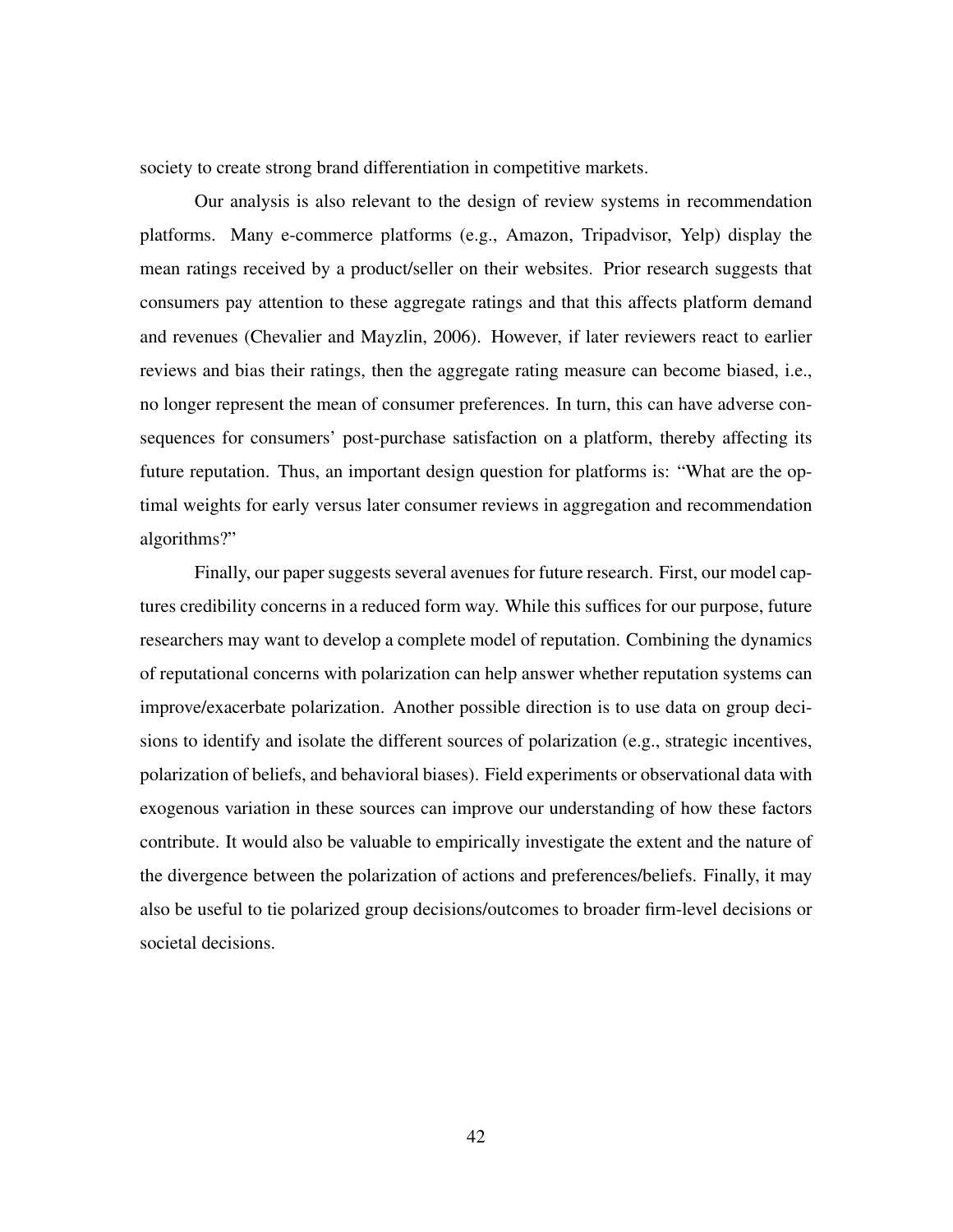society to create strong brand differentiation in competitive markets.

Our analysis is also relevant to the design of review systems in recommendation platforms. Many e-commerce platforms (e.g., Amazon, Tripadvisor, Yelp) display the mean ratings received by a product/seller on their websites. Prior research suggests that consumers pay attention to these aggregate ratings and that this affects platform demand and revenues (Chevalier and Mayzlin, 2006). However, if later reviewers react to earlier reviews and bias their ratings, then the aggregate rating measure can become biased, i.e., no longer represent the mean of consumer preferences. In turn, this can have adverse consequences for consumers' post-purchase satisfaction on a platform, thereby affecting its future reputation. Thus, an important design question for platforms is: "What are the optimal weights for early versus later consumer reviews in aggregation and recommendation algorithms?"

Finally, our paper suggests several avenues for future research. First, our model captures credibility concerns in a reduced form way. While this suffices for our purpose, future researchers may want to develop a complete model of reputation. Combining the dynamics of reputational concerns with polarization can help answer whether reputation systems can improve/exacerbate polarization. Another possible direction is to use data on group decisions to identify and isolate the different sources of polarization (e.g., strategic incentives, polarization of beliefs, and behavioral biases). Field experiments or observational data with exogenous variation in these sources can improve our understanding of how these factors contribute. It would also be valuable to empirically investigate the extent and the nature of the divergence between the polarization of actions and preferences/beliefs. Finally, it may also be useful to tie polarized group decisions/outcomes to broader firm-level decisions or societal decisions.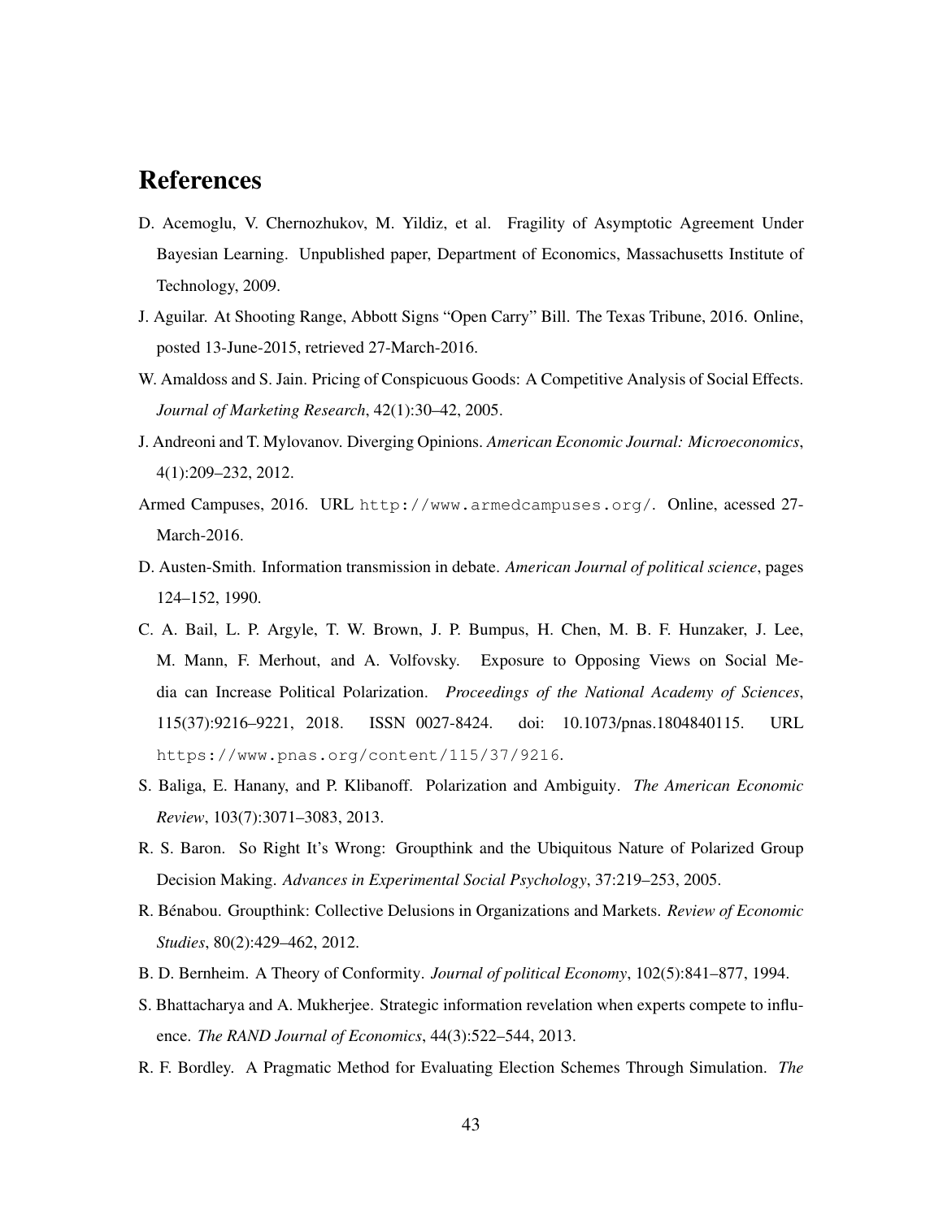# References

D. Acemoglu, V. Chernozhukov, M. Yildiz, et al. Fragility of Asymptotic Agreement Under Bayesian Learning. Unpublished paper, Department of Economics, Massachusetts Institute of Technology, 2009.

J. Aguilar. At Shooting Range, Abbott Signs "Open Carry" Bill. The Texas Tribune, 2016. Online, posted 13-June-2015, retrieved 27-March-2016.

W. Amaldoss and S. Jain. Pricing of Conspicuous Goods: A Competitive Analysis of Social Effects. *Journal of Marketing Research*, 42(1):30–42, 2005.

J. Andreoni and T. Mylovanov. Diverging Opinions. *American Economic Journal: Microeconomics*, 4(1):209–232, 2012.

Armed Campuses, 2016. URL `http://www.armedcampuses.org/`. Online, acessed 27-March-2016.

D. Austen-Smith. Information transmission in debate. *American Journal of political science*, pages 124–152, 1990.

C. A. Bail, L. P. Argyle, T. W. Brown, J. P. Bumpus, H. Chen, M. B. F. Hunzaker, J. Lee, M. Mann, F. Merhout, and A. Volfovsky. Exposure to Opposing Views on Social Media can Increase Political Polarization. *Proceedings of the National Academy of Sciences*, 115(37):9216–9221, 2018. ISSN 0027-8424. doi: 10.1073/pnas.1804840115. URL `https://www.pnas.org/content/115/37/9216`.

S. Baliga, E. Hanany, and P. Klibanoff. Polarization and Ambiguity. *The American Economic Review*, 103(7):3071–3083, 2013.

R. S. Baron. So Right It's Wrong: Groupthink and the Ubiquitous Nature of Polarized Group Decision Making. *Advances in Experimental Social Psychology*, 37:219–253, 2005.

R. Bénabou. Groupthink: Collective Delusions in Organizations and Markets. *Review of Economic Studies*, 80(2):429–462, 2012.

B. D. Bernheim. A Theory of Conformity. *Journal of political Economy*, 102(5):841–877, 1994.

S. Bhattacharya and A. Mukherjee. Strategic information revelation when experts compete to influence. *The RAND Journal of Economics*, 44(3):522–544, 2013.

R. F. Bordley. A Pragmatic Method for Evaluating Election Schemes Through Simulation. *The*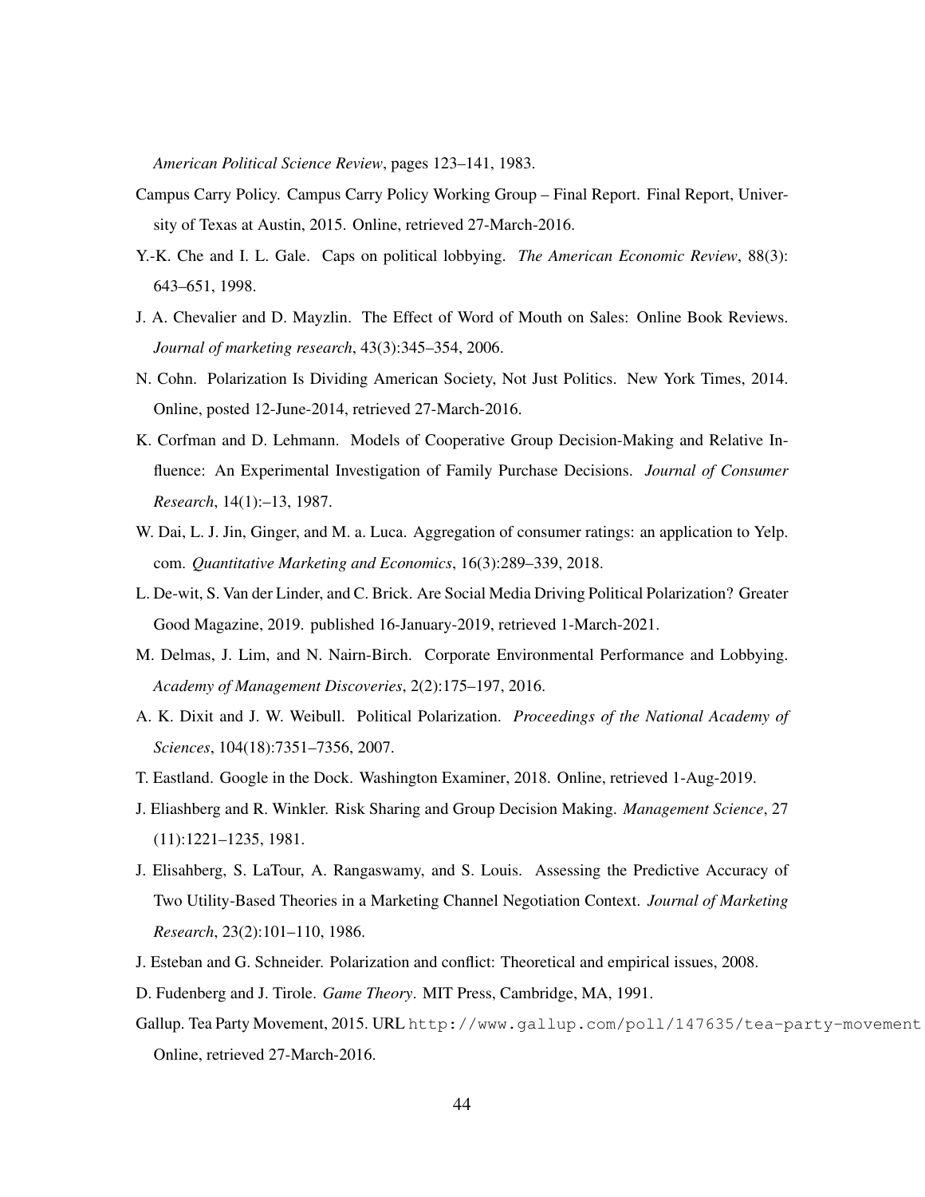*American Political Science Review*, pages 123–141, 1983.

Campus Carry Policy. Campus Carry Policy Working Group – Final Report. Final Report, University of Texas at Austin, 2015. Online, retrieved 27-March-2016.

Y.-K. Che and I. L. Gale. Caps on political lobbying. *The American Economic Review*, 88(3): 643–651, 1998.

J. A. Chevalier and D. Mayzlin. The Effect of Word of Mouth on Sales: Online Book Reviews. *Journal of marketing research*, 43(3):345–354, 2006.

N. Cohn. Polarization Is Dividing American Society, Not Just Politics. New York Times, 2014. Online, posted 12-June-2014, retrieved 27-March-2016.

K. Corfman and D. Lehmann. Models of Cooperative Group Decision-Making and Relative Influence: An Experimental Investigation of Family Purchase Decisions. *Journal of Consumer Research*, 14(1):–13, 1987.

W. Dai, L. J. Jin, Ginger, and M. a. Luca. Aggregation of consumer ratings: an application to Yelp. com. *Quantitative Marketing and Economics*, 16(3):289–339, 2018.

L. De-wit, S. Van der Linder, and C. Brick. Are Social Media Driving Political Polarization? Greater Good Magazine, 2019. published 16-January-2019, retrieved 1-March-2021.

M. Delmas, J. Lim, and N. Nairn-Birch. Corporate Environmental Performance and Lobbying. *Academy of Management Discoveries*, 2(2):175–197, 2016.

A. K. Dixit and J. W. Weibull. Political Polarization. *Proceedings of the National Academy of Sciences*, 104(18):7351–7356, 2007.

T. Eastland. Google in the Dock. Washington Examiner, 2018. Online, retrieved 1-Aug-2019.

J. Eliashberg and R. Winkler. Risk Sharing and Group Decision Making. *Management Science*, 27 (11):1221–1235, 1981.

J. Elisahberg, S. LaTour, A. Rangaswamy, and S. Louis. Assessing the Predictive Accuracy of Two Utility-Based Theories in a Marketing Channel Negotiation Context. *Journal of Marketing Research*, 23(2):101–110, 1986.

J. Esteban and G. Schneider. Polarization and conflict: Theoretical and empirical issues, 2008.

D. Fudenberg and J. Tirole. *Game Theory*. MIT Press, Cambridge, MA, 1991.

Gallup. Tea Party Movement, 2015. URL `http://www.gallup.com/poll/147635/tea-party-movement`. Online, retrieved 27-March-2016.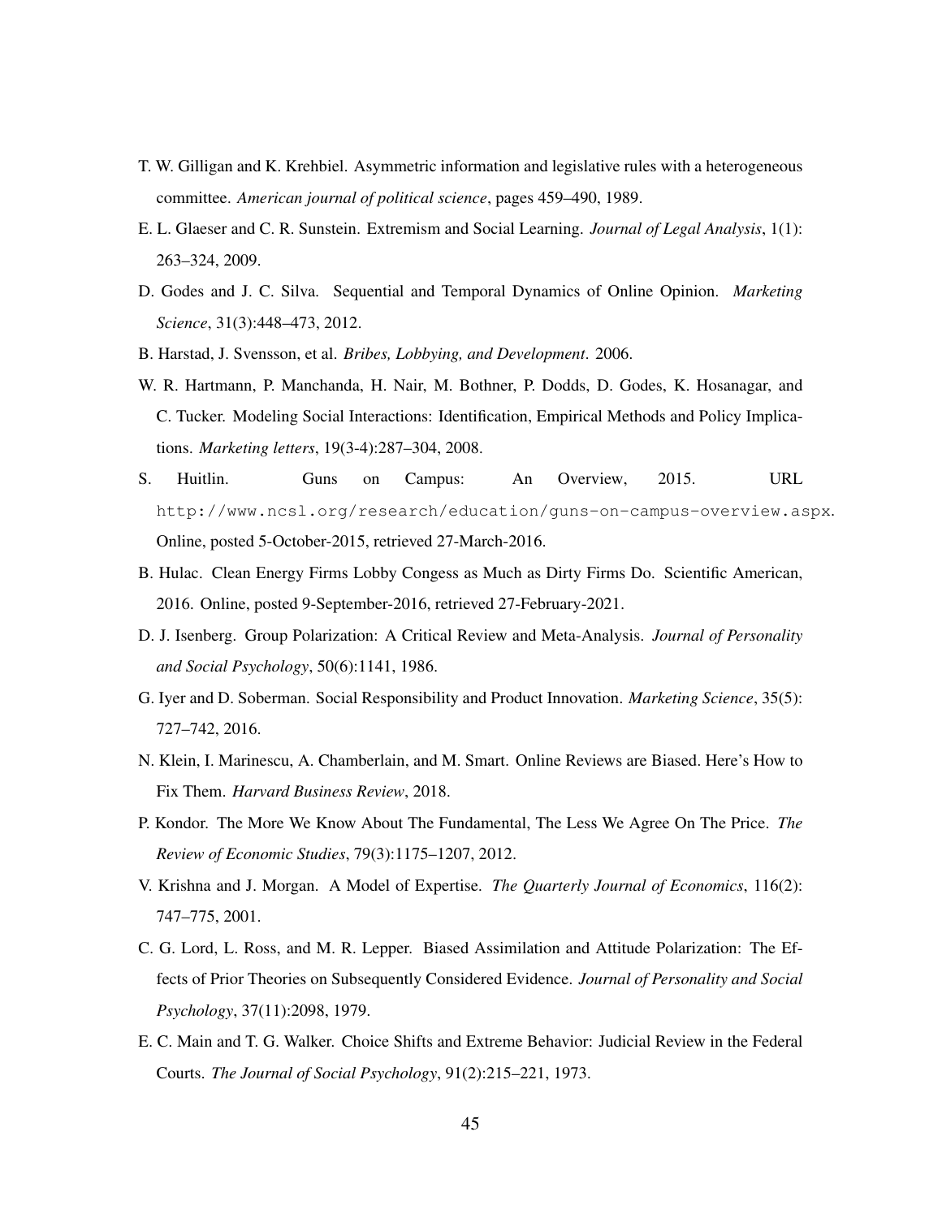T. W. Gilligan and K. Krehbiel. Asymmetric information and legislative rules with a heterogeneous committee. *American journal of political science*, pages 459–490, 1989.

E. L. Glaeser and C. R. Sunstein. Extremism and Social Learning. *Journal of Legal Analysis*, 1(1): 263–324, 2009.

D. Godes and J. C. Silva. Sequential and Temporal Dynamics of Online Opinion. *Marketing Science*, 31(3):448–473, 2012.

B. Harstad, J. Svensson, et al. *Bribes, Lobbying, and Development*. 2006.

W. R. Hartmann, P. Manchanda, H. Nair, M. Bothner, P. Dodds, D. Godes, K. Hosanagar, and C. Tucker. Modeling Social Interactions: Identification, Empirical Methods and Policy Implications. *Marketing letters*, 19(3-4):287–304, 2008.

S. Huitlin. Guns on Campus: An Overview, 2015. URL `http://www.ncsl.org/research/education/guns-on-campus-overview.aspx`. Online, posted 5-October-2015, retrieved 27-March-2016.

B. Hulac. Clean Energy Firms Lobby Congess as Much as Dirty Firms Do. Scientific American, 2016. Online, posted 9-September-2016, retrieved 27-February-2021.

D. J. Isenberg. Group Polarization: A Critical Review and Meta-Analysis. *Journal of Personality and Social Psychology*, 50(6):1141, 1986.

G. Iyer and D. Soberman. Social Responsibility and Product Innovation. *Marketing Science*, 35(5): 727–742, 2016.

N. Klein, I. Marinescu, A. Chamberlain, and M. Smart. Online Reviews are Biased. Here's How to Fix Them. *Harvard Business Review*, 2018.

P. Kondor. The More We Know About The Fundamental, The Less We Agree On The Price. *The Review of Economic Studies*, 79(3):1175–1207, 2012.

V. Krishna and J. Morgan. A Model of Expertise. *The Quarterly Journal of Economics*, 116(2): 747–775, 2001.

C. G. Lord, L. Ross, and M. R. Lepper. Biased Assimilation and Attitude Polarization: The Effects of Prior Theories on Subsequently Considered Evidence. *Journal of Personality and Social Psychology*, 37(11):2098, 1979.

E. C. Main and T. G. Walker. Choice Shifts and Extreme Behavior: Judicial Review in the Federal Courts. *The Journal of Social Psychology*, 91(2):215–221, 1973.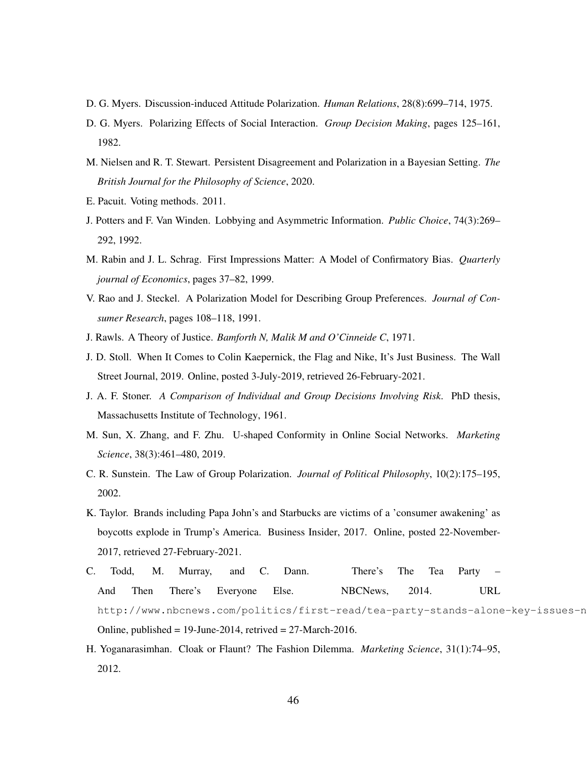D. G. Myers. Discussion-induced Attitude Polarization. *Human Relations*, 28(8):699–714, 1975.

D. G. Myers. Polarizing Effects of Social Interaction. *Group Decision Making*, pages 125–161, 1982.

M. Nielsen and R. T. Stewart. Persistent Disagreement and Polarization in a Bayesian Setting. *The British Journal for the Philosophy of Science*, 2020.

E. Pacuit. Voting methods. 2011.

J. Potters and F. Van Winden. Lobbying and Asymmetric Information. *Public Choice*, 74(3):269–292, 1992.

M. Rabin and J. L. Schrag. First Impressions Matter: A Model of Confirmatory Bias. *Quarterly journal of Economics*, pages 37–82, 1999.

V. Rao and J. Steckel. A Polarization Model for Describing Group Preferences. *Journal of Consumer Research*, pages 108–118, 1991.

J. Rawls. A Theory of Justice. *Bamforth N, Malik M and O'Cinneide C*, 1971.

J. D. Stoll. When It Comes to Colin Kaepernick, the Flag and Nike, It's Just Business. The Wall Street Journal, 2019. Online, posted 3-July-2019, retrieved 26-February-2021.

J. A. F. Stoner. *A Comparison of Individual and Group Decisions Involving Risk*. PhD thesis, Massachusetts Institute of Technology, 1961.

M. Sun, X. Zhang, and F. Zhu. U-shaped Conformity in Online Social Networks. *Marketing Science*, 38(3):461–480, 2019.

C. R. Sunstein. The Law of Group Polarization. *Journal of Political Philosophy*, 10(2):175–195, 2002.

K. Taylor. Brands including Papa John's and Starbucks are victims of a 'consumer awakening' as boycotts explode in Trump's America. Business Insider, 2017. Online, posted 22-November-2017, retrieved 27-February-2021.

C. Todd, M. Murray, and C. Dann. There's The Tea Party – And Then There's Everyone Else. NBCNews, 2014. URL http://www.nbcnews.com/politics/first-read/tea-party-stands-alone-key-issues-n Online, published = 19-June-2014, retrived = 27-March-2016.

H. Yoganarasimhan. Cloak or Flaunt? The Fashion Dilemma. *Marketing Science*, 31(1):74–95, 2012.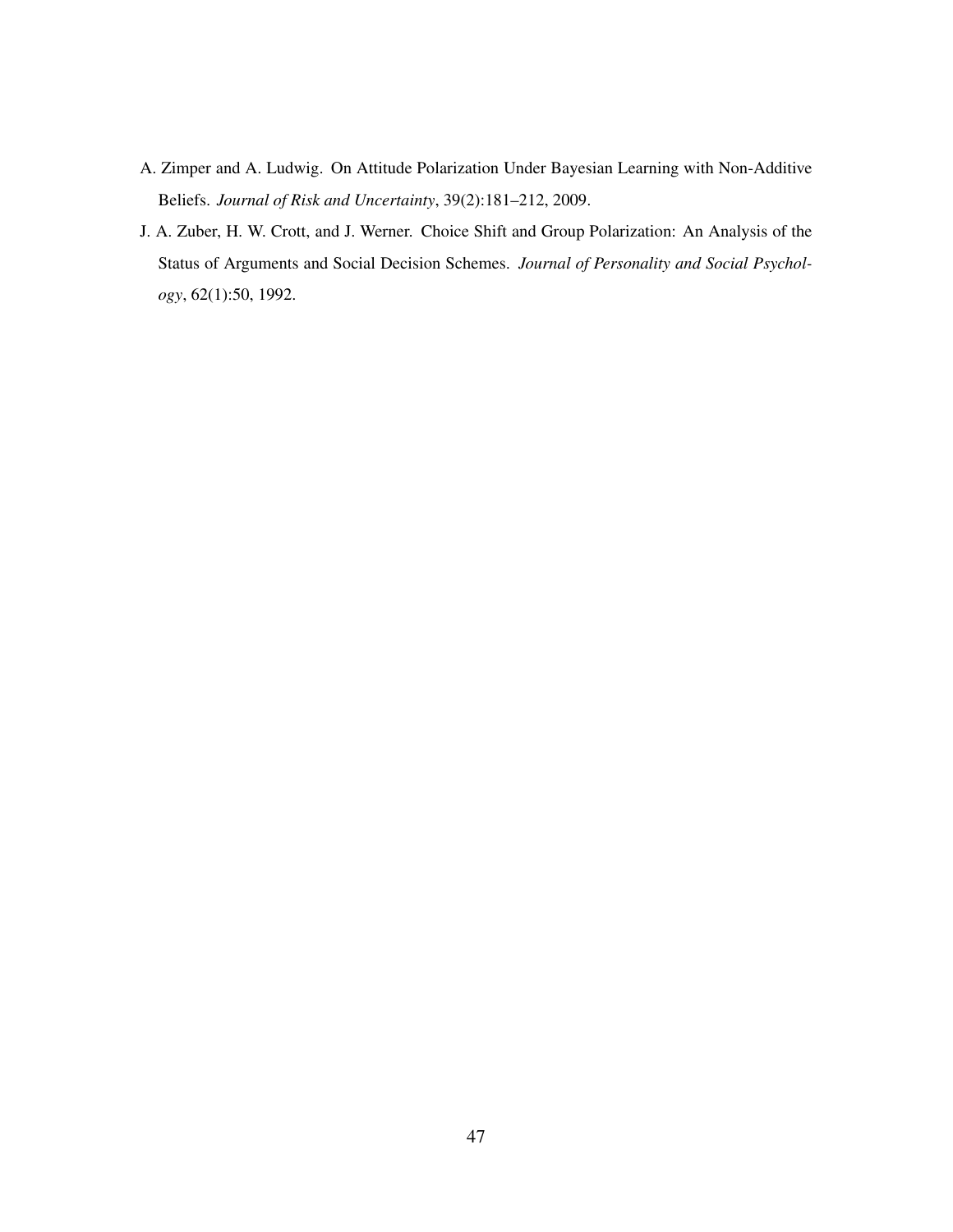A. Zimper and A. Ludwig. On Attitude Polarization Under Bayesian Learning with Non-Additive Beliefs. *Journal of Risk and Uncertainty*, 39(2):181–212, 2009.

J. A. Zuber, H. W. Crott, and J. Werner. Choice Shift and Group Polarization: An Analysis of the Status of Arguments and Social Decision Schemes. *Journal of Personality and Social Psychology*, 62(1):50, 1992.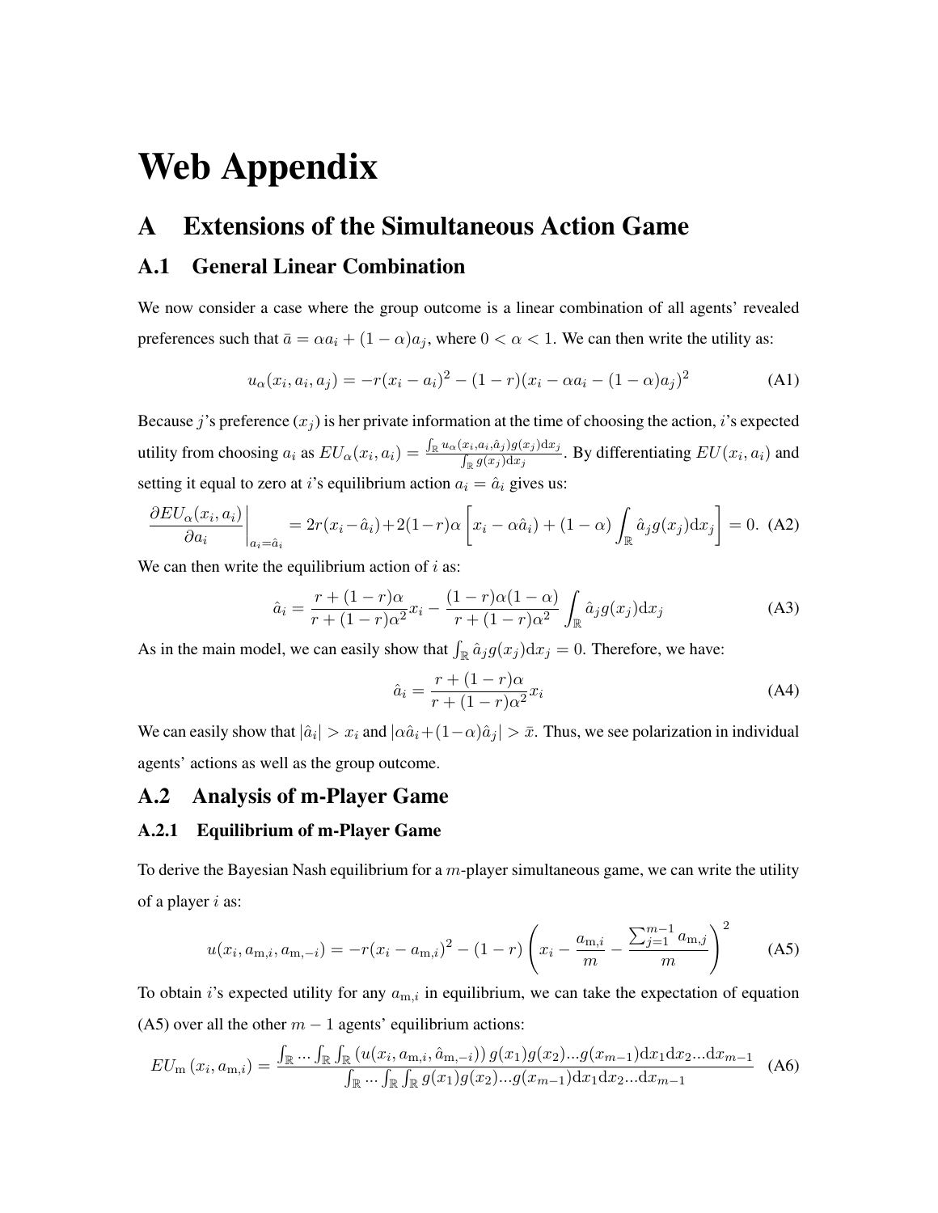# Web Appendix

## A Extensions of the Simultaneous Action Game

### A.1 General Linear Combination

We now consider a case where the group outcome is a linear combination of all agents' revealed preferences such that $\bar{a} = \alpha a_i + (1-\alpha)a_j$, where $0 < \alpha < 1$. We can then write the utility as:

$$u_\alpha(x_i, a_i, a_j) = -r(x_i - a_i)^2 - (1-r)(x_i - \alpha a_i - (1-\alpha)a_j)^2 \tag{A1}$$

Because $j$'s preference ($x_j$) is her private information at the time of choosing the action, $i$'s expected utility from choosing $a_i$ as $EU_\alpha(x_i, a_i) = \frac{\int_{\mathbb{R}} u_\alpha(x_i, a_i, \hat{a}_j) g(x_j) \mathrm{d}x_j}{\int_{\mathbb{R}} g(x_j) \mathrm{d}x_j}$. By differentiating $EU(x_i, a_i)$ and setting it equal to zero at $i$'s equilibrium action $a_i = \hat{a}_i$ gives us:

$$\left.\frac{\partial EU_\alpha(x_i, a_i)}{\partial a_i}\right|_{a_i = \hat{a}_i} = 2r(x_i - \hat{a}_i) + 2(1-r)\alpha \left[ x_i - \alpha \hat{a}_i) + (1-\alpha) \int_{\mathbb{R}} \hat{a}_j g(x_j) \mathrm{d}x_j \right] = 0. \tag{A2}$$

We can then write the equilibrium action of $i$ as:

$$\hat{a}_i = \frac{r + (1-r)\alpha}{r + (1-r)\alpha^2} x_i - \frac{(1-r)\alpha(1-\alpha)}{r + (1-r)\alpha^2} \int_{\mathbb{R}} \hat{a}_j g(x_j) \mathrm{d}x_j \tag{A3}$$

As in the main model, we can easily show that $\int_{\mathbb{R}} \hat{a}_j g(x_j) \mathrm{d}x_j = 0$. Therefore, we have:

$$\hat{a}_i = \frac{r + (1-r)\alpha}{r + (1-r)\alpha^2} x_i \tag{A4}$$

We can easily show that $|\hat{a}_i| > x_i$ and $|\alpha \hat{a}_i + (1-\alpha)\hat{a}_j| > \bar{x}$. Thus, we see polarization in individual agents' actions as well as the group outcome.

### A.2 Analysis of m-Player Game

#### A.2.1 Equilibrium of m-Player Game

To derive the Bayesian Nash equilibrium for a $m$-player simultaneous game, we can write the utility of a player $i$ as:

$$u(x_i, a_{\mathrm{m},i}, a_{\mathrm{m},-i}) = -r(x_i - a_{\mathrm{m},i})^2 - (1-r)\left( x_i - \frac{a_{\mathrm{m},i}}{m} - \frac{\sum_{j=1}^{m-1} a_{\mathrm{m},j}}{m} \right)^2 \tag{A5}$$

To obtain $i$'s expected utility for any $a_{\mathrm{m},i}$ in equilibrium, we can take the expectation of equation (A5) over all the other $m-1$ agents' equilibrium actions:

$$EU_{\mathrm{m}}(x_i, a_{\mathrm{m},i}) = \frac{\int_{\mathbb{R}} \dots \int_{\mathbb{R}} \int_{\mathbb{R}} (u(x_i, a_{\mathrm{m},i}, \hat{a}_{\mathrm{m},-i})) \, g(x_1) g(x_2) \dots g(x_{m-1}) \mathrm{d}x_1 \mathrm{d}x_2 \dots \mathrm{d}x_{m-1}}{\int_{\mathbb{R}} \dots \int_{\mathbb{R}} \int_{\mathbb{R}} g(x_1) g(x_2) \dots g(x_{m-1}) \mathrm{d}x_1 \mathrm{d}x_2 \dots \mathrm{d}x_{m-1}} \tag{A6}$$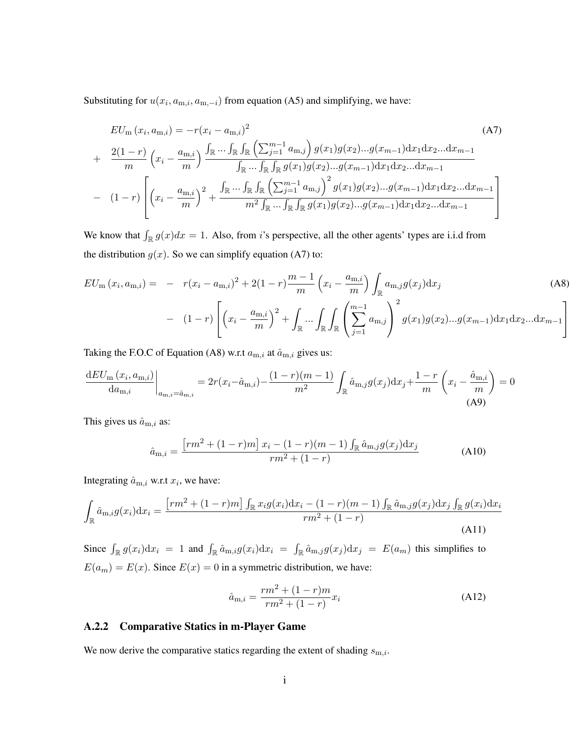Substituting for $u(x_i, a_{\mathrm{m},i}, a_{\mathrm{m},-i})$ from equation (A5) and simplifying, we have:

$$
\begin{aligned}
& EU_{\mathrm{m}}\left(x_i, a_{\mathrm{m},i}\right) = -r(x_i - a_{\mathrm{m},i})^2 \qquad \text{(A7)} \\
+ \quad & \frac{2(1-r)}{m}\left(x_i - \frac{a_{\mathrm{m},i}}{m}\right) \frac{\int_{\mathbb{R}} \cdots \int_{\mathbb{R}} \int_{\mathbb{R}} \left(\sum_{j=1}^{m-1} a_{\mathrm{m},j}\right) g(x_1)g(x_2)...g(x_{m-1})\mathrm{d}x_1\mathrm{d}x_2...\mathrm{d}x_{m-1}}{\int_{\mathbb{R}} \cdots \int_{\mathbb{R}} \int_{\mathbb{R}} g(x_1)g(x_2)...g(x_{m-1})\mathrm{d}x_1\mathrm{d}x_2...\mathrm{d}x_{m-1}} \\
- \quad & (1-r)\left[\left(x_i - \frac{a_{\mathrm{m},i}}{m}\right)^2 + \frac{\int_{\mathbb{R}} \cdots \int_{\mathbb{R}} \int_{\mathbb{R}} \left(\sum_{j=1}^{m-1} a_{\mathrm{m},j}\right)^2 g(x_1)g(x_2)...g(x_{m-1})\mathrm{d}x_1\mathrm{d}x_2...\mathrm{d}x_{m-1}}{m^2 \int_{\mathbb{R}} \cdots \int_{\mathbb{R}} \int_{\mathbb{R}} g(x_1)g(x_2)...g(x_{m-1})\mathrm{d}x_1\mathrm{d}x_2...\mathrm{d}x_{m-1}}\right]
\end{aligned}
$$

We know that $\int_{\mathbb{R}} g(x)dx = 1$. Also, from $i$'s perspective, all the other agents' types are i.i.d from the distribution $g(x)$. So we can simplify equation (A7) to:

$$
\begin{aligned}
EU_{\mathrm{m}}\left(x_i, a_{\mathrm{m},i}\right) = \; & - \; r(x_i - a_{\mathrm{m},i})^2 + 2(1-r)\frac{m-1}{m}\left(x_i - \frac{a_{\mathrm{m},i}}{m}\right)\int_{\mathbb{R}} a_{\mathrm{m},j} g(x_j)\mathrm{d}x_j \qquad \text{(A8)} \\
& - \; (1-r)\left[\left(x_i - \frac{a_{\mathrm{m},i}}{m}\right)^2 + \int_{\mathbb{R}} \cdots \int_{\mathbb{R}} \int_{\mathbb{R}} \left(\sum_{j=1}^{m-1} a_{\mathrm{m},j}\right)^2 g(x_1)g(x_2)...g(x_{m-1})\mathrm{d}x_1\mathrm{d}x_2...\mathrm{d}x_{m-1}\right]
\end{aligned}
$$

Taking the F.O.C of Equation (A8) w.r.t $a_{\mathrm{m},i}$ at $\hat{a}_{\mathrm{m},i}$ gives us:

$$
\left.\frac{\mathrm{d}EU_{\mathrm{m}}\left(x_i, a_{\mathrm{m},i}\right)}{\mathrm{d}a_{\mathrm{m},i}}\right|_{a_{\mathrm{m},i}=\hat{a}_{\mathrm{m},i}} = 2r(x_i - \hat{a}_{\mathrm{m},i}) - \frac{(1-r)(m-1)}{m^2}\int_{\mathbb{R}} \hat{a}_{\mathrm{m},j} g(x_j)\mathrm{d}x_j + \frac{1-r}{m}\left(x_i - \frac{\hat{a}_{\mathrm{m},i}}{m}\right) = 0 \qquad \text{(A9)}
$$

This gives us $\hat{a}_{\mathrm{m},i}$ as:

$$
\hat{a}_{\mathrm{m},i} = \frac{\left[rm^2 + (1-r)m\right]x_i - (1-r)(m-1)\int_{\mathbb{R}} \hat{a}_{\mathrm{m},j} g(x_j)\mathrm{d}x_j}{rm^2 + (1-r)} \qquad \text{(A10)}
$$

Integrating $\hat{a}_{\mathrm{m},i}$ w.r.t $x_i$, we have:

$$
\int_{\mathbb{R}} \hat{a}_{\mathrm{m},i} g(x_i)\mathrm{d}x_i = \frac{\left[rm^2 + (1-r)m\right]\int_{\mathbb{R}} x_i g(x_i)\mathrm{d}x_i - (1-r)(m-1)\int_{\mathbb{R}} \hat{a}_{\mathrm{m},j} g(x_j)\mathrm{d}x_j \int_{\mathbb{R}} g(x_i)\mathrm{d}x_i}{rm^2 + (1-r)} \qquad \text{(A11)}
$$

Since $\int_{\mathbb{R}} g(x_i)\mathrm{d}x_i = 1$ and $\int_{\mathbb{R}} \hat{a}_{\mathrm{m},i} g(x_i)\mathrm{d}x_i = \int_{\mathbb{R}} \hat{a}_{\mathrm{m},j} g(x_j)\mathrm{d}x_j = E(a_m)$ this simplifies to $E(a_m) = E(x)$. Since $E(x) = 0$ in a symmetric distribution, we have:

$$
\hat{a}_{\mathrm{m},i} = \frac{rm^2 + (1-r)m}{rm^2 + (1-r)}x_i \qquad \text{(A12)}
$$

### A.2.2 Comparative Statics in m-Player Game

We now derive the comparative statics regarding the extent of shading $s_{\mathrm{m},i}$.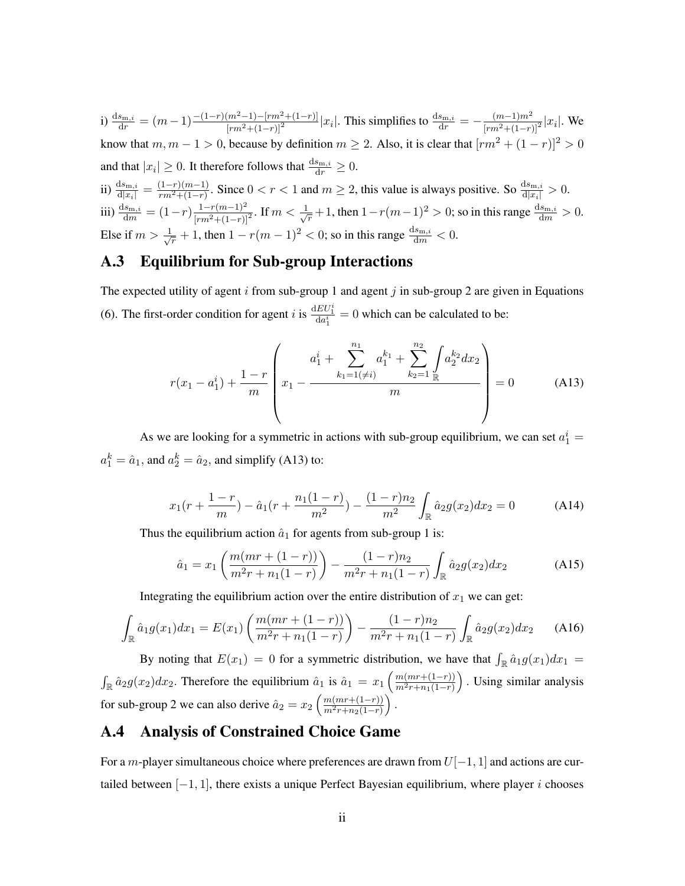i) $\frac{\mathrm{d}s_{\mathrm{m},i}}{\mathrm{d}r} = (m-1)\frac{-(1-r)(m^2-1)-[rm^2+(1-r)]}{[rm^2+(1-r)]^2}|x_i|$. This simplifies to $\frac{\mathrm{d}s_{\mathrm{m},i}}{\mathrm{d}r} = -\frac{(m-1)m^2}{[rm^2+(1-r)]^2}|x_i|$. We know that $m, m-1 > 0$, because by definition $m \geq 2$. Also, it is clear that $[rm^2+(1-r)]^2 > 0$ and that $|x_i| \geq 0$. It therefore follows that $\frac{\mathrm{d}s_{\mathrm{m},i}}{\mathrm{d}r} \geq 0$.

ii) $\frac{\mathrm{d}s_{\mathrm{m},i}}{\mathrm{d}|x_i|} = \frac{(1-r)(m-1)}{rm^2+(1-r)}$. Since $0 < r < 1$ and $m \geq 2$, this value is always positive. So $\frac{\mathrm{d}s_{\mathrm{m},i}}{\mathrm{d}|x_i|} > 0$.

iii) $\frac{\mathrm{d}s_{\mathrm{m},i}}{\mathrm{d}m} = (1-r)\frac{1-r(m-1)^2}{[rm^2+(1-r)]^2}$. If $m < \frac{1}{\sqrt{r}}+1$, then $1-r(m-1)^2 > 0$; so in this range $\frac{\mathrm{d}s_{\mathrm{m},i}}{\mathrm{d}m} > 0$. Else if $m > \frac{1}{\sqrt{r}}+1$, then $1-r(m-1)^2 < 0$; so in this range $\frac{\mathrm{d}s_{\mathrm{m},i}}{\mathrm{d}m} < 0$.

## A.3 Equilibrium for Sub-group Interactions

The expected utility of agent $i$ from sub-group 1 and agent $j$ in sub-group 2 are given in Equations (6). The first-order condition for agent $i$ is $\frac{\mathrm{d}EU_1^i}{\mathrm{d}a_1^i} = 0$ which can be calculated to be:

$$r(x_1 - a_1^i) + \frac{1-r}{m}\left(x_1 - \frac{a_1^i + \sum\limits_{k_1=1(\neq i)}^{n_1} a_1^{k_1} + \sum\limits_{k_2=1}^{n_2}\int\limits_{\mathbb{R}} a_2^{k_2}dx_2}{m}\right) = 0 \tag{A13}$$

As we are looking for a symmetric in actions with sub-group equilibrium, we can set $a_1^i = a_1^k = \hat{a}_1$, and $a_2^k = \hat{a}_2$, and simplify (A13) to:

$$x_1\left(r + \frac{1-r}{m}\right) - \hat{a}_1\left(r + \frac{n_1(1-r)}{m^2}\right) - \frac{(1-r)n_2}{m^2}\int_{\mathbb{R}} \hat{a}_2 g(x_2)dx_2 = 0 \tag{A14}$$

Thus the equilibrium action $\hat{a}_1$ for agents from sub-group 1 is:

$$\hat{a}_1 = x_1\left(\frac{m(mr+(1-r))}{m^2r + n_1(1-r)}\right) - \frac{(1-r)n_2}{m^2r+n_1(1-r)}\int_{\mathbb{R}} \hat{a}_2 g(x_2)dx_2 \tag{A15}$$

Integrating the equilibrium action over the entire distribution of $x_1$ we can get:

$$\int_{\mathbb{R}} \hat{a}_1 g(x_1)dx_1 = E(x_1)\left(\frac{m(mr+(1-r))}{m^2r+n_1(1-r)}\right) - \frac{(1-r)n_2}{m^2r+n_1(1-r)}\int_{\mathbb{R}} \hat{a}_2 g(x_2)dx_2 \tag{A16}$$

By noting that $E(x_1) = 0$ for a symmetric distribution, we have that $\int_{\mathbb{R}} \hat{a}_1 g(x_1)dx_1 = \int_{\mathbb{R}} \hat{a}_2 g(x_2)dx_2$. Therefore the equilibrium $\hat{a}_1$ is $\hat{a}_1 = x_1\left(\frac{m(mr+(1-r))}{m^2r+n_1(1-r)}\right)$. Using similar analysis for sub-group 2 we can also derive $\hat{a}_2 = x_2\left(\frac{m(mr+(1-r))}{m^2r+n_2(1-r)}\right)$.

## A.4 Analysis of Constrained Choice Game

For a $m$-player simultaneous choice where preferences are drawn from $U[-1,1]$ and actions are curtailed between $[-1,1]$, there exists a unique Perfect Bayesian equilibrium, where player $i$ chooses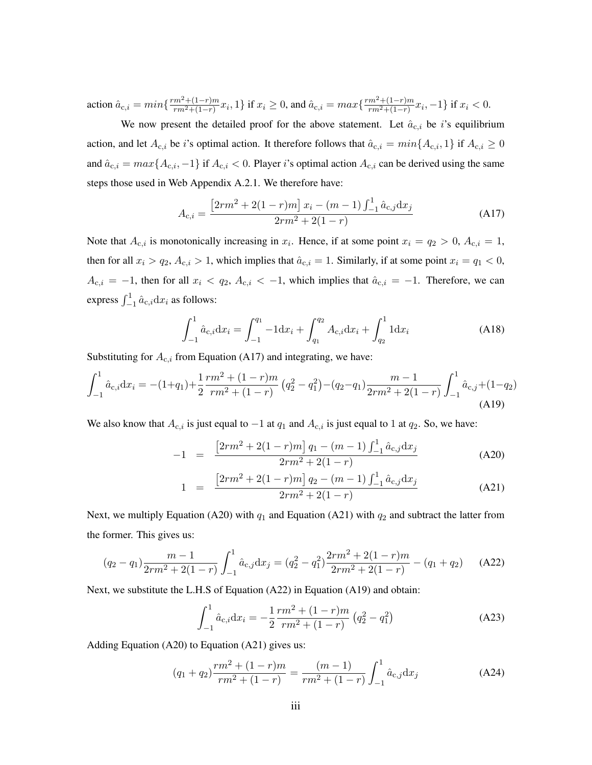action $\hat{a}_{c,i} = min\{\frac{rm^2+(1-r)m}{rm^2+(1-r)}x_i, 1\}$ if $x_i \geq 0$, and $\hat{a}_{c,i} = max\{\frac{rm^2+(1-r)m}{rm^2+(1-r)}x_i, -1\}$ if $x_i < 0$.

We now present the detailed proof for the above statement. Let $\hat{a}_{c,i}$ be $i$'s equilibrium action, and let $A_{c,i}$ be $i$'s optimal action. It therefore follows that $\hat{a}_{c,i} = min\{A_{c,i}, 1\}$ if $A_{c,i} \geq 0$ and $\hat{a}_{c,i} = max\{A_{c,i}, -1\}$ if $A_{c,i} < 0$. Player $i$'s optimal action $A_{c,i}$ can be derived using the same steps those used in Web Appendix A.2.1. We therefore have:

$$A_{c,i} = \frac{\left[2rm^2 + 2(1-r)m\right] x_i - (m-1)\int_{-1}^{1} \hat{a}_{c,j} \mathrm{d}x_j}{2rm^2 + 2(1-r)} \tag{A17}$$

Note that $A_{c,i}$ is monotonically increasing in $x_i$. Hence, if at some point $x_i = q_2 > 0$, $A_{c,i} = 1$, then for all $x_i > q_2$, $A_{c,i} > 1$, which implies that $\hat{a}_{c,i} = 1$. Similarly, if at some point $x_i = q_1 < 0$, $A_{c,i} = -1$, then for all $x_i < q_2$, $A_{c,i} < -1$, which implies that $\hat{a}_{c,i} = -1$. Therefore, we can express $\int_{-1}^{1} \hat{a}_{c,i} \mathrm{d}x_i$ as follows:

$$\int_{-1}^{1} \hat{a}_{c,i} \mathrm{d}x_i = \int_{-1}^{q_1} -1 \mathrm{d}x_i + \int_{q_1}^{q_2} A_{c,i} \mathrm{d}x_i + \int_{q_2}^{1} 1 \mathrm{d}x_i \tag{A18}$$

Substituting for $A_{c,i}$ from Equation (A17) and integrating, we have:

$$\int_{-1}^{1} \hat{a}_{c,i} \mathrm{d}x_i = -(1+q_1) + \frac{1}{2}\frac{rm^2 + (1-r)m}{rm^2 + (1-r)}\left(q_2^2 - q_1^2\right) - (q_2 - q_1)\frac{m-1}{2rm^2 + 2(1-r)}\int_{-1}^{1} \hat{a}_{c,j} + (1-q_2) \tag{A19}$$

We also know that $A_{c,i}$ is just equal to $-1$ at $q_1$ and $A_{c,i}$ is just equal to 1 at $q_2$. So, we have:

$$-1 = \frac{\left[2rm^2 + 2(1-r)m\right] q_1 - (m-1)\int_{-1}^{1} \hat{a}_{c,j} \mathrm{d}x_j}{2rm^2 + 2(1-r)} \tag{A20}$$

$$1 = \frac{\left[2rm^2 + 2(1-r)m\right] q_2 - (m-1)\int_{-1}^{1} \hat{a}_{c,j} \mathrm{d}x_j}{2rm^2 + 2(1-r)} \tag{A21}$$

Next, we multiply Equation (A20) with $q_1$ and Equation (A21) with $q_2$ and subtract the latter from the former. This gives us:

$$(q_2 - q_1)\frac{m-1}{2rm^2 + 2(1-r)}\int_{-1}^{1} \hat{a}_{c,j} \mathrm{d}x_j = (q_2^2 - q_1^2)\frac{2rm^2 + 2(1-r)m}{2rm^2 + 2(1-r)} - (q_1 + q_2) \tag{A22}$$

Next, we substitute the L.H.S of Equation (A22) in Equation (A19) and obtain:

$$\int_{-1}^{1} \hat{a}_{c,i} \mathrm{d}x_i = -\frac{1}{2}\frac{rm^2 + (1-r)m}{rm^2 + (1-r)}\left(q_2^2 - q_1^2\right) \tag{A23}$$

Adding Equation (A20) to Equation (A21) gives us:

$$(q_1 + q_2)\frac{rm^2 + (1-r)m}{rm^2 + (1-r)} = \frac{(m-1)}{rm^2 + (1-r)}\int_{-1}^{1} \hat{a}_{c,j} \mathrm{d}x_j \tag{A24}$$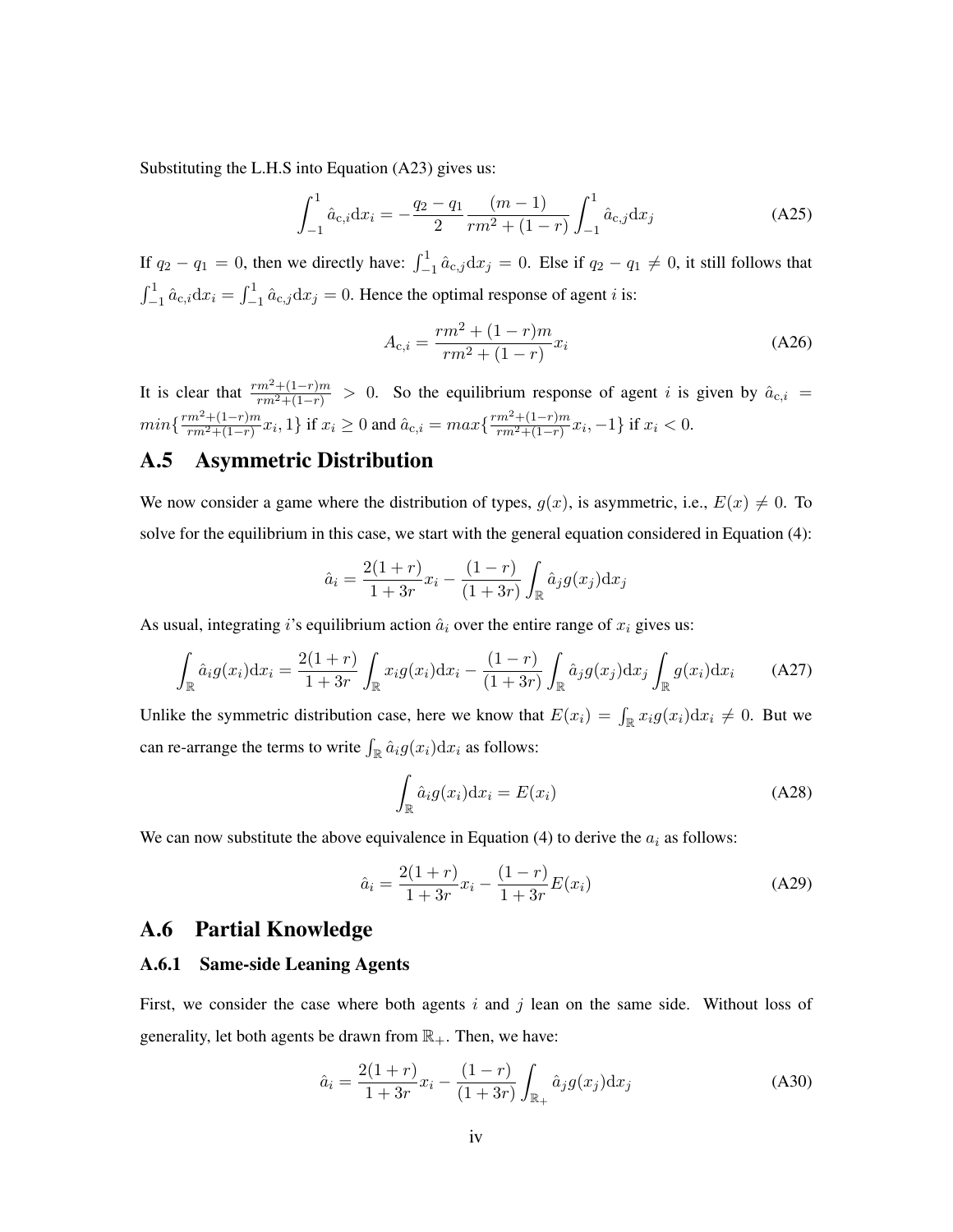Substituting the L.H.S into Equation (A23) gives us:

$$\int_{-1}^{1} \hat{a}_{\mathrm{c},i} \mathrm{d}x_i = -\frac{q_2 - q_1}{2} \frac{(m-1)}{rm^2 + (1-r)} \int_{-1}^{1} \hat{a}_{\mathrm{c},j} \mathrm{d}x_j \tag{A25}$$

If $q_2 - q_1 = 0$, then we directly have: $\int_{-1}^{1} \hat{a}_{\mathrm{c},j} \mathrm{d}x_j = 0$. Else if $q_2 - q_1 \neq 0$, it still follows that $\int_{-1}^{1} \hat{a}_{\mathrm{c},i} \mathrm{d}x_i = \int_{-1}^{1} \hat{a}_{\mathrm{c},j} \mathrm{d}x_j = 0$. Hence the optimal response of agent $i$ is:

$$A_{\mathrm{c},i} = \frac{rm^2 + (1-r)m}{rm^2 + (1-r)} x_i \tag{A26}$$

It is clear that $\frac{rm^2+(1-r)m}{rm^2+(1-r)} > 0$. So the equilibrium response of agent $i$ is given by $\hat{a}_{\mathrm{c},i} = min\{\frac{rm^2+(1-r)m}{rm^2+(1-r)} x_i, 1\}$ if $x_i \geq 0$ and $\hat{a}_{\mathrm{c},i} = max\{\frac{rm^2+(1-r)m}{rm^2+(1-r)} x_i, -1\}$ if $x_i < 0$.

## A.5 Asymmetric Distribution

We now consider a game where the distribution of types, $g(x)$, is asymmetric, i.e., $E(x) \neq 0$. To solve for the equilibrium in this case, we start with the general equation considered in Equation (4):

$$\hat{a}_i = \frac{2(1+r)}{1+3r} x_i - \frac{(1-r)}{(1+3r)} \int_{\mathbb{R}} \hat{a}_j g(x_j) \mathrm{d}x_j$$

As usual, integrating $i$'s equilibrium action $\hat{a}_i$ over the entire range of $x_i$ gives us:

$$\int_{\mathbb{R}} \hat{a}_i g(x_i) \mathrm{d}x_i = \frac{2(1+r)}{1+3r} \int_{\mathbb{R}} x_i g(x_i) \mathrm{d}x_i - \frac{(1-r)}{(1+3r)} \int_{\mathbb{R}} \hat{a}_j g(x_j) \mathrm{d}x_j \int_{\mathbb{R}} g(x_i) \mathrm{d}x_i \tag{A27}$$

Unlike the symmetric distribution case, here we know that $E(x_i) = \int_{\mathbb{R}} x_i g(x_i) \mathrm{d}x_i \neq 0$. But we can re-arrange the terms to write $\int_{\mathbb{R}} \hat{a}_i g(x_i) \mathrm{d}x_i$ as follows:

$$\int_{\mathbb{R}} \hat{a}_i g(x_i) \mathrm{d}x_i = E(x_i) \tag{A28}$$

We can now substitute the above equivalence in Equation (4) to derive the $a_i$ as follows:

$$\hat{a}_i = \frac{2(1+r)}{1+3r} x_i - \frac{(1-r)}{1+3r} E(x_i) \tag{A29}$$

## A.6 Partial Knowledge

### A.6.1 Same-side Leaning Agents

First, we consider the case where both agents $i$ and $j$ lean on the same side. Without loss of generality, let both agents be drawn from $\mathbb{R}_+$. Then, we have:

$$\hat{a}_i = \frac{2(1+r)}{1+3r} x_i - \frac{(1-r)}{(1+3r)} \int_{\mathbb{R}_+} \hat{a}_j g(x_j) \mathrm{d}x_j \tag{A30}$$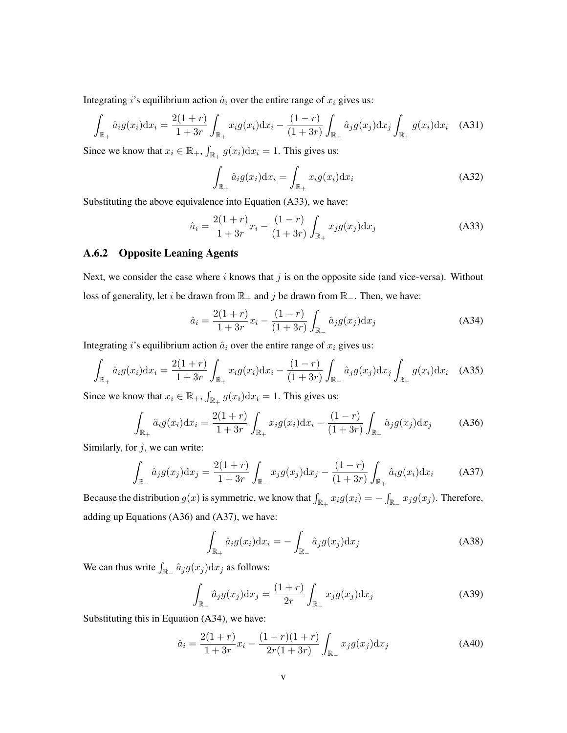Integrating $i$'s equilibrium action $\hat{a}_i$ over the entire range of $x_i$ gives us:

$$\int_{\mathbb{R}_+} \hat{a}_i g(x_i)\mathrm{d}x_i = \frac{2(1+r)}{1+3r}\int_{\mathbb{R}_+} x_i g(x_i)\mathrm{d}x_i - \frac{(1-r)}{(1+3r)}\int_{\mathbb{R}_+} \hat{a}_j g(x_j)\mathrm{d}x_j \int_{\mathbb{R}_+} g(x_i)\mathrm{d}x_i \quad \text{(A31)}$$

Since we know that $x_i \in \mathbb{R}_+$, $\int_{\mathbb{R}_+} g(x_i)\mathrm{d}x_i = 1$. This gives us:

$$\int_{\mathbb{R}_+} \hat{a}_i g(x_i)\mathrm{d}x_i = \int_{\mathbb{R}_+} x_i g(x_i)\mathrm{d}x_i \quad \text{(A32)}$$

Substituting the above equivalence into Equation (A33), we have:

$$\hat{a}_i = \frac{2(1+r)}{1+3r}x_i - \frac{(1-r)}{(1+3r)}\int_{\mathbb{R}_+} x_j g(x_j)\mathrm{d}x_j \quad \text{(A33)}$$

### A.6.2 Opposite Leaning Agents

Next, we consider the case where $i$ knows that $j$ is on the opposite side (and vice-versa). Without loss of generality, let $i$ be drawn from $\mathbb{R}_+$ and $j$ be drawn from $\mathbb{R}_-$. Then, we have:

$$\hat{a}_i = \frac{2(1+r)}{1+3r}x_i - \frac{(1-r)}{(1+3r)}\int_{\mathbb{R}_-} \hat{a}_j g(x_j)\mathrm{d}x_j \quad \text{(A34)}$$

Integrating $i$'s equilibrium action $\hat{a}_i$ over the entire range of $x_i$ gives us:

$$\int_{\mathbb{R}_+} \hat{a}_i g(x_i)\mathrm{d}x_i = \frac{2(1+r)}{1+3r}\int_{\mathbb{R}_+} x_i g(x_i)\mathrm{d}x_i - \frac{(1-r)}{(1+3r)}\int_{\mathbb{R}_-} \hat{a}_j g(x_j)\mathrm{d}x_j \int_{\mathbb{R}_+} g(x_i)\mathrm{d}x_i \quad \text{(A35)}$$

Since we know that $x_i \in \mathbb{R}_+$, $\int_{\mathbb{R}_+} g(x_i)\mathrm{d}x_i = 1$. This gives us:

$$\int_{\mathbb{R}_+} \hat{a}_i g(x_i)\mathrm{d}x_i = \frac{2(1+r)}{1+3r}\int_{\mathbb{R}_+} x_i g(x_i)\mathrm{d}x_i - \frac{(1-r)}{(1+3r)}\int_{\mathbb{R}_-} \hat{a}_j g(x_j)\mathrm{d}x_j \quad \text{(A36)}$$

Similarly, for $j$, we can write:

$$\int_{\mathbb{R}_-} \hat{a}_j g(x_j)\mathrm{d}x_j = \frac{2(1+r)}{1+3r}\int_{\mathbb{R}_-} x_j g(x_j)\mathrm{d}x_j - \frac{(1-r)}{(1+3r)}\int_{\mathbb{R}_+} \hat{a}_i g(x_i)\mathrm{d}x_i \quad \text{(A37)}$$

Because the distribution $g(x)$ is symmetric, we know that $\int_{\mathbb{R}_+} x_i g(x_i) = -\int_{\mathbb{R}_-} x_j g(x_j)$. Therefore, adding up Equations (A36) and (A37), we have:

$$\int_{\mathbb{R}_+} \hat{a}_i g(x_i)\mathrm{d}x_i = -\int_{\mathbb{R}_-} \hat{a}_j g(x_j)\mathrm{d}x_j \quad \text{(A38)}$$

We can thus write $\int_{\mathbb{R}_-} \hat{a}_j g(x_j)\mathrm{d}x_j$ as follows:

$$\int_{\mathbb{R}_-} \hat{a}_j g(x_j)\mathrm{d}x_j = \frac{(1+r)}{2r}\int_{\mathbb{R}_-} x_j g(x_j)\mathrm{d}x_j \quad \text{(A39)}$$

Substituting this in Equation (A34), we have:

$$\hat{a}_i = \frac{2(1+r)}{1+3r}x_i - \frac{(1-r)(1+r)}{2r(1+3r)}\int_{\mathbb{R}_-} x_j g(x_j)\mathrm{d}x_j \quad \text{(A40)}$$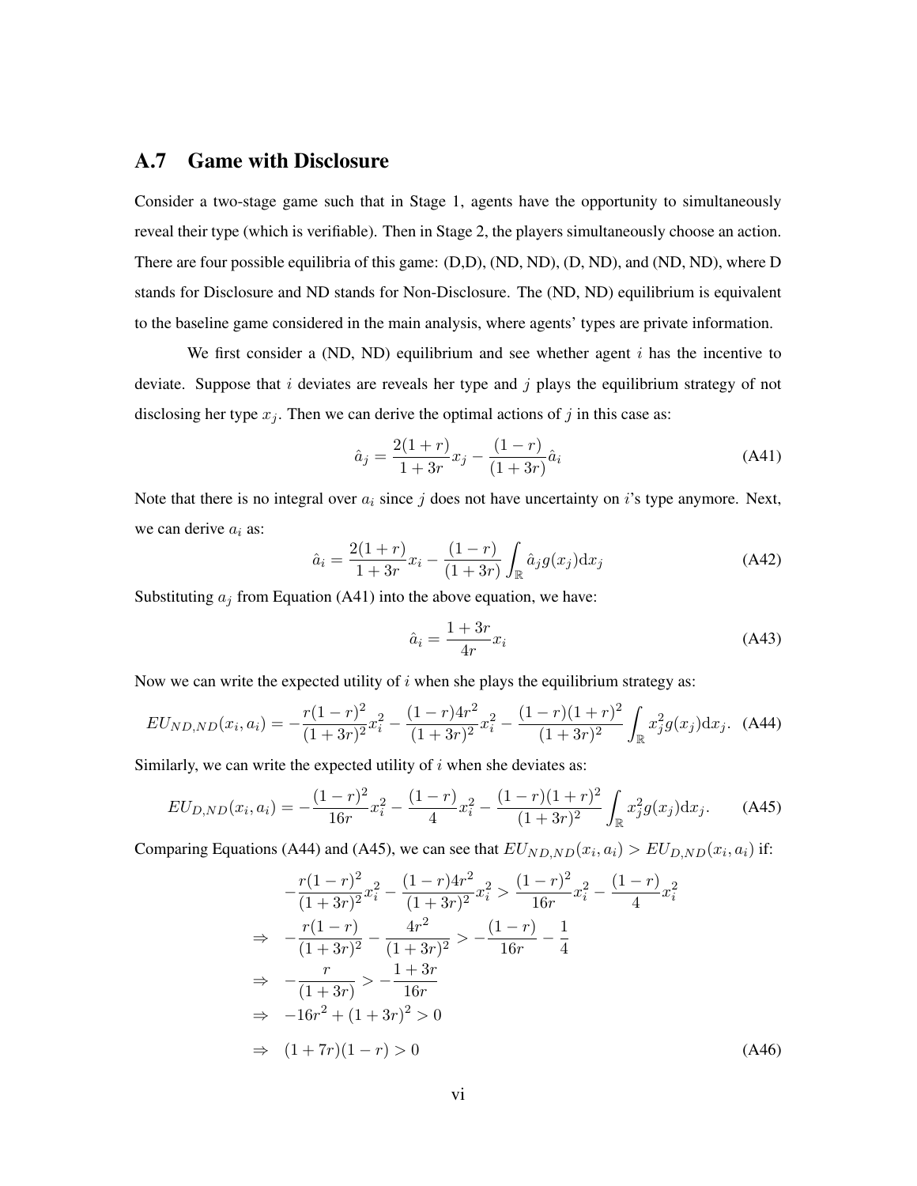## A.7 Game with Disclosure

Consider a two-stage game such that in Stage 1, agents have the opportunity to simultaneously reveal their type (which is verifiable). Then in Stage 2, the players simultaneously choose an action. There are four possible equilibria of this game: (D,D), (ND, ND), (D, ND), and (ND, ND), where D stands for Disclosure and ND stands for Non-Disclosure. The (ND, ND) equilibrium is equivalent to the baseline game considered in the main analysis, where agents' types are private information.

We first consider a (ND, ND) equilibrium and see whether agent $i$ has the incentive to deviate. Suppose that $i$ deviates are reveals her type and $j$ plays the equilibrium strategy of not disclosing her type $x_j$. Then we can derive the optimal actions of $j$ in this case as:

$$\hat{a}_j = \frac{2(1+r)}{1+3r}x_j - \frac{(1-r)}{(1+3r)}\hat{a}_i \tag{A41}$$

Note that there is no integral over $a_i$ since $j$ does not have uncertainty on $i$'s type anymore. Next, we can derive $a_i$ as:

$$\hat{a}_i = \frac{2(1+r)}{1+3r}x_i - \frac{(1-r)}{(1+3r)}\int_{\mathbb{R}} \hat{a}_j g(x_j)\mathrm{d}x_j \tag{A42}$$

Substituting $a_j$ from Equation (A41) into the above equation, we have:

$$\hat{a}_i = \frac{1+3r}{4r}x_i \tag{A43}$$

Now we can write the expected utility of $i$ when she plays the equilibrium strategy as:

$$EU_{ND,ND}(x_i, a_i) = -\frac{r(1-r)^2}{(1+3r)^2}x_i^2 - \frac{(1-r)4r^2}{(1+3r)^2}x_i^2 - \frac{(1-r)(1+r)^2}{(1+3r)^2}\int_{\mathbb{R}} x_j^2 g(x_j)\mathrm{d}x_j. \tag{A44}$$

Similarly, we can write the expected utility of $i$ when she deviates as:

$$EU_{D,ND}(x_i, a_i) = -\frac{(1-r)^2}{16r}x_i^2 - \frac{(1-r)}{4}x_i^2 - \frac{(1-r)(1+r)^2}{(1+3r)^2}\int_{\mathbb{R}} x_j^2 g(x_j)\mathrm{d}x_j. \tag{A45}$$

Comparing Equations (A44) and (A45), we can see that $EU_{ND,ND}(x_i, a_i) > EU_{D,ND}(x_i, a_i)$ if:

$$\begin{aligned}
& -\frac{r(1-r)^2}{(1+3r)^2}x_i^2 - \frac{(1-r)4r^2}{(1+3r)^2}x_i^2 > \frac{(1-r)^2}{16r}x_i^2 - \frac{(1-r)}{4}x_i^2 \\
\Rightarrow \quad & -\frac{r(1-r)}{(1+3r)^2} - \frac{4r^2}{(1+3r)^2} > -\frac{(1-r)}{16r} - \frac{1}{4} \\
\Rightarrow \quad & -\frac{r}{(1+3r)} > -\frac{1+3r}{16r} \\
\Rightarrow \quad & -16r^2 + (1+3r)^2 > 0 \\
\Rightarrow \quad & (1+7r)(1-r) > 0
\end{aligned} \tag{A46}$$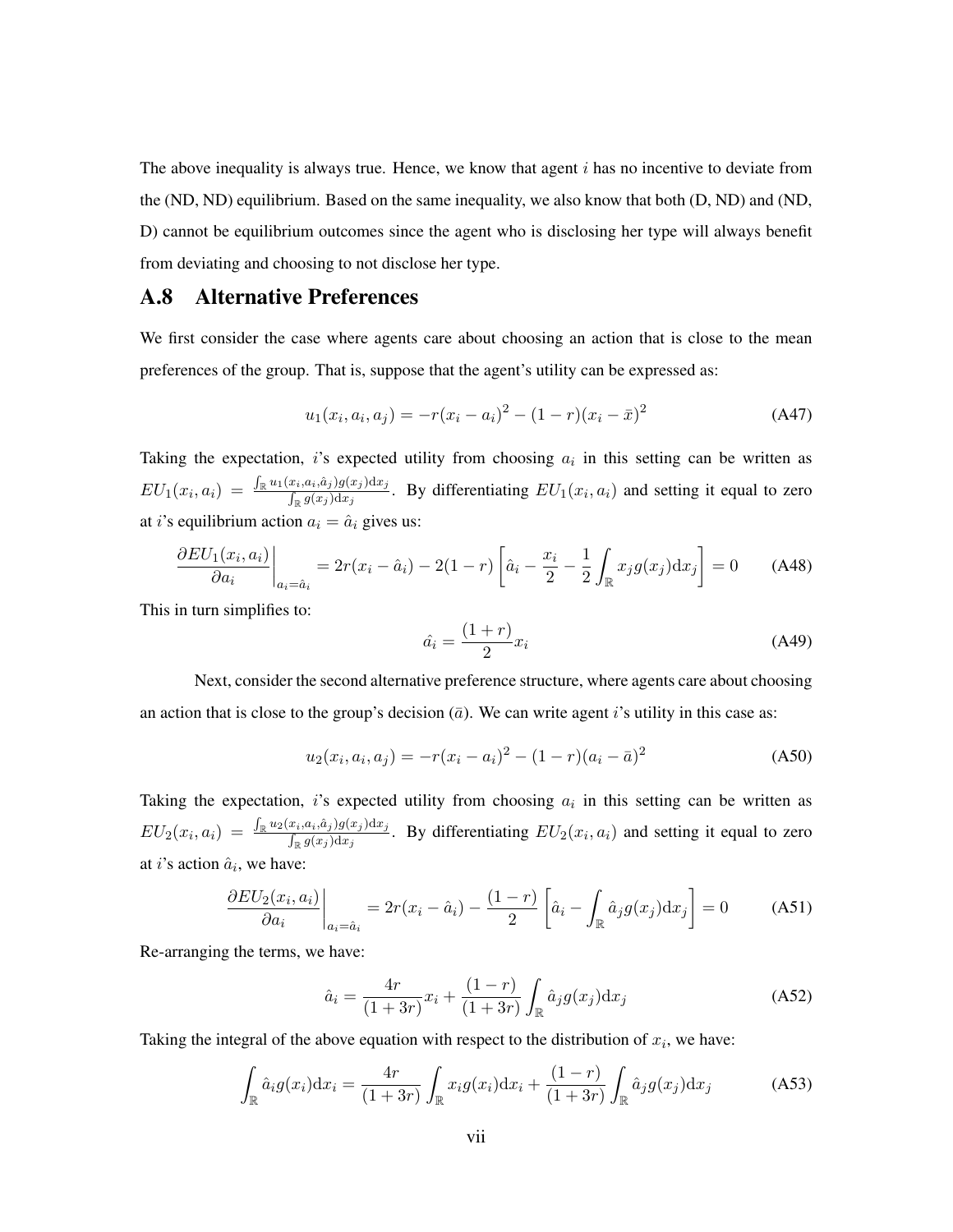The above inequality is always true. Hence, we know that agent $i$ has no incentive to deviate from the (ND, ND) equilibrium. Based on the same inequality, we also know that both (D, ND) and (ND, D) cannot be equilibrium outcomes since the agent who is disclosing her type will always benefit from deviating and choosing to not disclose her type.

## A.8 Alternative Preferences

We first consider the case where agents care about choosing an action that is close to the mean preferences of the group. That is, suppose that the agent's utility can be expressed as:

$$u_1(x_i, a_i, a_j) = -r(x_i - a_i)^2 - (1-r)(x_i - \bar{x})^2 \tag{A47}$$

Taking the expectation, $i$'s expected utility from choosing $a_i$ in this setting can be written as $EU_1(x_i, a_i) = \frac{\int_{\mathbb{R}} u_1(x_i, a_i, \hat{a}_j) g(x_j) \mathrm{d}x_j}{\int_{\mathbb{R}} g(x_j) \mathrm{d}x_j}$. By differentiating $EU_1(x_i, a_i)$ and setting it equal to zero at $i$'s equilibrium action $a_i = \hat{a}_i$ gives us:

$$\left.\frac{\partial EU_1(x_i, a_i)}{\partial a_i}\right|_{a_i = \hat{a}_i} = 2r(x_i - \hat{a}_i) - 2(1-r)\left[\hat{a}_i - \frac{x_i}{2} - \frac{1}{2}\int_{\mathbb{R}} x_j g(x_j) \mathrm{d}x_j\right] = 0 \tag{A48}$$

This in turn simplifies to:

$$\hat{a}_i = \frac{(1+r)}{2} x_i \tag{A49}$$

Next, consider the second alternative preference structure, where agents care about choosing an action that is close to the group's decision ($\bar{a}$). We can write agent $i$'s utility in this case as:

$$u_2(x_i, a_i, a_j) = -r(x_i - a_i)^2 - (1-r)(a_i - \bar{a})^2 \tag{A50}$$

Taking the expectation, $i$'s expected utility from choosing $a_i$ in this setting can be written as $EU_2(x_i, a_i) = \frac{\int_{\mathbb{R}} u_2(x_i, a_i, \hat{a}_j) g(x_j) \mathrm{d}x_j}{\int_{\mathbb{R}} g(x_j) \mathrm{d}x_j}$. By differentiating $EU_2(x_i, a_i)$ and setting it equal to zero at $i$'s action $\hat{a}_i$, we have:

$$\left.\frac{\partial EU_2(x_i, a_i)}{\partial a_i}\right|_{a_i = \hat{a}_i} = 2r(x_i - \hat{a}_i) - \frac{(1-r)}{2}\left[\hat{a}_i - \int_{\mathbb{R}} \hat{a}_j g(x_j) \mathrm{d}x_j\right] = 0 \tag{A51}$$

Re-arranging the terms, we have:

$$\hat{a}_i = \frac{4r}{(1+3r)} x_i + \frac{(1-r)}{(1+3r)} \int_{\mathbb{R}} \hat{a}_j g(x_j) \mathrm{d}x_j \tag{A52}$$

Taking the integral of the above equation with respect to the distribution of $x_i$, we have:

$$\int_{\mathbb{R}} \hat{a}_i g(x_i) \mathrm{d}x_i = \frac{4r}{(1+3r)} \int_{\mathbb{R}} x_i g(x_i) \mathrm{d}x_i + \frac{(1-r)}{(1+3r)} \int_{\mathbb{R}} \hat{a}_j g(x_j) \mathrm{d}x_j \tag{A53}$$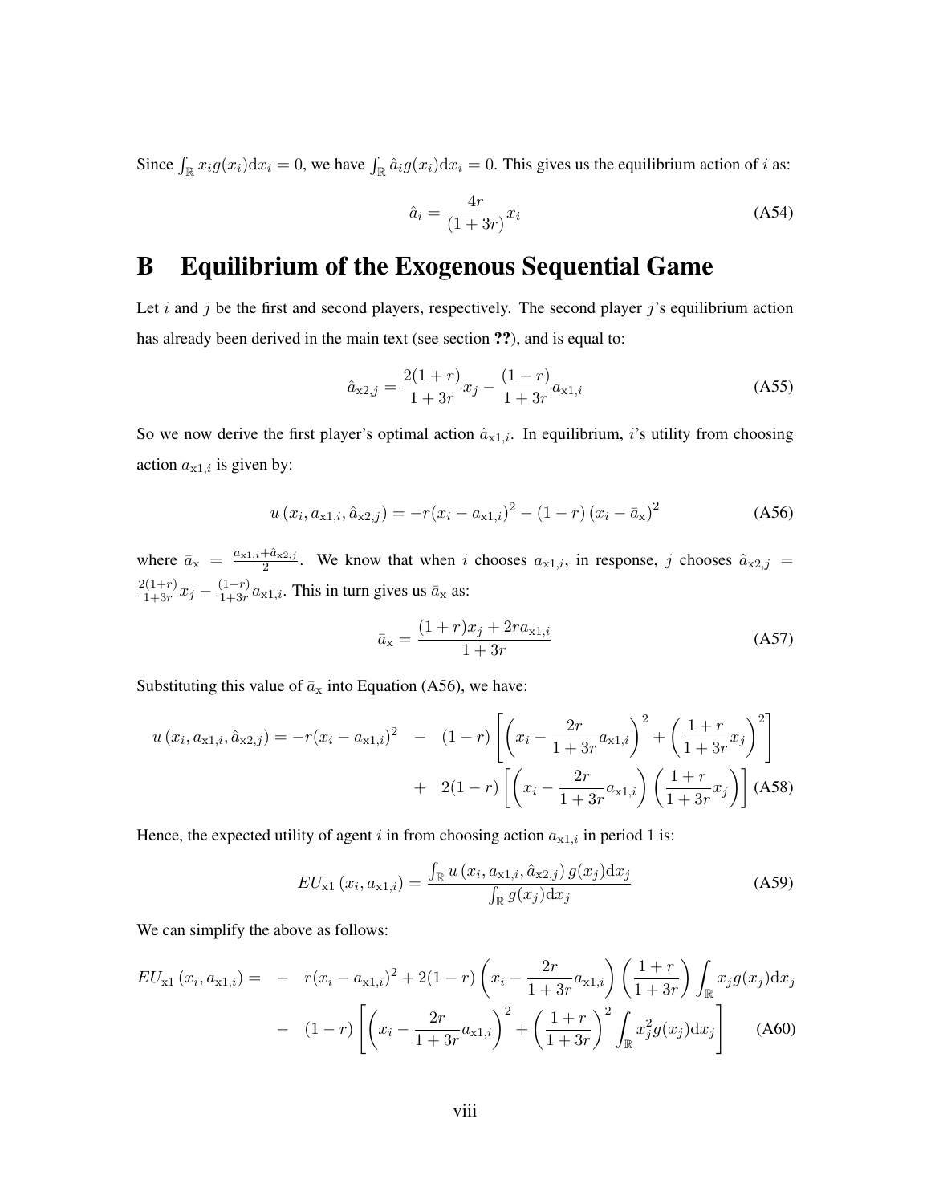Since $\int_{\mathbb{R}} x_i g(x_i) \mathrm{d}x_i = 0$, we have $\int_{\mathbb{R}} \hat{a}_i g(x_i) \mathrm{d}x_i = 0$. This gives us the equilibrium action of $i$ as:

$$\hat{a}_i = \frac{4r}{(1+3r)} x_i \tag{A54}$$

# B Equilibrium of the Exogenous Sequential Game

Let $i$ and $j$ be the first and second players, respectively. The second player $j$'s equilibrium action has already been derived in the main text (see section **??**), and is equal to:

$$\hat{a}_{\mathrm{x}2,j} = \frac{2(1+r)}{1+3r} x_j - \frac{(1-r)}{1+3r} a_{\mathrm{x}1,i} \tag{A55}$$

So we now derive the first player's optimal action $\hat{a}_{\mathrm{x}1,i}$. In equilibrium, $i$'s utility from choosing action $a_{\mathrm{x}1,i}$ is given by:

$$u\left(x_i, a_{\mathrm{x}1,i}, \hat{a}_{\mathrm{x}2,j}\right) = -r(x_i - a_{\mathrm{x}1,i})^2 - (1-r)\left(x_i - \bar{a}_{\mathrm{x}}\right)^2 \tag{A56}$$

where $\bar{a}_{\mathrm{x}} = \frac{a_{\mathrm{x}1,i} + \hat{a}_{\mathrm{x}2,j}}{2}$. We know that when $i$ chooses $a_{\mathrm{x}1,i}$, in response, $j$ chooses $\hat{a}_{\mathrm{x}2,j} = \frac{2(1+r)}{1+3r} x_j - \frac{(1-r)}{1+3r} a_{\mathrm{x}1,i}$. This in turn gives us $\bar{a}_{\mathrm{x}}$ as:

$$\bar{a}_{\mathrm{x}} = \frac{(1+r)x_j + 2r a_{\mathrm{x}1,i}}{1+3r} \tag{A57}$$

Substituting this value of $\bar{a}_{\mathrm{x}}$ into Equation (A56), we have:

$$\begin{aligned} u\left(x_i, a_{\mathrm{x}1,i}, \hat{a}_{\mathrm{x}2,j}\right) = -r(x_i - a_{\mathrm{x}1,i})^2 \quad &- \quad (1-r)\left[\left(x_i - \frac{2r}{1+3r} a_{\mathrm{x}1,i}\right)^2 + \left(\frac{1+r}{1+3r} x_j\right)^2\right] \\ &+ \quad 2(1-r)\left[\left(x_i - \frac{2r}{1+3r} a_{\mathrm{x}1,i}\right)\left(\frac{1+r}{1+3r} x_j\right)\right] \end{aligned} \tag{A58}$$

Hence, the expected utility of agent $i$ in from choosing action $a_{\mathrm{x}1,i}$ in period 1 is:

$$EU_{\mathrm{x}1}\left(x_i, a_{\mathrm{x}1,i}\right) = \frac{\int_{\mathbb{R}} u\left(x_i, a_{\mathrm{x}1,i}, \hat{a}_{\mathrm{x}2,j}\right) g(x_j) \mathrm{d}x_j}{\int_{\mathbb{R}} g(x_j) \mathrm{d}x_j} \tag{A59}$$

We can simplify the above as follows:

$$\begin{aligned} EU_{\mathrm{x}1}\left(x_i, a_{\mathrm{x}1,i}\right) = \quad &- \quad r(x_i - a_{\mathrm{x}1,i})^2 + 2(1-r)\left(x_i - \frac{2r}{1+3r} a_{\mathrm{x}1,i}\right)\left(\frac{1+r}{1+3r}\right) \int_{\mathbb{R}} x_j g(x_j) \mathrm{d}x_j \\ &- \quad (1-r)\left[\left(x_i - \frac{2r}{1+3r} a_{\mathrm{x}1,i}\right)^2 + \left(\frac{1+r}{1+3r}\right)^2 \int_{\mathbb{R}} x_j^2 g(x_j) \mathrm{d}x_j\right] \end{aligned} \tag{A60}$$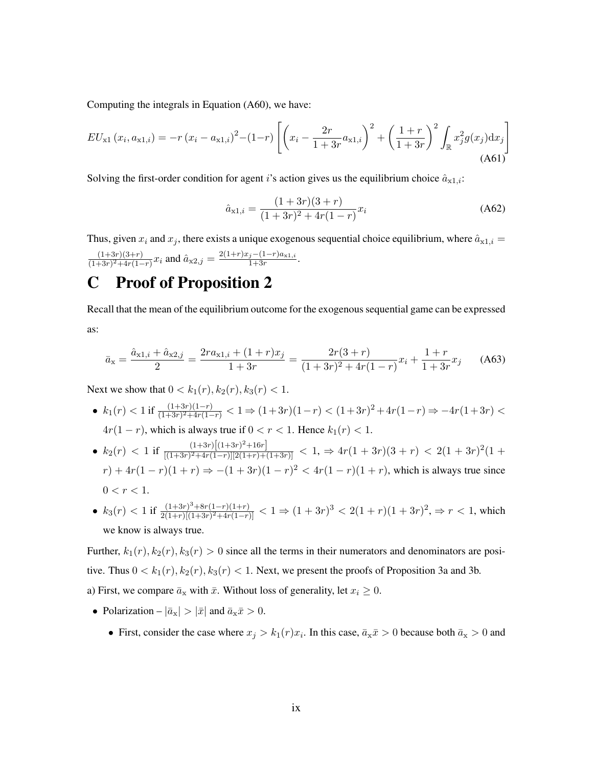Computing the integrals in Equation (A60), we have:

$$EU_{\mathrm{x}1}\left(x_i, a_{\mathrm{x}1,i}\right) = -r\left(x_i - a_{\mathrm{x}1,i}\right)^2 - (1-r)\left[\left(x_i - \frac{2r}{1+3r}a_{\mathrm{x}1,i}\right)^2 + \left(\frac{1+r}{1+3r}\right)^2 \int_{\mathbb{R}} x_j^2 g(x_j)\mathrm{d}x_j\right] \tag{A61}$$

Solving the first-order condition for agent $i$'s action gives us the equilibrium choice $\hat{a}_{\mathrm{x}1,i}$:

$$\hat{a}_{\mathrm{x}1,i} = \frac{(1+3r)(3+r)}{(1+3r)^2 + 4r(1-r)}x_i \tag{A62}$$

Thus, given $x_i$ and $x_j$, there exists a unique exogenous sequential choice equilibrium, where $\hat{a}_{\mathrm{x}1,i} = \frac{(1+3r)(3+r)}{(1+3r)^2+4r(1-r)}x_i$ and $\hat{a}_{\mathrm{x}2,j} = \frac{2(1+r)x_j - (1-r)a_{\mathrm{x}1,i}}{1+3r}$.

# C Proof of Proposition 2

Recall that the mean of the equilibrium outcome for the exogenous sequential game can be expressed as:

$$\bar{a}_{\mathrm{x}} = \frac{\hat{a}_{\mathrm{x}1,i} + \hat{a}_{\mathrm{x}2,j}}{2} = \frac{2ra_{\mathrm{x}1,i} + (1+r)x_j}{1+3r} = \frac{2r(3+r)}{(1+3r)^2 + 4r(1-r)}x_i + \frac{1+r}{1+3r}x_j \tag{A63}$$

Next we show that $0 < k_1(r), k_2(r), k_3(r) < 1$.

- $k_1(r) < 1$ if $\frac{(1+3r)(1-r)}{(1+3r)^2+4r(1-r)} < 1 \Rightarrow (1+3r)(1-r) < (1+3r)^2 + 4r(1-r) \Rightarrow -4r(1+3r) < 4r(1-r)$, which is always true if $0 < r < 1$. Hence $k_1(r) < 1$.
- $k_2(r) < 1$ if $\frac{(1+3r)\left[(1+3r)^2+16r\right]}{[(1+3r)^2+4r(1-r)][2(1+r)+(1+3r)]} < 1$, $\Rightarrow 4r(1+3r)(3+r) < 2(1+3r)^2(1+r) + 4r(1-r)(1+r) \Rightarrow -(1+3r)(1-r)^2 < 4r(1-r)(1+r)$, which is always true since $0 < r < 1$.
- $k_3(r) < 1$ if $\frac{(1+3r)^3+8r(1-r)(1+r)}{2(1+r)[(1+3r)^2+4r(1-r)]} < 1 \Rightarrow (1+3r)^3 < 2(1+r)(1+3r)^2, \Rightarrow r < 1$, which we know is always true.

Further, $k_1(r), k_2(r), k_3(r) > 0$ since all the terms in their numerators and denominators are positive. Thus $0 < k_1(r), k_2(r), k_3(r) < 1$. Next, we present the proofs of Proposition 3a and 3b.

a) First, we compare $\bar{a}_{\mathrm{x}}$ with $\bar{x}$. Without loss of generality, let $x_i \geq 0$.

- Polarization – $|\bar{a}_{\mathrm{x}}| > |\bar{x}|$ and $\bar{a}_{\mathrm{x}}\bar{x} > 0$.
  - First, consider the case where $x_j > k_1(r)x_i$. In this case, $\bar{a}_{\mathrm{x}}\bar{x} > 0$ because both $\bar{a}_{\mathrm{x}} > 0$ and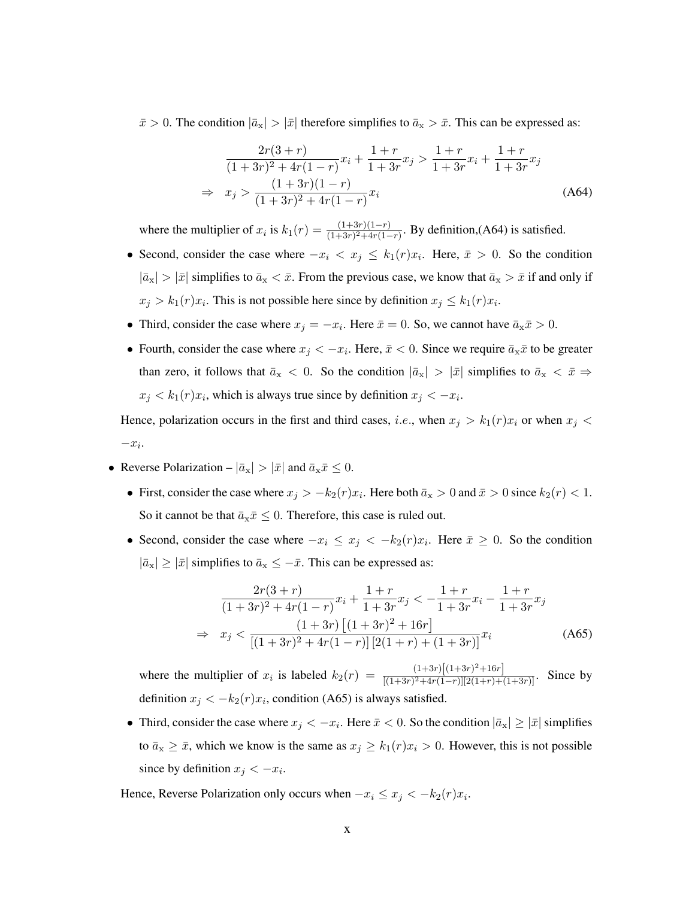$\bar{x} > 0$. The condition $|\bar{a}_{\mathrm{x}}| > |\bar{x}|$ therefore simplifies to $\bar{a}_{\mathrm{x}} > \bar{x}$. This can be expressed as:

$$
\begin{aligned}
&\frac{2r(3+r)}{(1+3r)^2+4r(1-r)}x_i + \frac{1+r}{1+3r}x_j > \frac{1+r}{1+3r}x_i + \frac{1+r}{1+3r}x_j \\
\Rightarrow\quad & x_j > \frac{(1+3r)(1-r)}{(1+3r)^2+4r(1-r)}x_i
\end{aligned}
\tag{A64}
$$

where the multiplier of $x_i$ is $k_1(r) = \frac{(1+3r)(1-r)}{(1+3r)^2+4r(1-r)}$. By definition,(A64) is satisfied.

- Second, consider the case where $-x_i < x_j \leq k_1(r)x_i$. Here, $\bar{x} > 0$. So the condition $|\bar{a}_{\mathrm{x}}| > |\bar{x}|$ simplifies to $\bar{a}_{\mathrm{x}} < \bar{x}$. From the previous case, we know that $\bar{a}_{\mathrm{x}} > \bar{x}$ if and only if $x_j > k_1(r)x_i$. This is not possible here since by definition $x_j \leq k_1(r)x_i$.
- Third, consider the case where $x_j = -x_i$. Here $\bar{x} = 0$. So, we cannot have $\bar{a}_{\mathrm{x}}\bar{x} > 0$.
- Fourth, consider the case where $x_j < -x_i$. Here, $\bar{x} < 0$. Since we require $\bar{a}_{\mathrm{x}}\bar{x}$ to be greater than zero, it follows that $\bar{a}_{\mathrm{x}} < 0$. So the condition $|\bar{a}_{\mathrm{x}}| > |\bar{x}|$ simplifies to $\bar{a}_{\mathrm{x}} < \bar{x} \Rightarrow x_j < k_1(r)x_i$, which is always true since by definition $x_j < -x_i$.

Hence, polarization occurs in the first and third cases, *i.e.*, when $x_j > k_1(r)x_i$ or when $x_j < -x_i$.

- Reverse Polarization – $|\bar{a}_{\mathrm{x}}| > |\bar{x}|$ and $\bar{a}_{\mathrm{x}}\bar{x} \leq 0$.
  - First, consider the case where $x_j > -k_2(r)x_i$. Here both $\bar{a}_{\mathrm{x}} > 0$ and $\bar{x} > 0$ since $k_2(r) < 1$. So it cannot be that $\bar{a}_{\mathrm{x}}\bar{x} \leq 0$. Therefore, this case is ruled out.
  - Second, consider the case where $-x_i \leq x_j < -k_2(r)x_i$. Here $\bar{x} \geq 0$. So the condition $|\bar{a}_{\mathrm{x}}| \geq |\bar{x}|$ simplifies to $\bar{a}_{\mathrm{x}} \leq -\bar{x}$. This can be expressed as:

$$
\begin{aligned}
&\frac{2r(3+r)}{(1+3r)^2+4r(1-r)}x_i + \frac{1+r}{1+3r}x_j < -\frac{1+r}{1+3r}x_i - \frac{1+r}{1+3r}x_j \\
\Rightarrow\quad & x_j < \frac{(1+3r)\left[(1+3r)^2+16r\right]}{\left[(1+3r)^2+4r(1-r)\right]\left[2(1+r)+(1+3r)\right]}x_i
\end{aligned}
\tag{A65}
$$

    where the multiplier of $x_i$ is labeled $k_2(r) = \frac{(1+3r)\left[(1+3r)^2+16r\right]}{\left[(1+3r)^2+4r(1-r)\right]\left[2(1+r)+(1+3r)\right]}$. Since by definition $x_j < -k_2(r)x_i$, condition (A65) is always satisfied.
  - Third, consider the case where $x_j < -x_i$. Here $\bar{x} < 0$. So the condition $|\bar{a}_{\mathrm{x}}| \geq |\bar{x}|$ simplifies to $\bar{a}_{\mathrm{x}} \geq \bar{x}$, which we know is the same as $x_j \geq k_1(r)x_i > 0$. However, this is not possible since by definition $x_j < -x_i$.

  Hence, Reverse Polarization only occurs when $-x_i \leq x_j < -k_2(r)x_i$.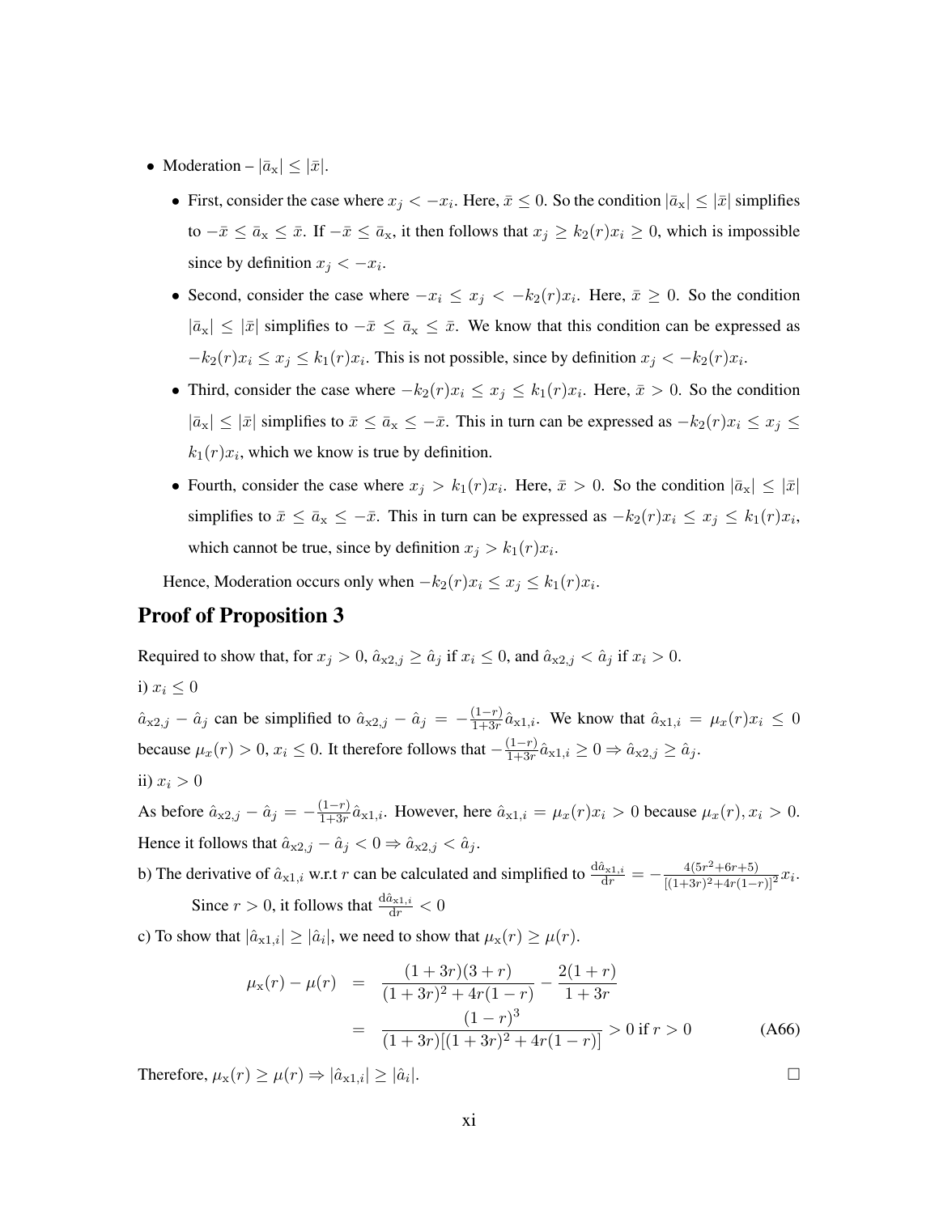- Moderation – $|\bar{a}_{\mathrm{x}}| \leq |\bar{x}|$.
  - First, consider the case where $x_j < -x_i$. Here, $\bar{x} \leq 0$. So the condition $|\bar{a}_{\mathrm{x}}| \leq |\bar{x}|$ simplifies to $-\bar{x} \leq \bar{a}_{\mathrm{x}} \leq \bar{x}$. If $-\bar{x} \leq \bar{a}_{\mathrm{x}}$, it then follows that $x_j \geq k_2(r)x_i \geq 0$, which is impossible since by definition $x_j < -x_i$.
  - Second, consider the case where $-x_i \leq x_j < -k_2(r)x_i$. Here, $\bar{x} \geq 0$. So the condition $|\bar{a}_{\mathrm{x}}| \leq |\bar{x}|$ simplifies to $-\bar{x} \leq \bar{a}_{\mathrm{x}} \leq \bar{x}$. We know that this condition can be expressed as $-k_2(r)x_i \leq x_j \leq k_1(r)x_i$. This is not possible, since by definition $x_j < -k_2(r)x_i$.
  - Third, consider the case where $-k_2(r)x_i \leq x_j \leq k_1(r)x_i$. Here, $\bar{x} > 0$. So the condition $|\bar{a}_{\mathrm{x}}| \leq |\bar{x}|$ simplifies to $\bar{x} \leq \bar{a}_{\mathrm{x}} \leq -\bar{x}$. This in turn can be expressed as $-k_2(r)x_i \leq x_j \leq k_1(r)x_i$, which we know is true by definition.
  - Fourth, consider the case where $x_j > k_1(r)x_i$. Here, $\bar{x} > 0$. So the condition $|\bar{a}_{\mathrm{x}}| \leq |\bar{x}|$ simplifies to $\bar{x} \leq \bar{a}_{\mathrm{x}} \leq -\bar{x}$. This in turn can be expressed as $-k_2(r)x_i \leq x_j \leq k_1(r)x_i$, which cannot be true, since by definition $x_j > k_1(r)x_i$.

  Hence, Moderation occurs only when $-k_2(r)x_i \leq x_j \leq k_1(r)x_i$.

## Proof of Proposition 3

Required to show that, for $x_j > 0$, $\hat{a}_{\mathrm{x}2,j} \geq \hat{a}_j$ if $x_i \leq 0$, and $\hat{a}_{\mathrm{x}2,j} < \hat{a}_j$ if $x_i > 0$.

i) $x_i \leq 0$

$\hat{a}_{\mathrm{x}2,j} - \hat{a}_j$ can be simplified to $\hat{a}_{\mathrm{x}2,j} - \hat{a}_j = -\frac{(1-r)}{1+3r}\hat{a}_{\mathrm{x}1,i}$. We know that $\hat{a}_{\mathrm{x}1,i} = \mu_x(r)x_i \leq 0$ because $\mu_x(r) > 0$, $x_i \leq 0$. It therefore follows that $-\frac{(1-r)}{1+3r}\hat{a}_{\mathrm{x}1,i} \geq 0 \Rightarrow \hat{a}_{\mathrm{x}2,j} \geq \hat{a}_j$.

ii) $x_i > 0$

As before $\hat{a}_{\mathrm{x}2,j} - \hat{a}_j = -\frac{(1-r)}{1+3r}\hat{a}_{\mathrm{x}1,i}$. However, here $\hat{a}_{\mathrm{x}1,i} = \mu_x(r)x_i > 0$ because $\mu_x(r), x_i > 0$. Hence it follows that $\hat{a}_{\mathrm{x}2,j} - \hat{a}_j < 0 \Rightarrow \hat{a}_{\mathrm{x}2,j} < \hat{a}_j$.

b) The derivative of $\hat{a}_{\mathrm{x}1,i}$ w.r.t $r$ can be calculated and simplified to $\frac{\mathrm{d}\hat{a}_{\mathrm{x}1,i}}{\mathrm{d}r} = -\frac{4(5r^2+6r+5)}{[(1+3r)^2+4r(1-r)]^2}x_i$. Since $r > 0$, it follows that $\frac{\mathrm{d}\hat{a}_{\mathrm{x}1,i}}{\mathrm{d}r} < 0$

c) To show that $|\hat{a}_{\mathrm{x}1,i}| \geq |\hat{a}_i|$, we need to show that $\mu_{\mathrm{x}}(r) \geq \mu(r)$.

$$
\begin{aligned}
\mu_{\mathrm{x}}(r) - \mu(r) &= \frac{(1+3r)(3+r)}{(1+3r)^2+4r(1-r)} - \frac{2(1+r)}{1+3r} \\
&= \frac{(1-r)^3}{(1+3r)[(1+3r)^2+4r(1-r)]} > 0 \text{ if } r > 0 \qquad \text{(A66)}
\end{aligned}
$$

Therefore, $\mu_{\mathrm{x}}(r) \geq \mu(r) \Rightarrow |\hat{a}_{\mathrm{x}1,i}| \geq |\hat{a}_i|$. □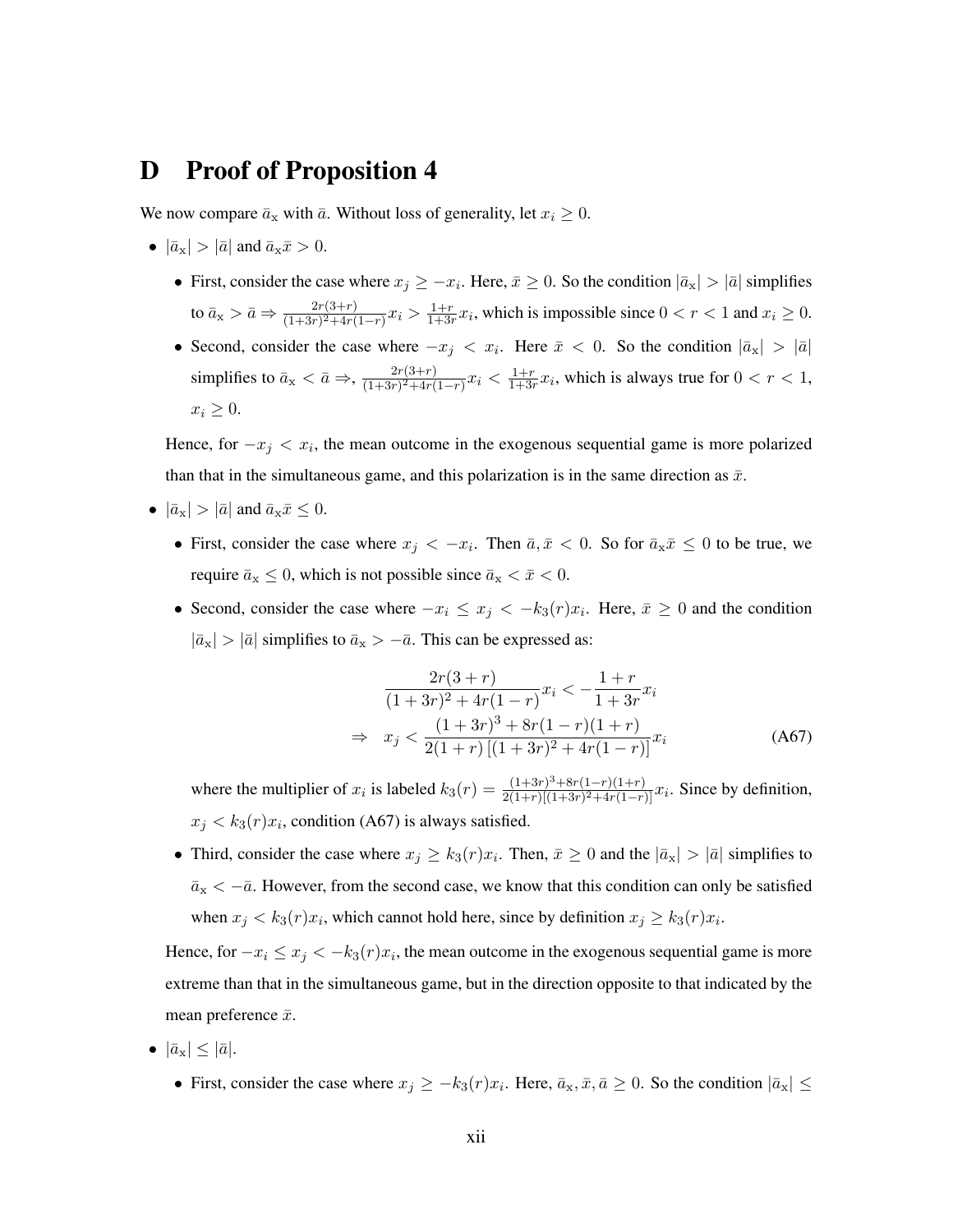# D Proof of Proposition 4

We now compare $\bar{a}_{\rm x}$ with $\bar{a}$. Without loss of generality, let $x_i \geq 0$.

- $|\bar{a}_{\rm x}| > |\bar{a}|$ and $\bar{a}_{\rm x}\bar{x} > 0$.
  - First, consider the case where $x_j \geq -x_i$. Here, $\bar{x} \geq 0$. So the condition $|\bar{a}_{\rm x}| > |\bar{a}|$ simplifies to $\bar{a}_{\rm x} > \bar{a} \Rightarrow \frac{2r(3+r)}{(1+3r)^2+4r(1-r)}x_i > \frac{1+r}{1+3r}x_i$, which is impossible since $0 < r < 1$ and $x_i \geq 0$.
  - Second, consider the case where $-x_j < x_i$. Here $\bar{x} < 0$. So the condition $|\bar{a}_{\rm x}| > |\bar{a}|$ simplifies to $\bar{a}_{\rm x} < \bar{a} \Rightarrow$, $\frac{2r(3+r)}{(1+3r)^2+4r(1-r)}x_i < \frac{1+r}{1+3r}x_i$, which is always true for $0 < r < 1$, $x_i \geq 0$.

  Hence, for $-x_j < x_i$, the mean outcome in the exogenous sequential game is more polarized than that in the simultaneous game, and this polarization is in the same direction as $\bar{x}$.

- $|\bar{a}_{\rm x}| > |\bar{a}|$ and $\bar{a}_{\rm x}\bar{x} \leq 0$.
  - First, consider the case where $x_j < -x_i$. Then $\bar{a}, \bar{x} < 0$. So for $\bar{a}_{\rm x}\bar{x} \leq 0$ to be true, we require $\bar{a}_{\rm x} \leq 0$, which is not possible since $\bar{a}_{\rm x} < \bar{x} < 0$.
  - Second, consider the case where $-x_i \leq x_j < -k_3(r)x_i$. Here, $\bar{x} \geq 0$ and the condition $|\bar{a}_{\rm x}| > |\bar{a}|$ simplifies to $\bar{a}_{\rm x} > -\bar{a}$. This can be expressed as:

$$\begin{aligned} \frac{2r(3+r)}{(1+3r)^2+4r(1-r)}x_i &< -\frac{1+r}{1+3r}x_i \\ \Rightarrow \quad x_j &< \frac{(1+3r)^3+8r(1-r)(1+r)}{2(1+r)\left[(1+3r)^2+4r(1-r)\right]}x_i \end{aligned} \tag{A67}$$

    where the multiplier of $x_i$ is labeled $k_3(r) = \frac{(1+3r)^3+8r(1-r)(1+r)}{2(1+r)[(1+3r)^2+4r(1-r)]}x_i$. Since by definition, $x_j < k_3(r)x_i$, condition (A67) is always satisfied.
  - Third, consider the case where $x_j \geq k_3(r)x_i$. Then, $\bar{x} \geq 0$ and the $|\bar{a}_{\rm x}| > |\bar{a}|$ simplifies to $\bar{a}_{\rm x} < -\bar{a}$. However, from the second case, we know that this condition can only be satisfied when $x_j < k_3(r)x_i$, which cannot hold here, since by definition $x_j \geq k_3(r)x_i$.

  Hence, for $-x_i \leq x_j < -k_3(r)x_i$, the mean outcome in the exogenous sequential game is more extreme than that in the simultaneous game, but in the direction opposite to that indicated by the mean preference $\bar{x}$.

- $|\bar{a}_{\rm x}| \leq |\bar{a}|$.
  - First, consider the case where $x_j \geq -k_3(r)x_i$. Here, $\bar{a}_{\rm x}, \bar{x}, \bar{a} \geq 0$. So the condition $|\bar{a}_{\rm x}| \leq$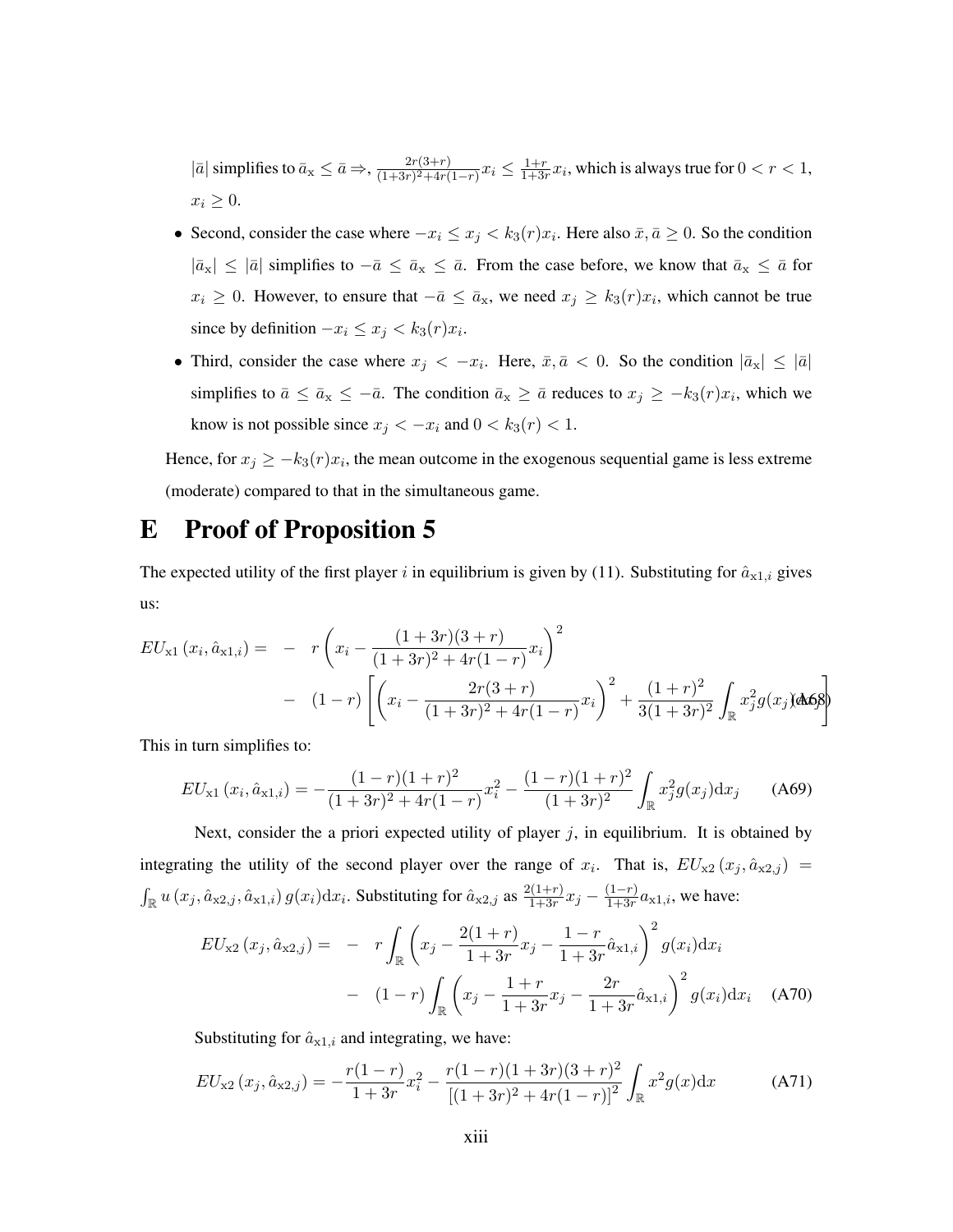$|\bar{a}|$ simplifies to $\bar{a}_{\mathrm{x}} \leq \bar{a} \Rightarrow$, $\frac{2r(3+r)}{(1+3r)^2+4r(1-r)}x_i \leq \frac{1+r}{1+3r}x_i$, which is always true for $0 < r < 1$, $x_i \geq 0$.

- Second, consider the case where $-x_i \leq x_j < k_3(r)x_i$. Here also $\bar{x}, \bar{a} \geq 0$. So the condition $|\bar{a}_{\mathrm{x}}| \leq |\bar{a}|$ simplifies to $-\bar{a} \leq \bar{a}_{\mathrm{x}} \leq \bar{a}$. From the case before, we know that $\bar{a}_{\mathrm{x}} \leq \bar{a}$ for $x_i \geq 0$. However, to ensure that $-\bar{a} \leq \bar{a}_{\mathrm{x}}$, we need $x_j \geq k_3(r)x_i$, which cannot be true since by definition $-x_i \leq x_j < k_3(r)x_i$.
- Third, consider the case where $x_j < -x_i$. Here, $\bar{x}, \bar{a} < 0$. So the condition $|\bar{a}_{\mathrm{x}}| \leq |\bar{a}|$ simplifies to $\bar{a} \leq \bar{a}_{\mathrm{x}} \leq -\bar{a}$. The condition $\bar{a}_{\mathrm{x}} \geq \bar{a}$ reduces to $x_j \geq -k_3(r)x_i$, which we know is not possible since $x_j < -x_i$ and $0 < k_3(r) < 1$.

Hence, for $x_j \geq -k_3(r)x_i$, the mean outcome in the exogenous sequential game is less extreme (moderate) compared to that in the simultaneous game.

# E Proof of Proposition 5

The expected utility of the first player $i$ in equilibrium is given by (11). Substituting for $\hat{a}_{\mathrm{x}1,i}$ gives us:

$$
\begin{aligned}
EU_{\mathrm{x}1}\left(x_i, \hat{a}_{\mathrm{x}1,i}\right) = &- r\left(x_i - \frac{(1+3r)(3+r)}{(1+3r)^2+4r(1-r)}x_i\right)^2 \\
&- (1-r)\left[\left(x_i - \frac{2r(3+r)}{(1+3r)^2+4r(1-r)}x_i\right)^2 + \frac{(1+r)^2}{3(1+3r)^2}\int_{\mathbb{R}} x_j^2 g(x_j)\mathrm{d}x_j\right]
\end{aligned}
\tag{A68}
$$

This in turn simplifies to:

$$
EU_{\mathrm{x}1}\left(x_i, \hat{a}_{\mathrm{x}1,i}\right) = -\frac{(1-r)(1+r)^2}{(1+3r)^2+4r(1-r)}x_i^2 - \frac{(1-r)(1+r)^2}{(1+3r)^2}\int_{\mathbb{R}} x_j^2 g(x_j)\mathrm{d}x_j \tag{A69}
$$

Next, consider the a priori expected utility of player $j$, in equilibrium. It is obtained by integrating the utility of the second player over the range of $x_i$. That is, $EU_{\mathrm{x}2}\left(x_j, \hat{a}_{\mathrm{x}2,j}\right) = \int_{\mathbb{R}} u\left(x_j, \hat{a}_{\mathrm{x}2,j}, \hat{a}_{\mathrm{x}1,i}\right) g(x_i)\mathrm{d}x_i$. Substituting for $\hat{a}_{\mathrm{x}2,j}$ as $\frac{2(1+r)}{1+3r}x_j - \frac{(1-r)}{1+3r}a_{\mathrm{x}1,i}$, we have:

$$
\begin{aligned}
EU_{\mathrm{x}2}\left(x_j, \hat{a}_{\mathrm{x}2,j}\right) = &- r\int_{\mathbb{R}}\left(x_j - \frac{2(1+r)}{1+3r}x_j - \frac{1-r}{1+3r}\hat{a}_{\mathrm{x}1,i}\right)^2 g(x_i)\mathrm{d}x_i \\
&- (1-r)\int_{\mathbb{R}}\left(x_j - \frac{1+r}{1+3r}x_j - \frac{2r}{1+3r}\hat{a}_{\mathrm{x}1,i}\right)^2 g(x_i)\mathrm{d}x_i
\end{aligned}
\tag{A70}
$$

Substituting for $\hat{a}_{\mathrm{x}1,i}$ and integrating, we have:

$$
EU_{\mathrm{x}2}\left(x_j, \hat{a}_{\mathrm{x}2,j}\right) = -\frac{r(1-r)}{1+3r}x_i^2 - \frac{r(1-r)(1+3r)(3+r)^2}{\left[(1+3r)^2+4r(1-r)\right]^2}\int_{\mathbb{R}} x^2 g(x)\mathrm{d}x \tag{A71}
$$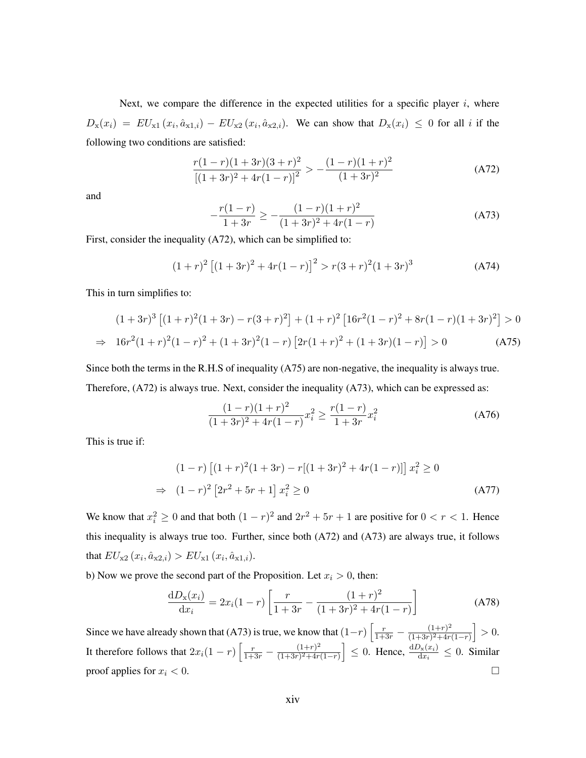Next, we compare the difference in the expected utilities for a specific player $i$, where $D_{\mathrm{x}}(x_i) = EU_{\mathrm{x1}}(x_i, \hat{a}_{\mathrm{x1},i}) - EU_{\mathrm{x2}}(x_i, \hat{a}_{\mathrm{x2},i})$. We can show that $D_{\mathrm{x}}(x_i) \leq 0$ for all $i$ if the following two conditions are satisfied:

$$\frac{r(1-r)(1+3r)(3+r)^2}{\left[(1+3r)^2+4r(1-r)\right]^2} > -\frac{(1-r)(1+r)^2}{(1+3r)^2} \tag{A72}$$

and

$$-\frac{r(1-r)}{1+3r} \geq -\frac{(1-r)(1+r)^2}{(1+3r)^2+4r(1-r)} \tag{A73}$$

First, consider the inequality (A72), which can be simplified to:

$$(1+r)^2\left[(1+3r)^2+4r(1-r)\right]^2 > r(3+r)^2(1+3r)^3 \tag{A74}$$

This in turn simplifies to:

$$\begin{aligned}
&(1+3r)^3\left[(1+r)^2(1+3r) - r(3+r)^2\right] + (1+r)^2\left[16r^2(1-r)^2 + 8r(1-r)(1+3r)^2\right] > 0 \\
\Rightarrow \quad & 16r^2(1+r)^2(1-r)^2 + (1+3r)^2(1-r)\left[2r(1+r)^2 + (1+3r)(1-r)\right] > 0
\end{aligned} \tag{A75}$$

Since both the terms in the R.H.S of inequality (A75) are non-negative, the inequality is always true. Therefore, (A72) is always true. Next, consider the inequality (A73), which can be expressed as:

$$\frac{(1-r)(1+r)^2}{(1+3r)^2+4r(1-r)}x_i^2 \geq \frac{r(1-r)}{1+3r}x_i^2 \tag{A76}$$

This is true if:

$$\begin{aligned}
&(1-r)\left[(1+r)^2(1+3r) - r[(1+3r)^2+4r(1-r)]\right]x_i^2 \geq 0 \\
\Rightarrow \quad & (1-r)^2\left[2r^2+5r+1\right]x_i^2 \geq 0
\end{aligned} \tag{A77}$$

We know that $x_i^2 \geq 0$ and that both $(1-r)^2$ and $2r^2+5r+1$ are positive for $0 < r < 1$. Hence this inequality is always true too. Further, since both (A72) and (A73) are always true, it follows that $EU_{\mathrm{x2}}(x_i, \hat{a}_{\mathrm{x2},i}) > EU_{\mathrm{x1}}(x_i, \hat{a}_{\mathrm{x1},i})$.

b) Now we prove the second part of the Proposition. Let $x_i > 0$, then:

$$\frac{\mathrm{d}D_{\mathrm{x}}(x_i)}{\mathrm{d}x_i} = 2x_i(1-r)\left[\frac{r}{1+3r} - \frac{(1+r)^2}{(1+3r)^2+4r(1-r)}\right] \tag{A78}$$

Since we have already shown that (A73) is true, we know that $(1-r)\left[\frac{r}{1+3r} - \frac{(1+r)^2}{(1+3r)^2+4r(1-r)}\right] > 0$. It therefore follows that $2x_i(1-r)\left[\frac{r}{1+3r} - \frac{(1+r)^2}{(1+3r)^2+4r(1-r)}\right] \leq 0$. Hence, $\frac{\mathrm{d}D_{\mathrm{x}}(x_i)}{\mathrm{d}x_i} \leq 0$. Similar proof applies for $x_i < 0$. □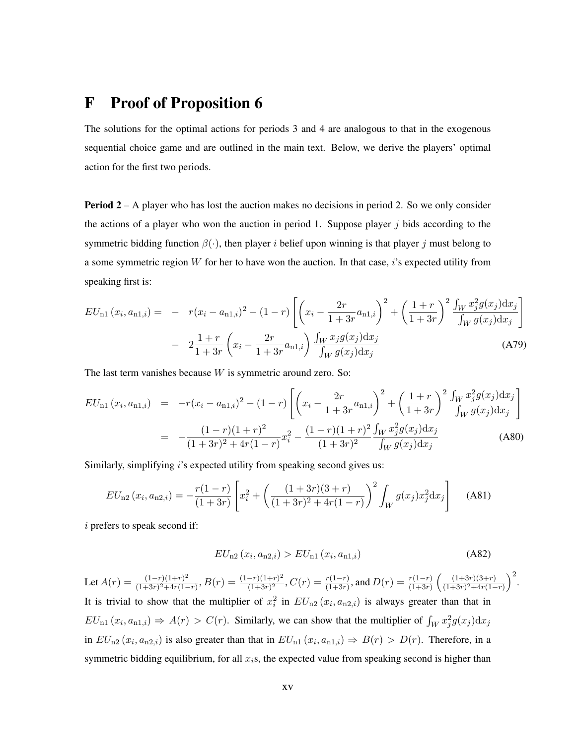# F Proof of Proposition 6

The solutions for the optimal actions for periods 3 and 4 are analogous to that in the exogenous sequential choice game and are outlined in the main text. Below, we derive the players' optimal action for the first two periods.

**Period 2** – A player who has lost the auction makes no decisions in period 2. So we only consider the actions of a player who won the auction in period 1. Suppose player $j$ bids according to the symmetric bidding function $\beta(\cdot)$, then player $i$ belief upon winning is that player $j$ must belong to a some symmetric region $W$ for her to have won the auction. In that case, $i$'s expected utility from speaking first is:

$$\begin{aligned} EU_{\text{n1}}\left(x_i, a_{\text{n1},i}\right) = & - r(x_i - a_{\text{n1},i})^2 - (1-r)\left[\left(x_i - \frac{2r}{1+3r}a_{\text{n1},i}\right)^2 + \left(\frac{1+r}{1+3r}\right)^2 \frac{\int_W x_j^2 g(x_j)\mathrm{d}x_j}{\int_W g(x_j)\mathrm{d}x_j}\right] \\ & - 2\frac{1+r}{1+3r}\left(x_i - \frac{2r}{1+3r}a_{\text{n1},i}\right)\frac{\int_W x_j g(x_j)\mathrm{d}x_j}{\int_W g(x_j)\mathrm{d}x_j} \end{aligned} \tag{A79}$$

The last term vanishes because $W$ is symmetric around zero. So:

$$\begin{aligned} EU_{\text{n1}}\left(x_i, a_{\text{n1},i}\right) &= -r(x_i - a_{\text{n1},i})^2 - (1-r)\left[\left(x_i - \frac{2r}{1+3r}a_{\text{n1},i}\right)^2 + \left(\frac{1+r}{1+3r}\right)^2 \frac{\int_W x_j^2 g(x_j)\mathrm{d}x_j}{\int_W g(x_j)\mathrm{d}x_j}\right] \\ &= -\frac{(1-r)(1+r)^2}{(1+3r)^2 + 4r(1-r)}x_i^2 - \frac{(1-r)(1+r)^2}{(1+3r)^2}\frac{\int_W x_j^2 g(x_j)\mathrm{d}x_j}{\int_W g(x_j)\mathrm{d}x_j} \end{aligned} \tag{A80}$$

Similarly, simplifying $i$'s expected utility from speaking second gives us:

$$EU_{\text{n2}}\left(x_i, a_{\text{n2},i}\right) = -\frac{r(1-r)}{(1+3r)}\left[x_i^2 + \left(\frac{(1+3r)(3+r)}{(1+3r)^2 + 4r(1-r)}\right)^2 \int_W g(x_j)x_j^2 \mathrm{d}x_j\right] \tag{A81}$$

$i$ prefers to speak second if:

$$EU_{\text{n2}}\left(x_i, a_{\text{n2},i}\right) > EU_{\text{n1}}\left(x_i, a_{\text{n1},i}\right) \tag{A82}$$

Let $A(r) = \frac{(1-r)(1+r)^2}{(1+3r)^2+4r(1-r)}$, $B(r) = \frac{(1-r)(1+r)^2}{(1+3r)^2}$, $C(r) = \frac{r(1-r)}{(1+3r)}$, and $D(r) = \frac{r(1-r)}{(1+3r)}\left(\frac{(1+3r)(3+r)}{(1+3r)^2+4r(1-r)}\right)^2$. It is trivial to show that the multiplier of $x_i^2$ in $EU_{\text{n2}}\left(x_i, a_{\text{n2},i}\right)$ is always greater than that in $EU_{\text{n1}}\left(x_i, a_{\text{n1},i}\right) \Rightarrow A(r) > C(r)$. Similarly, we can show that the multiplier of $\int_W x_j^2 g(x_j)\mathrm{d}x_j$ in $EU_{\text{n2}}\left(x_i, a_{\text{n2},i}\right)$ is also greater than that in $EU_{\text{n1}}\left(x_i, a_{\text{n1},i}\right) \Rightarrow B(r) > D(r)$. Therefore, in a symmetric bidding equilibrium, for all $x_i$s, the expected value from speaking second is higher than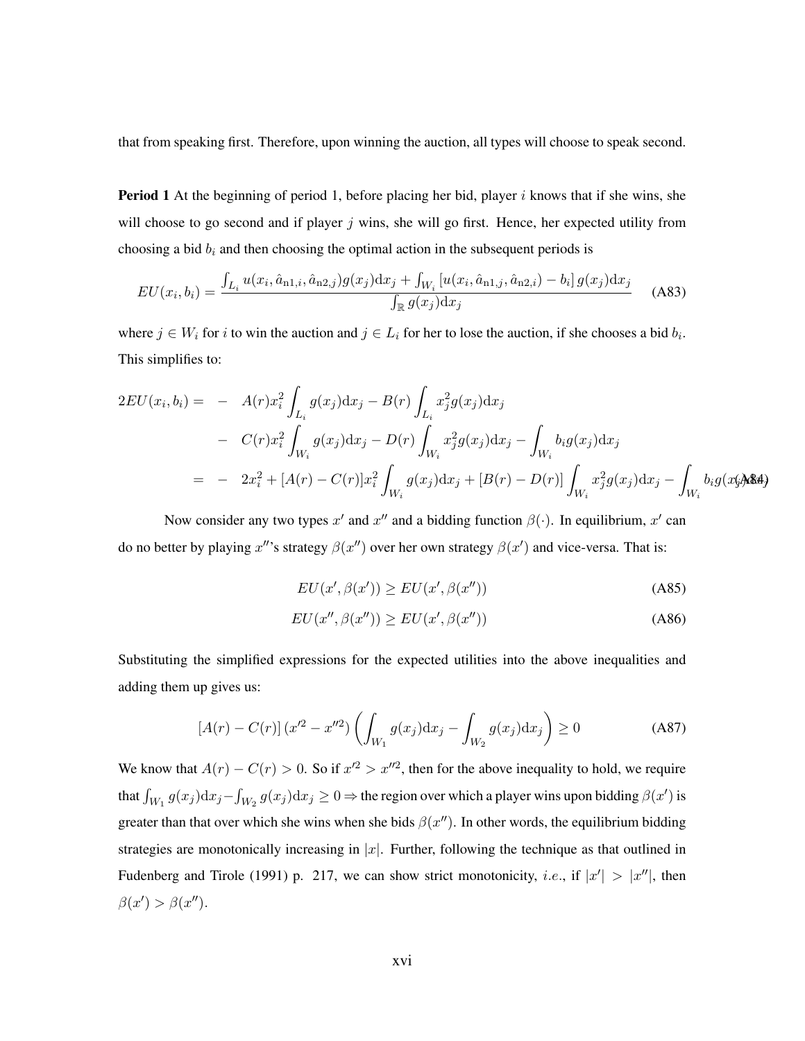that from speaking first. Therefore, upon winning the auction, all types will choose to speak second.

**Period 1** At the beginning of period 1, before placing her bid, player $i$ knows that if she wins, she will choose to go second and if player $j$ wins, she will go first. Hence, her expected utility from choosing a bid $b_i$ and then choosing the optimal action in the subsequent periods is

$$EU(x_i, b_i) = \frac{\int_{L_i} u(x_i, \hat{a}_{\text{n}1,i}, \hat{a}_{\text{n}2,j}) g(x_j) \mathrm{d}x_j + \int_{W_i} \left[u(x_i, \hat{a}_{\text{n}1,j}, \hat{a}_{\text{n}2,i}) - b_i\right] g(x_j) \mathrm{d}x_j}{\int_{\mathbb{R}} g(x_j) \mathrm{d}x_j} \tag{A83}$$

where $j \in W_i$ for $i$ to win the auction and $j \in L_i$ for her to lose the auction, if she chooses a bid $b_i$. This simplifies to:

$$\begin{aligned}
2EU(x_i, b_i) = & - A(r) x_i^2 \int_{L_i} g(x_j) \mathrm{d}x_j - B(r) \int_{L_i} x_j^2 g(x_j) \mathrm{d}x_j \\
& - C(r) x_i^2 \int_{W_i} g(x_j) \mathrm{d}x_j - D(r) \int_{W_i} x_j^2 g(x_j) \mathrm{d}x_j - \int_{W_i} b_i g(x_j) \mathrm{d}x_j \\
= & - 2x_i^2 + [A(r) - C(r)] x_i^2 \int_{W_i} g(x_j) \mathrm{d}x_j + [B(r) - D(r)] \int_{W_i} x_j^2 g(x_j) \mathrm{d}x_j - \int_{W_i} b_i g(x_j) \mathrm{d}x_j
\end{aligned} \tag{A84}$$

Now consider any two types $x'$ and $x''$ and a bidding function $\beta(\cdot)$. In equilibrium, $x'$ can do no better by playing $x''$'s strategy $\beta(x'')$ over her own strategy $\beta(x')$ and vice-versa. That is:

$$EU(x', \beta(x')) \geq EU(x', \beta(x'')) \tag{A85}$$

$$EU(x'', \beta(x'')) \geq EU(x', \beta(x'')) \tag{A86}$$

Substituting the simplified expressions for the expected utilities into the above inequalities and adding them up gives us:

$$[A(r) - C(r)] \left(x'^2 - x''^2\right) \left( \int_{W_1} g(x_j) \mathrm{d}x_j - \int_{W_2} g(x_j) \mathrm{d}x_j \right) \geq 0 \tag{A87}$$

We know that $A(r) - C(r) > 0$. So if $x'^2 > x''^2$, then for the above inequality to hold, we require that $\int_{W_1} g(x_j) \mathrm{d}x_j - \int_{W_2} g(x_j) \mathrm{d}x_j \geq 0 \Rightarrow$ the region over which a player wins upon bidding $\beta(x')$ is greater than that over which she wins when she bids $\beta(x'')$. In other words, the equilibrium bidding strategies are monotonically increasing in $|x|$. Further, following the technique as that outlined in Fudenberg and Tirole (1991) p. 217, we can show strict monotonicity, *i.e.*, if $|x'| > |x''|$, then $\beta(x') > \beta(x'')$.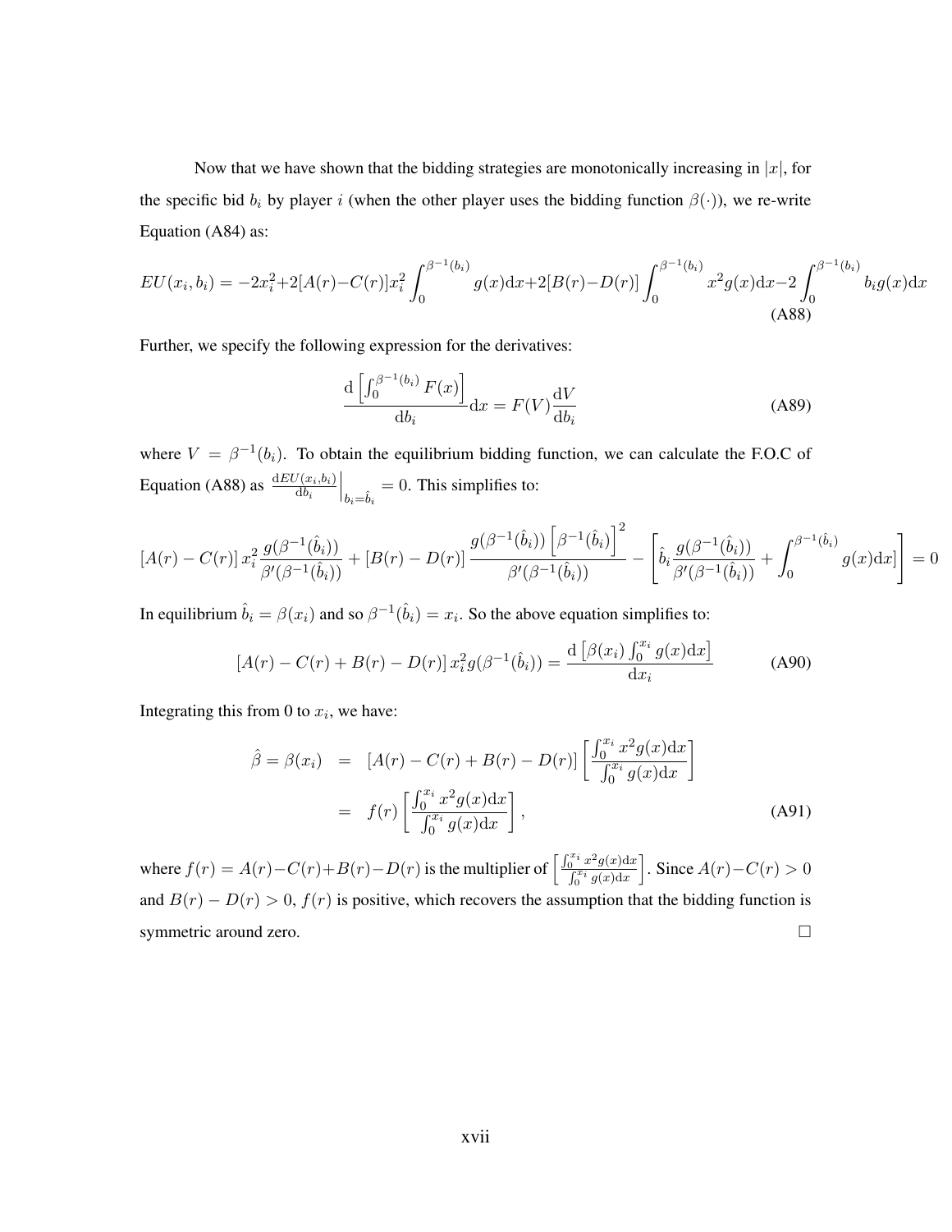Now that we have shown that the bidding strategies are monotonically increasing in $|x|$, for the specific bid $b_i$ by player $i$ (when the other player uses the bidding function $\beta(\cdot)$), we re-write Equation (A84) as:

$$EU(x_i, b_i) = -2x_i^2 + 2[A(r) - C(r)]x_i^2 \int_0^{\beta^{-1}(b_i)} g(x)\mathrm{d}x + 2[B(r) - D(r)] \int_0^{\beta^{-1}(b_i)} x^2 g(x)\mathrm{d}x - 2\int_0^{\beta^{-1}(b_i)} b_i g(x)\mathrm{d}x \tag{A88}$$

Further, we specify the following expression for the derivatives:

$$\frac{\mathrm{d}\left[\int_0^{\beta^{-1}(b_i)} F(x)\right]}{\mathrm{d}b_i}\mathrm{d}x = F(V)\frac{\mathrm{d}V}{\mathrm{d}b_i} \tag{A89}$$

where $V = \beta^{-1}(b_i)$. To obtain the equilibrium bidding function, we can calculate the F.O.C of Equation (A88) as $\left.\frac{\mathrm{d}EU(x_i,b_i)}{\mathrm{d}b_i}\right|_{b_i=\hat{b}_i} = 0$. This simplifies to:

$$[A(r) - C(r)]\, x_i^2 \frac{g(\beta^{-1}(\hat{b}_i))}{\beta'(\beta^{-1}(\hat{b}_i))} + [B(r) - D(r)]\, \frac{g(\beta^{-1}(\hat{b}_i))\left[\beta^{-1}(\hat{b}_i)\right]^2}{\beta'(\beta^{-1}(\hat{b}_i))} - \left[\hat{b}_i \frac{g(\beta^{-1}(\hat{b}_i))}{\beta'(\beta^{-1}(\hat{b}_i))} + \int_0^{\beta^{-1}(\hat{b}_i)} g(x)\mathrm{d}x\right] = 0$$

In equilibrium $\hat{b}_i = \beta(x_i)$ and so $\beta^{-1}(\hat{b}_i) = x_i$. So the above equation simplifies to:

$$[A(r) - C(r) + B(r) - D(r)]\, x_i^2 g(\beta^{-1}(\hat{b}_i)) = \frac{\mathrm{d}\left[\beta(x_i)\int_0^{x_i} g(x)\mathrm{d}x\right]}{\mathrm{d}x_i} \tag{A90}$$

Integrating this from 0 to $x_i$, we have:

$$\begin{aligned}
\hat{\beta} = \beta(x_i) &= [A(r) - C(r) + B(r) - D(r)] \left[\frac{\int_0^{x_i} x^2 g(x)\mathrm{d}x}{\int_0^{x_i} g(x)\mathrm{d}x}\right] \\
&= f(r)\left[\frac{\int_0^{x_i} x^2 g(x)\mathrm{d}x}{\int_0^{x_i} g(x)\mathrm{d}x}\right],
\end{aligned} \tag{A91}$$

where $f(r) = A(r) - C(r) + B(r) - D(r)$ is the multiplier of $\left[\frac{\int_0^{x_i} x^2 g(x)\mathrm{d}x}{\int_0^{x_i} g(x)\mathrm{d}x}\right]$. Since $A(r) - C(r) > 0$ and $B(r) - D(r) > 0$, $f(r)$ is positive, which recovers the assumption that the bidding function is symmetric around zero. □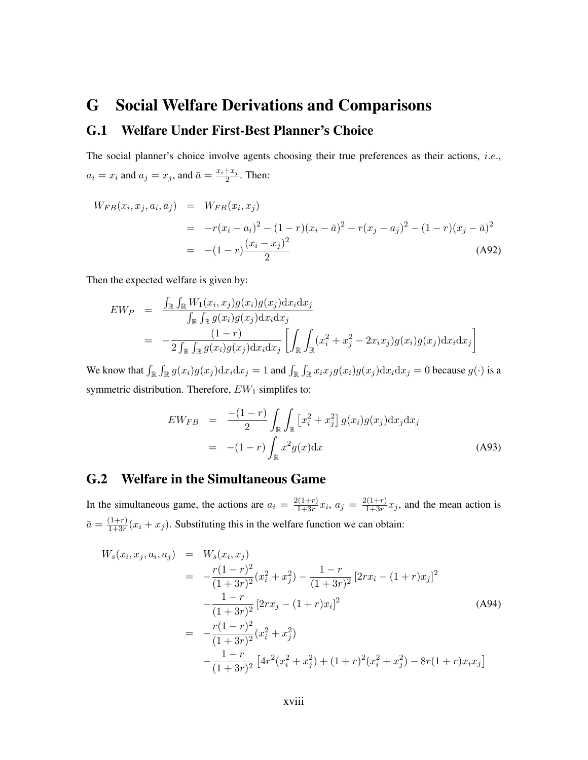# G Social Welfare Derivations and Comparisons

## G.1 Welfare Under First-Best Planner's Choice

The social planner's choice involve agents choosing their true preferences as their actions, *i.e.*, $a_i = x_i$ and $a_j = x_j$, and $\bar{a} = \frac{x_i + x_j}{2}$. Then:

$$
\begin{aligned}
W_{FB}(x_i, x_j, a_i, a_j) &= W_{FB}(x_i, x_j) \\
&= -r(x_i - a_i)^2 - (1-r)(x_i - \bar{a})^2 - r(x_j - a_j)^2 - (1-r)(x_j - \bar{a})^2 \\
&= -(1-r)\frac{(x_i - x_j)^2}{2} \qquad \text{(A92)}
\end{aligned}
$$

Then the expected welfare is given by:

$$
\begin{aligned}
EW_P &= \frac{\int_{\mathbb{R}} \int_{\mathbb{R}} W_1(x_i, x_j) g(x_i) g(x_j) \mathrm{d}x_i \mathrm{d}x_j}{\int_{\mathbb{R}} \int_{\mathbb{R}} g(x_i) g(x_j) \mathrm{d}x_i \mathrm{d}x_j} \\
&= -\frac{(1-r)}{2 \int_{\mathbb{R}} \int_{\mathbb{R}} g(x_i) g(x_j) \mathrm{d}x_i \mathrm{d}x_j} \left[ \int_{\mathbb{R}} \int_{\mathbb{R}} (x_i^2 + x_j^2 - 2x_i x_j) g(x_i) g(x_j) \mathrm{d}x_i \mathrm{d}x_j \right]
\end{aligned}
$$

We know that $\int_{\mathbb{R}} \int_{\mathbb{R}} g(x_i) g(x_j) \mathrm{d}x_i \mathrm{d}x_j = 1$ and $\int_{\mathbb{R}} \int_{\mathbb{R}} x_i x_j g(x_i) g(x_j) \mathrm{d}x_i \mathrm{d}x_j = 0$ because $g(\cdot)$ is a symmetric distribution. Therefore, $EW_1$ simplifes to:

$$
\begin{aligned}
EW_{FB} &= \frac{-(1-r)}{2} \int_{\mathbb{R}} \int_{\mathbb{R}} \left[ x_i^2 + x_j^2 \right] g(x_i) g(x_j) \mathrm{d}x_j \mathrm{d}x_j \\
&= -(1-r) \int_{\mathbb{R}} x^2 g(x) \mathrm{d}x \qquad \text{(A93)}
\end{aligned}
$$

## G.2 Welfare in the Simultaneous Game

In the simultaneous game, the actions are $a_i = \frac{2(1+r)}{1+3r} x_i$, $a_j = \frac{2(1+r)}{1+3r} x_j$, and the mean action is $\bar{a} = \frac{(1+r)}{1+3r}(x_i + x_j)$. Substituting this in the welfare function we can obtain:

$$
\begin{aligned}
W_s(x_i, x_j, a_i, a_j) &= W_s(x_i, x_j) \\
&= -\frac{r(1-r)^2}{(1+3r)^2}(x_i^2 + x_j^2) - \frac{1-r}{(1+3r)^2}\left[2rx_i - (1+r)x_j\right]^2 \\
&\quad - \frac{1-r}{(1+3r)^2}\left[2rx_j - (1+r)x_i\right]^2 \qquad \text{(A94)} \\
&= -\frac{r(1-r)^2}{(1+3r)^2}(x_i^2 + x_j^2) \\
&\quad - \frac{1-r}{(1+3r)^2}\left[4r^2(x_i^2 + x_j^2) + (1+r)^2(x_i^2 + x_j^2) - 8r(1+r)x_i x_j\right]
\end{aligned}
$$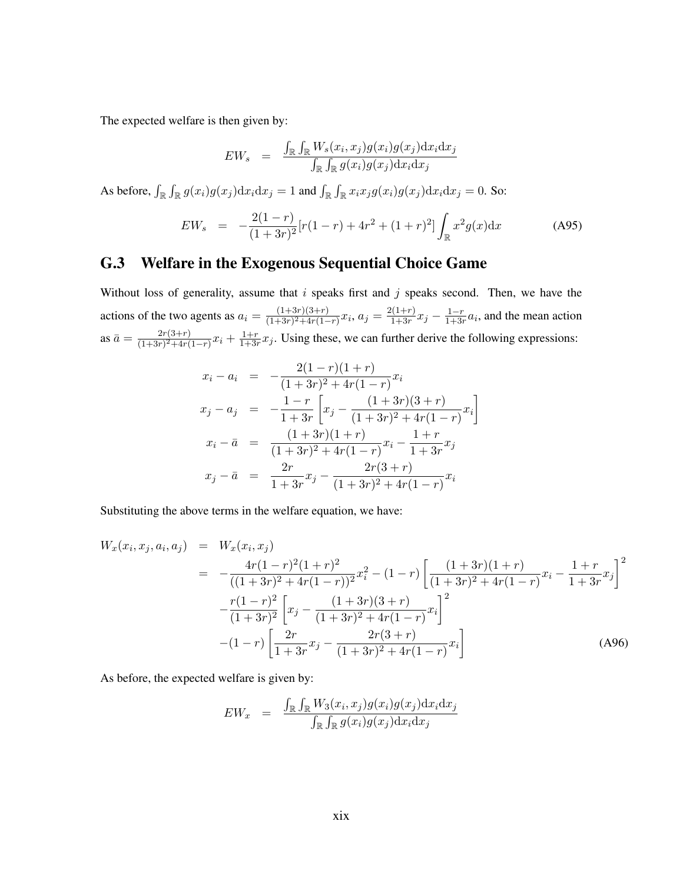The expected welfare is then given by:

$$EW_s \quad = \quad \frac{\int_{\mathbb{R}}\int_{\mathbb{R}} W_s(x_i, x_j) g(x_i) g(x_j) \mathrm{d}x_i \mathrm{d}x_j}{\int_{\mathbb{R}}\int_{\mathbb{R}} g(x_i) g(x_j) \mathrm{d}x_i \mathrm{d}x_j}$$

As before, $\int_{\mathbb{R}}\int_{\mathbb{R}} g(x_i)g(x_j)\mathrm{d}x_i\mathrm{d}x_j = 1$ and $\int_{\mathbb{R}}\int_{\mathbb{R}} x_i x_j g(x_i)g(x_j)\mathrm{d}x_i\mathrm{d}x_j = 0$. So:

$$EW_s \quad = \quad -\frac{2(1-r)}{(1+3r)^2}[r(1-r) + 4r^2 + (1+r)^2]\int_{\mathbb{R}} x^2 g(x)\mathrm{d}x \tag{A95}$$

## G.3 Welfare in the Exogenous Sequential Choice Game

Without loss of generality, assume that $i$ speaks first and $j$ speaks second. Then, we have the actions of the two agents as $a_i = \frac{(1+3r)(3+r)}{(1+3r)^2+4r(1-r)}x_i$, $a_j = \frac{2(1+r)}{1+3r}x_j - \frac{1-r}{1+3r}a_i$, and the mean action as $\bar{a} = \frac{2r(3+r)}{(1+3r)^2+4r(1-r)}x_i + \frac{1+r}{1+3r}x_j$. Using these, we can further derive the following expressions:

$$\begin{aligned}
x_i - a_i &= -\frac{2(1-r)(1+r)}{(1+3r)^2+4r(1-r)}x_i \\
x_j - a_j &= -\frac{1-r}{1+3r}\left[x_j - \frac{(1+3r)(3+r)}{(1+3r)^2+4r(1-r)}x_i\right] \\
x_i - \bar{a} &= \frac{(1+3r)(1+r)}{(1+3r)^2+4r(1-r)}x_i - \frac{1+r}{1+3r}x_j \\
x_j - \bar{a} &= \frac{2r}{1+3r}x_j - \frac{2r(3+r)}{(1+3r)^2+4r(1-r)}x_i
\end{aligned}$$

Substituting the above terms in the welfare equation, we have:

$$\begin{aligned}
W_x(x_i, x_j, a_i, a_j) &= W_x(x_i, x_j) \\
&= -\frac{4r(1-r)^2(1+r)^2}{((1+3r)^2+4r(1-r))^2}x_i^2 - (1-r)\left[\frac{(1+3r)(1+r)}{(1+3r)^2+4r(1-r)}x_i - \frac{1+r}{1+3r}x_j\right]^2 \\
&\quad -\frac{r(1-r)^2}{(1+3r)^2}\left[x_j - \frac{(1+3r)(3+r)}{(1+3r)^2+4r(1-r)}x_i\right]^2 \\
&\quad -(1-r)\left[\frac{2r}{1+3r}x_j - \frac{2r(3+r)}{(1+3r)^2+4r(1-r)}x_i\right]
\end{aligned} \tag{A96}$$

As before, the expected welfare is given by:

$$EW_x \quad = \quad \frac{\int_{\mathbb{R}}\int_{\mathbb{R}} W_3(x_i, x_j) g(x_i) g(x_j) \mathrm{d}x_i \mathrm{d}x_j}{\int_{\mathbb{R}}\int_{\mathbb{R}} g(x_i) g(x_j) \mathrm{d}x_i \mathrm{d}x_j}$$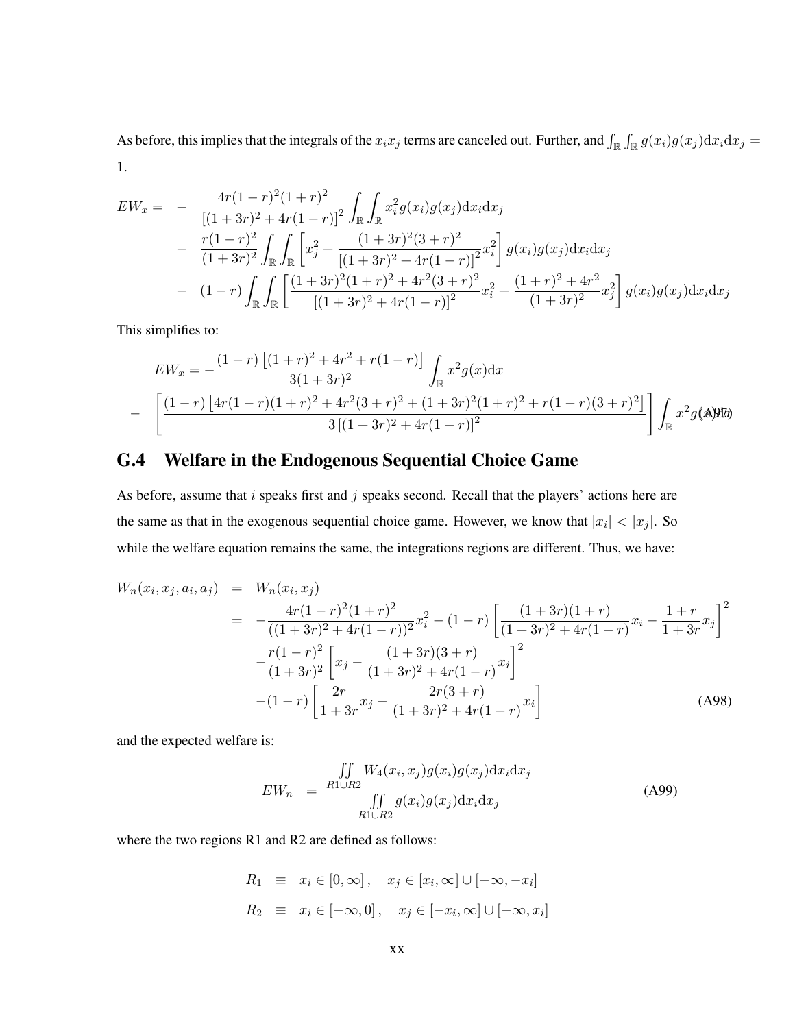As before, this implies that the integrals of the $x_i x_j$ terms are canceled out. Further, and $\int_{\mathbb{R}}\int_{\mathbb{R}} g(x_i)g(x_j)\mathrm{d}x_i\mathrm{d}x_j = 1$.

$$
\begin{aligned}
EW_x = \; & - \; \frac{4r(1-r)^2(1+r)^2}{\left[(1+3r)^2+4r(1-r)\right]^2}\int_{\mathbb{R}}\int_{\mathbb{R}} x_i^2 g(x_i)g(x_j)\mathrm{d}x_i\mathrm{d}x_j \\
& - \; \frac{r(1-r)^2}{(1+3r)^2}\int_{\mathbb{R}}\int_{\mathbb{R}}\left[x_j^2 + \frac{(1+3r)^2(3+r)^2}{\left[(1+3r)^2+4r(1-r)\right]^2}x_i^2\right] g(x_i)g(x_j)\mathrm{d}x_i\mathrm{d}x_j \\
& - \; (1-r)\int_{\mathbb{R}}\int_{\mathbb{R}}\left[\frac{(1+3r)^2(1+r)^2+4r^2(3+r)^2}{\left[(1+3r)^2+4r(1-r)\right]^2}x_i^2 + \frac{(1+r)^2+4r^2}{(1+3r)^2}x_j^2\right] g(x_i)g(x_j)\mathrm{d}x_i\mathrm{d}x_j
\end{aligned}
$$

This simplifies to:

$$
\begin{aligned}
EW_x = & -\frac{(1-r)\left[(1+r)^2+4r^2+r(1-r)\right]}{3(1+3r)^2}\int_{\mathbb{R}} x^2 g(x)\mathrm{d}x \\
& - \left[\frac{(1-r)\left[4r(1-r)(1+r)^2+4r^2(3+r)^2+(1+3r)^2(1+r)^2+r(1-r)(3+r)^2\right]}{3\left[(1+3r)^2+4r(1-r)\right]^2}\right]\int_{\mathbb{R}} x^2 g(x)\mathrm{d}x
\end{aligned}
\tag{A97}
$$

## G.4 Welfare in the Endogenous Sequential Choice Game

As before, assume that $i$ speaks first and $j$ speaks second. Recall that the players' actions here are the same as that in the exogenous sequential choice game. However, we know that $|x_i| < |x_j|$. So while the welfare equation remains the same, the integrations regions are different. Thus, we have:

$$
\begin{aligned}
W_n(x_i,x_j,a_i,a_j) &= W_n(x_i,x_j) \\
&= -\frac{4r(1-r)^2(1+r)^2}{((1+3r)^2+4r(1-r))^2}x_i^2 - (1-r)\left[\frac{(1+3r)(1+r)}{(1+3r)^2+4r(1-r)}x_i - \frac{1+r}{1+3r}x_j\right]^2 \\
&\quad -\frac{r(1-r)^2}{(1+3r)^2}\left[x_j - \frac{(1+3r)(3+r)}{(1+3r)^2+4r(1-r)}x_i\right]^2 \\
&\quad -(1-r)\left[\frac{2r}{1+3r}x_j - \frac{2r(3+r)}{(1+3r)^2+4r(1-r)}x_i\right]
\end{aligned}
\tag{A98}
$$

and the expected welfare is:

$$
EW_n = \frac{\iint\limits_{R1\cup R2} W_4(x_i,x_j)g(x_i)g(x_j)\mathrm{d}x_i\mathrm{d}x_j}{\iint\limits_{R1\cup R2} g(x_i)g(x_j)\mathrm{d}x_i\mathrm{d}x_j}
\tag{A99}
$$

where the two regions R1 and R2 are defined as follows:

$$
\begin{aligned}
R_1 &\equiv x_i \in [0,\infty], \quad x_j \in [x_i,\infty] \cup [-\infty,-x_i] \\
R_2 &\equiv x_i \in [-\infty,0], \quad x_j \in [-x_i,\infty] \cup [-\infty,x_i]
\end{aligned}
$$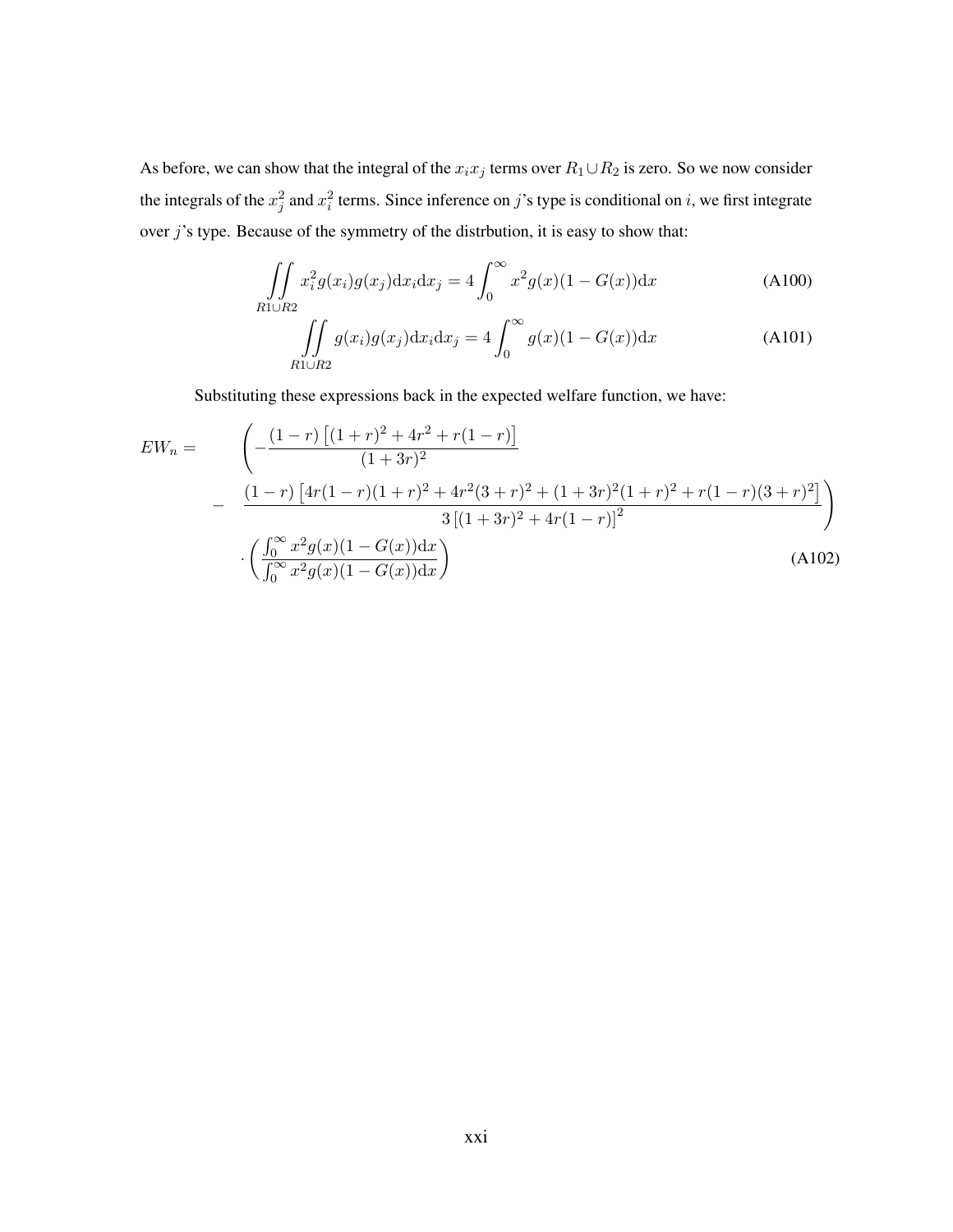As before, we can show that the integral of the $x_i x_j$ terms over $R_1 \cup R_2$ is zero. So we now consider the integrals of the $x_j^2$ and $x_i^2$ terms. Since inference on $j$'s type is conditional on $i$, we first integrate over $j$'s type. Because of the symmetry of the distrbution, it is easy to show that:

$$\iint_{R1 \cup R2} x_i^2 g(x_i) g(x_j) \mathrm{d}x_i \mathrm{d}x_j = 4 \int_0^\infty x^2 g(x)(1 - G(x)) \mathrm{d}x \tag{A100}$$

$$\iint_{R1 \cup R2} g(x_i) g(x_j) \mathrm{d}x_i \mathrm{d}x_j = 4 \int_0^\infty g(x)(1 - G(x)) \mathrm{d}x \tag{A101}$$

Substituting these expressions back in the expected welfare function, we have:

$$\begin{aligned} EW_n = & \left( -\frac{(1-r)\left[(1+r)^2 + 4r^2 + r(1-r)\right]}{(1+3r)^2} \right. \\ & - \left. \frac{(1-r)\left[4r(1-r)(1+r)^2 + 4r^2(3+r)^2 + (1+3r)^2(1+r)^2 + r(1-r)(3+r)^2\right]}{3\left[(1+3r)^2 + 4r(1-r)\right]^2} \right) \\ & \cdot \left( \frac{\int_0^\infty x^2 g(x)(1-G(x))\mathrm{d}x}{\int_0^\infty x^2 g(x)(1-G(x))\mathrm{d}x} \right) \end{aligned} \tag{A102}$$